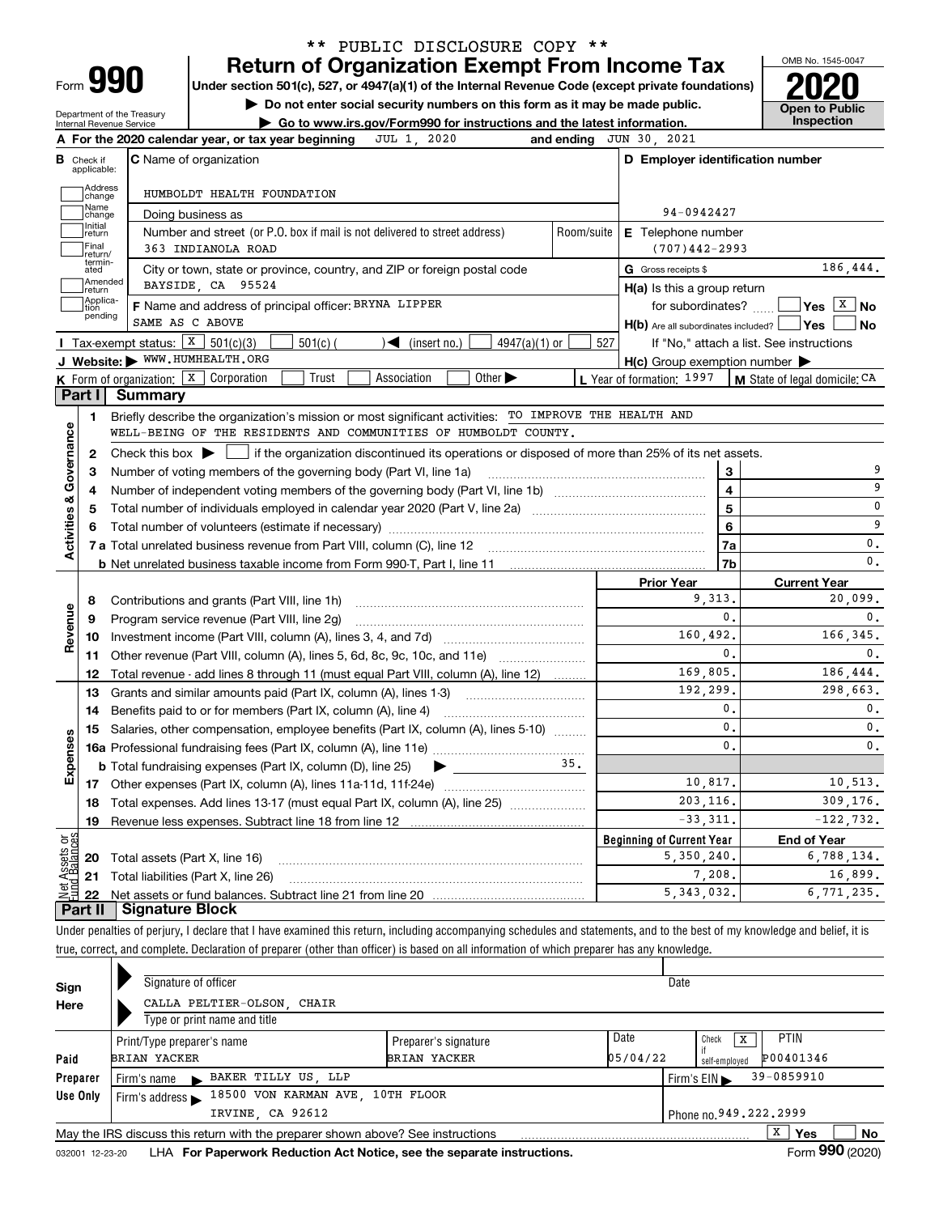\*\* PUBLIC DISCLOSURE COPY \*\*

# Form 990 — Return of Organization Exempt From Income Tax

**Under section 501(c), 527, or 4947(a)(1) of the Internal Revenue Code (except private foundations)**

▶ Do not enter social security numbers on this form as it may be made public.

▶ Go to www.irs.gov/Form990 for instructions and the latest information.

OMB No. 1545-0047

**2020**

**Open to Public Inspection**

Department of the Treasury
Internal Revenue Service

**A** For the 2020 calendar year, or tax year beginning JUL 1, 2020 and ending JUN 30, 2021

**B** Check if applicable: Address change, Name change, Initial return, Final return/terminated, Amended return, Application pending

**C** Name of organization: HUMBOLDT HEALTH FOUNDATION

Doing business as

Number and street (or P.O. box if mail is not delivered to street address): 363 INDIANOLA ROAD — Room/suite

City or town, state or province, country, and ZIP or foreign postal code: BAYSIDE, CA 95524

**F** Name and address of principal officer: BRYNA LIPPER, SAME AS C ABOVE

**D** Employer identification number: 94-0942427

**E** Telephone number: (707)442-2993

**G** Gross receipts $ 186,444.

**H(a)** Is this a group return for subordinates? ☐ Yes ☒ No

**H(b)** Are all subordinates included? ☐ Yes ☐ No — If "No," attach a list. See instructions

**H(c)** Group exemption number ▶

**I** Tax-exempt status: ☒ 501(c)(3) ☐ 501(c) ( ) ◀ (insert no.) ☐ 4947(a)(1) or ☐ 527

**J** Website: ▶ WWW.HUMHEALTH.ORG

**K** Form of organization: ☒ Corporation ☐ Trust ☐ Association ☐ Other ▶

**L** Year of formation: 1997

**M** State of legal domicile: CA

## Part I Summary

**Activities & Governance**

1. Briefly describe the organization's mission or most significant activities: TO IMPROVE THE HEALTH AND WELL-BEING OF THE RESIDENTS AND COMMUNITIES OF HUMBOLDT COUNTY.
2. Check this box ▶ ☐ if the organization discontinued its operations or disposed of more than 25% of its net assets.

| Line | Description | | Value |
|---|---|---|---|
| 3 | Number of voting members of the governing body (Part VI, line 1a) | 3 | 9 |
| 4 | Number of independent voting members of the governing body (Part VI, line 1b) | 4 | 9 |
| 5 | Total number of individuals employed in calendar year 2020 (Part V, line 2a) | 5 | 0 |
| 6 | Total number of volunteers (estimate if necessary) | 6 | 9 |
| 7a | Total unrelated business revenue from Part VIII, column (C), line 12 | 7a | 0. |
| 7b | Net unrelated business taxable income from Form 990-T, Part I, line 11 | 7b | 0. |

| Line | Description | Prior Year | Current Year |
|---|---|---|---|
| **Revenue** | | | |
| 8 | Contributions and grants (Part VIII, line 1h) | 9,313. | 20,099. |
| 9 | Program service revenue (Part VIII, line 2g) | 0. | 0. |
| 10 | Investment income (Part VIII, column (A), lines 3, 4, and 7d) | 160,492. | 166,345. |
| 11 | Other revenue (Part VIII, column (A), lines 5, 6d, 8c, 9c, 10c, and 11e) | 0. | 0. |
| 12 | Total revenue - add lines 8 through 11 (must equal Part VIII, column (A), line 12) | 169,805. | 186,444. |
| **Expenses** | | | |
| 13 | Grants and similar amounts paid (Part IX, column (A), lines 1-3) | 192,299. | 298,663. |
| 14 | Benefits paid to or for members (Part IX, column (A), line 4) | 0. | 0. |
| 15 | Salaries, other compensation, employee benefits (Part IX, column (A), lines 5-10) | 0. | 0. |
| 16a | Professional fundraising fees (Part IX, column (A), line 11e) | 0. | 0. |
| b | Total fundraising expenses (Part IX, column (D), line 25) ▶ 35. | | |
| 17 | Other expenses (Part IX, column (A), lines 11a-11d, 11f-24e) | 10,817. | 10,513. |
| 18 | Total expenses. Add lines 13-17 (must equal Part IX, column (A), line 25) | 203,116. | 309,176. |
| 19 | Revenue less expenses. Subtract line 18 from line 12 | -33,311. | -122,732. |

| Line | Net Assets or Fund Balances | Beginning of Current Year | End of Year |
|---|---|---|---|
| 20 | Total assets (Part X, line 16) | 5,350,240. | 6,788,134. |
| 21 | Total liabilities (Part X, line 26) | 7,208. | 16,899. |
| 22 | Net assets or fund balances. Subtract line 21 from line 20 | 5,343,032. | 6,771,235. |

## Part II Signature Block

Under penalties of perjury, I declare that I have examined this return, including accompanying schedules and statements, and to the best of my knowledge and belief, it is true, correct, and complete. Declaration of preparer (other than officer) is based on all information of which preparer has any knowledge.

**Sign Here**

Signature of officer — Date

CALLA PELTIER-OLSON, CHAIR
Type or print name and title

**Paid Preparer Use Only**

| Print/Type preparer's name | Preparer's signature | Date | Check ☒ if self-employed | PTIN |
|---|---|---|---|---|
| BRIAN YACKER | BRIAN YACKER | 05/04/22 | | P00401346 |

Firm's name ▶ BAKER TILLY US, LLP — Firm's EIN ▶ 39-0859910

Firm's address ▶ 18500 VON KARMAN AVE, 10TH FLOOR, IRVINE, CA 92612 — Phone no. 949.222.2999

May the IRS discuss this return with the preparer shown above? See instructions ☒ Yes ☐ No

032001 12-23-20 LHA For Paperwork Reduction Act Notice, see the separate instructions. Form **990** (2020)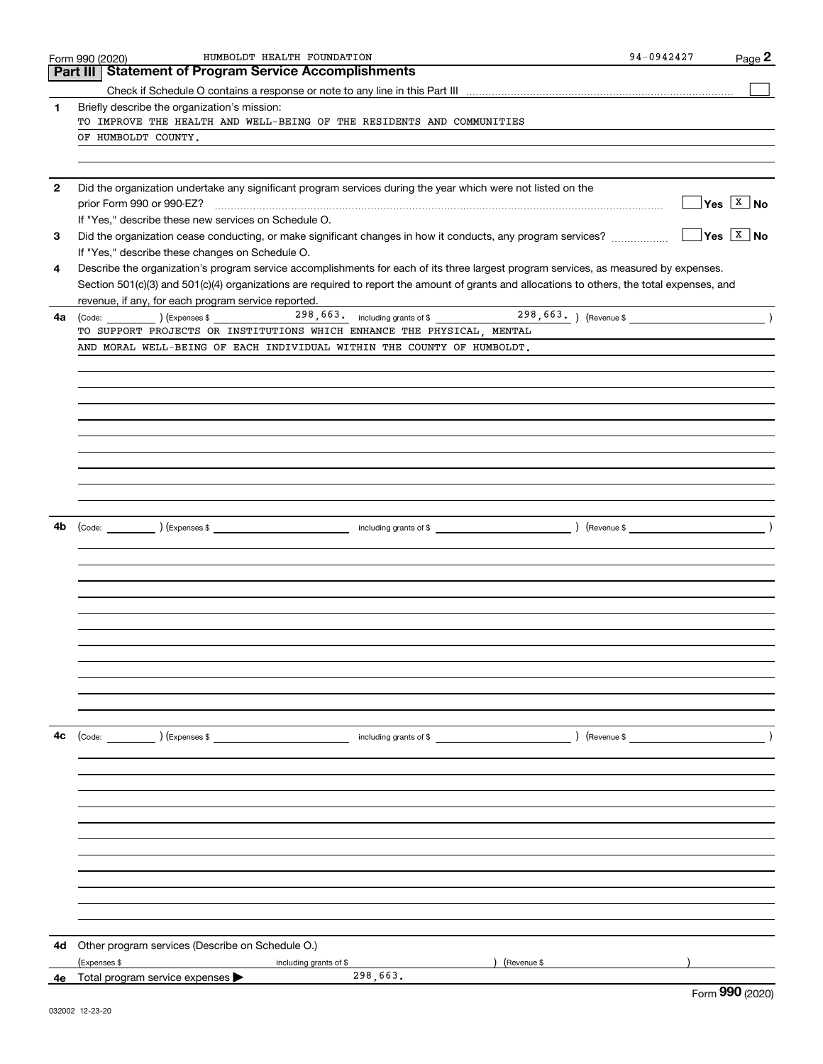Form 990 (2020) HUMBOLDT HEALTH FOUNDATION 94-0942427

## Part III Statement of Program Service Accomplishments

Check if Schedule O contains a response or note to any line in this Part III ☐

**1** Briefly describe the organization's mission:

TO IMPROVE THE HEALTH AND WELL-BEING OF THE RESIDENTS AND COMMUNITIES OF HUMBOLDT COUNTY.

**2** Did the organization undertake any significant program services during the year which were not listed on the prior Form 990 or 990-EZ? ☐ Yes ☒ No

If "Yes," describe these new services on Schedule O.

**3** Did the organization cease conducting, or make significant changes in how it conducts, any program services? ☐ Yes ☒ No

If "Yes," describe these changes on Schedule O.

**4** Describe the organization's program service accomplishments for each of its three largest program services, as measured by expenses. Section 501(c)(3) and 501(c)(4) organizations are required to report the amount of grants and allocations to others, the total expenses, and revenue, if any, for each program service reported.

**4a** (Code: ) (Expenses $ 298,663. including grants of $ 298,663. ) (Revenue $ )

TO SUPPORT PROJECTS OR INSTITUTIONS WHICH ENHANCE THE PHYSICAL, MENTAL AND MORAL WELL-BEING OF EACH INDIVIDUAL WITHIN THE COUNTY OF HUMBOLDT.

**4b** (Code: ) (Expenses $ including grants of $ ) (Revenue $ )

**4c** (Code: ) (Expenses $ including grants of $ ) (Revenue $ )

**4d** Other program services (Describe on Schedule O.)

(Expenses $ including grants of $ ) (Revenue $ )

**4e** Total program service expenses ▶ 298,663.

Form **990** (2020)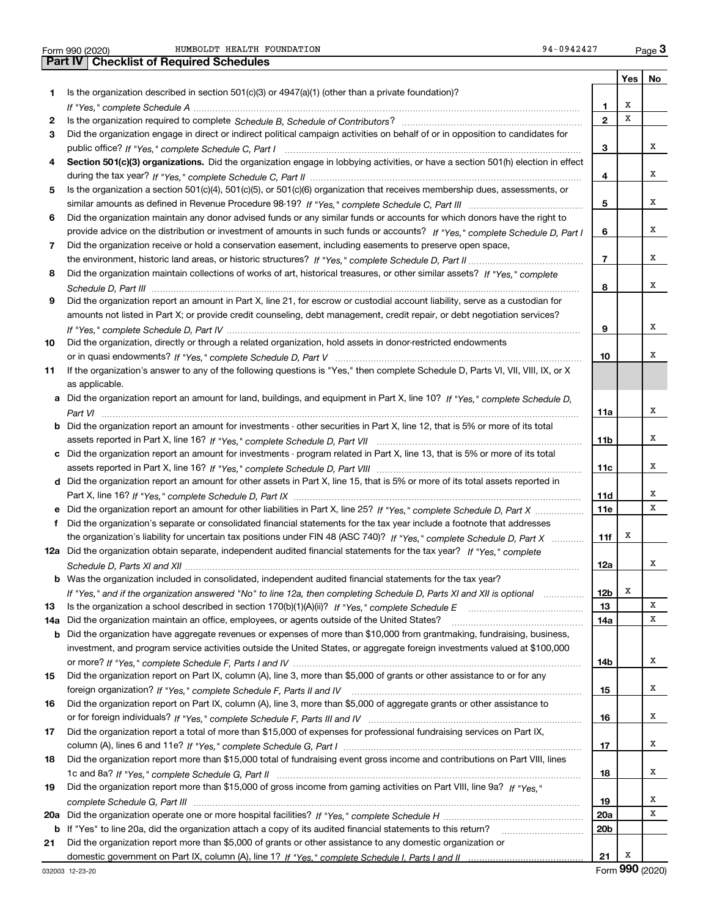Form 990 (2020) HUMBOLDT HEALTH FOUNDATION 94-0942427

## Part IV Checklist of Required Schedules

| | | | Yes | No |
|---|---|---|---|---|
| **1** | Is the organization described in section 501(c)(3) or 4947(a)(1) (other than a private foundation)? *If "Yes," complete Schedule A* | 1 | X | |
| **2** | Is the organization required to complete *Schedule B, Schedule of Contributors*? | 2 | X | |
| **3** | Did the organization engage in direct or indirect political campaign activities on behalf of or in opposition to candidates for public office? *If "Yes," complete Schedule C, Part I* | 3 | | X |
| **4** | **Section 501(c)(3) organizations.** Did the organization engage in lobbying activities, or have a section 501(h) election in effect during the tax year? *If "Yes," complete Schedule C, Part II* | 4 | | X |
| **5** | Is the organization a section 501(c)(4), 501(c)(5), or 501(c)(6) organization that receives membership dues, assessments, or similar amounts as defined in Revenue Procedure 98-19? *If "Yes," complete Schedule C, Part III* | 5 | | X |
| **6** | Did the organization maintain any donor advised funds or any similar funds or accounts for which donors have the right to provide advice on the distribution or investment of amounts in such funds or accounts? *If "Yes," complete Schedule D, Part I* | 6 | | X |
| **7** | Did the organization receive or hold a conservation easement, including easements to preserve open space, the environment, historic land areas, or historic structures? *If "Yes," complete Schedule D, Part II* | 7 | | X |
| **8** | Did the organization maintain collections of works of art, historical treasures, or other similar assets? *If "Yes," complete Schedule D, Part III* | 8 | | X |
| **9** | Did the organization report an amount in Part X, line 21, for escrow or custodial account liability, serve as a custodian for amounts not listed in Part X; or provide credit counseling, debt management, credit repair, or debt negotiation services? *If "Yes," complete Schedule D, Part IV* | 9 | | X |
| **10** | Did the organization, directly or through a related organization, hold assets in donor-restricted endowments or in quasi endowments? *If "Yes," complete Schedule D, Part V* | 10 | | X |
| **11** | If the organization's answer to any of the following questions is "Yes," then complete Schedule D, Parts VI, VII, VIII, IX, or X as applicable. | | | |
| **a** | Did the organization report an amount for land, buildings, and equipment in Part X, line 10? *If "Yes," complete Schedule D, Part VI* | 11a | | X |
| **b** | Did the organization report an amount for investments - other securities in Part X, line 12, that is 5% or more of its total assets reported in Part X, line 16? *If "Yes," complete Schedule D, Part VII* | 11b | | X |
| **c** | Did the organization report an amount for investments - program related in Part X, line 13, that is 5% or more of its total assets reported in Part X, line 16? *If "Yes," complete Schedule D, Part VIII* | 11c | | X |
| **d** | Did the organization report an amount for other assets in Part X, line 15, that is 5% or more of its total assets reported in Part X, line 16? *If "Yes," complete Schedule D, Part IX* | 11d | | X |
| **e** | Did the organization report an amount for other liabilities in Part X, line 25? *If "Yes," complete Schedule D, Part X* | 11e | | X |
| **f** | Did the organization's separate or consolidated financial statements for the tax year include a footnote that addresses the organization's liability for uncertain tax positions under FIN 48 (ASC 740)? *If "Yes," complete Schedule D, Part X* | 11f | X | |
| **12a** | Did the organization obtain separate, independent audited financial statements for the tax year? *If "Yes," complete Schedule D, Parts XI and XII* | 12a | | X |
| **b** | Was the organization included in consolidated, independent audited financial statements for the tax year? *If "Yes," and if the organization answered "No" to line 12a, then completing Schedule D, Parts XI and XII is optional* | 12b | X | |
| **13** | Is the organization a school described in section 170(b)(1)(A)(ii)? *If "Yes," complete Schedule E* | 13 | | X |
| **14a** | Did the organization maintain an office, employees, or agents outside of the United States? | 14a | | X |
| **b** | Did the organization have aggregate revenues or expenses of more than $10,000 from grantmaking, fundraising, business, investment, and program service activities outside the United States, or aggregate foreign investments valued at $100,000 or more? *If "Yes," complete Schedule F, Parts I and IV* | 14b | | X |
| **15** | Did the organization report on Part IX, column (A), line 3, more than $5,000 of grants or other assistance to or for any foreign organization? *If "Yes," complete Schedule F, Parts II and IV* | 15 | | X |
| **16** | Did the organization report on Part IX, column (A), line 3, more than $5,000 of aggregate grants or other assistance to or for foreign individuals? *If "Yes," complete Schedule F, Parts III and IV* | 16 | | X |
| **17** | Did the organization report a total of more than $15,000 of expenses for professional fundraising services on Part IX, column (A), lines 6 and 11e? *If "Yes," complete Schedule G, Part I* | 17 | | X |
| **18** | Did the organization report more than $15,000 total of fundraising event gross income and contributions on Part VIII, lines 1c and 8a? *If "Yes," complete Schedule G, Part II* | 18 | | X |
| **19** | Did the organization report more than $15,000 of gross income from gaming activities on Part VIII, line 9a? *If "Yes," complete Schedule G, Part III* | 19 | | X |
| **20a** | Did the organization operate one or more hospital facilities? *If "Yes," complete Schedule H* | 20a | | X |
| **b** | If "Yes" to line 20a, did the organization attach a copy of its audited financial statements to this return? | 20b | | |
| **21** | Did the organization report more than $5,000 of grants or other assistance to any domestic organization or domestic government on Part IX, column (A), line 1? *If "Yes," complete Schedule I, Parts I and II* | 21 | X | |

032003 12-23-20 Form **990** (2020)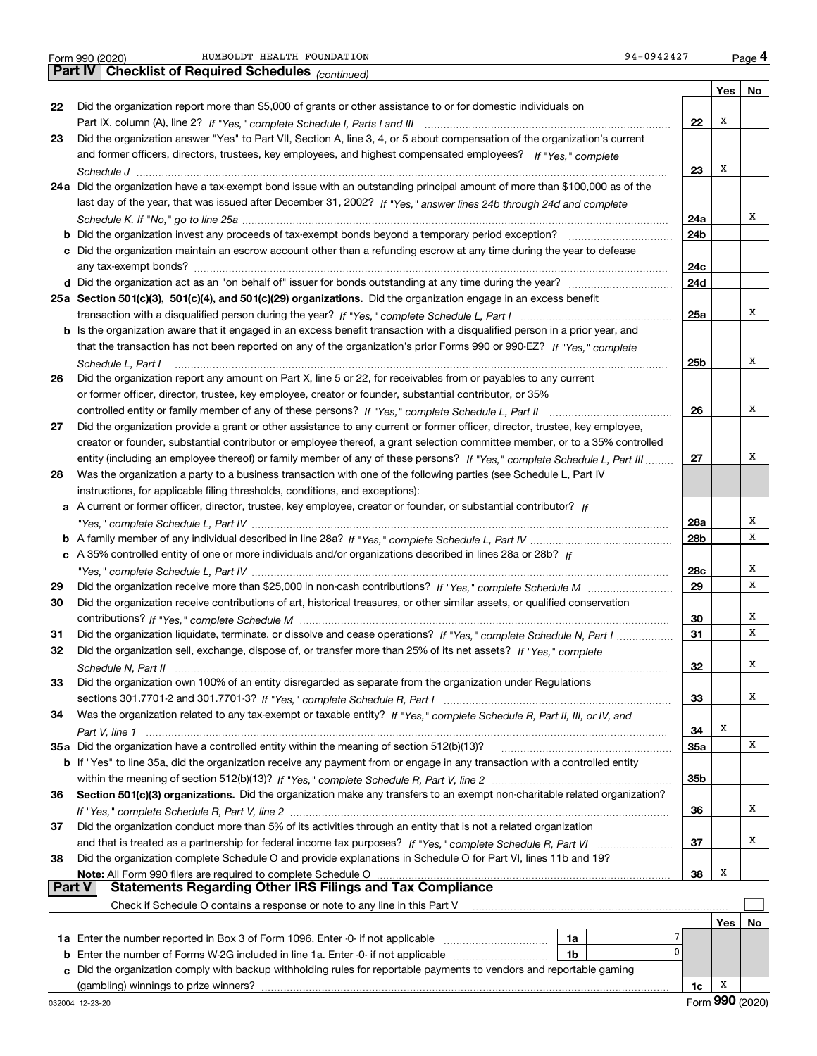Form 990 (2020) HUMBOLDT HEALTH FOUNDATION 94-0942427

## Part IV | Checklist of Required Schedules *(continued)*

| | | | Yes | No |
|---|---|---|---|---|
| 22 | Did the organization report more than $5,000 of grants or other assistance to or for domestic individuals on Part IX, column (A), line 2? *If "Yes," complete Schedule I, Parts I and III* | 22 | X | |
| 23 | Did the organization answer "Yes" to Part VII, Section A, line 3, 4, or 5 about compensation of the organization's current and former officers, directors, trustees, key employees, and highest compensated employees? *If "Yes," complete Schedule J* | 23 | X | |
| 24a | Did the organization have a tax-exempt bond issue with an outstanding principal amount of more than $100,000 as of the last day of the year, that was issued after December 31, 2002? *If "Yes," answer lines 24b through 24d and complete Schedule K. If "No," go to line 25a* | 24a | | X |
| b | Did the organization invest any proceeds of tax-exempt bonds beyond a temporary period exception? | 24b | | |
| c | Did the organization maintain an escrow account other than a refunding escrow at any time during the year to defease any tax-exempt bonds? | 24c | | |
| d | Did the organization act as an "on behalf of" issuer for bonds outstanding at any time during the year? | 24d | | |
| 25a | **Section 501(c)(3), 501(c)(4), and 501(c)(29) organizations.** Did the organization engage in an excess benefit transaction with a disqualified person during the year? *If "Yes," complete Schedule L, Part I* | 25a | | X |
| b | Is the organization aware that it engaged in an excess benefit transaction with a disqualified person in a prior year, and that the transaction has not been reported on any of the organization's prior Forms 990 or 990-EZ? *If "Yes," complete Schedule L, Part I* | 25b | | X |
| 26 | Did the organization report any amount on Part X, line 5 or 22, for receivables from or payables to any current or former officer, director, trustee, key employee, creator or founder, substantial contributor, or 35% controlled entity or family member of any of these persons? *If "Yes," complete Schedule L, Part II* | 26 | | X |
| 27 | Did the organization provide a grant or other assistance to any current or former officer, director, trustee, key employee, creator or founder, substantial contributor or employee thereof, a grant selection committee member, or to a 35% controlled entity (including an employee thereof) or family member of any of these persons? *If "Yes," complete Schedule L, Part III* | 27 | | X |
| 28 | Was the organization a party to a business transaction with one of the following parties (see Schedule L, Part IV instructions, for applicable filing thresholds, conditions, and exceptions): | | | |
| a | A current or former officer, director, trustee, key employee, creator or founder, or substantial contributor? *If "Yes," complete Schedule L, Part IV* | 28a | | X |
| b | A family member of any individual described in line 28a? *If "Yes," complete Schedule L, Part IV* | 28b | | X |
| c | A 35% controlled entity of one or more individuals and/or organizations described in lines 28a or 28b? *If "Yes," complete Schedule L, Part IV* | 28c | | X |
| 29 | Did the organization receive more than $25,000 in non-cash contributions? *If "Yes," complete Schedule M* | 29 | | X |
| 30 | Did the organization receive contributions of art, historical treasures, or other similar assets, or qualified conservation contributions? *If "Yes," complete Schedule M* | 30 | | X |
| 31 | Did the organization liquidate, terminate, or dissolve and cease operations? *If "Yes," complete Schedule N, Part I* | 31 | | X |
| 32 | Did the organization sell, exchange, dispose of, or transfer more than 25% of its net assets? *If "Yes," complete Schedule N, Part II* | 32 | | X |
| 33 | Did the organization own 100% of an entity disregarded as separate from the organization under Regulations sections 301.7701-2 and 301.7701-3? *If "Yes," complete Schedule R, Part I* | 33 | | X |
| 34 | Was the organization related to any tax-exempt or taxable entity? *If "Yes," complete Schedule R, Part II, III, or IV, and Part V, line 1* | 34 | X | |
| 35a | Did the organization have a controlled entity within the meaning of section 512(b)(13)? | 35a | | X |
| b | If "Yes" to line 35a, did the organization receive any payment from or engage in any transaction with a controlled entity within the meaning of section 512(b)(13)? *If "Yes," complete Schedule R, Part V, line 2* | 35b | | |
| 36 | **Section 501(c)(3) organizations.** Did the organization make any transfers to an exempt non-charitable related organization? *If "Yes," complete Schedule R, Part V, line 2* | 36 | | X |
| 37 | Did the organization conduct more than 5% of its activities through an entity that is not a related organization and that is treated as a partnership for federal income tax purposes? *If "Yes," complete Schedule R, Part VI* | 37 | | X |
| 38 | Did the organization complete Schedule O and provide explanations in Schedule O for Part VI, lines 11b and 19? **Note:** All Form 990 filers are required to complete Schedule O | 38 | X | |

## Part V | Statements Regarding Other IRS Filings and Tax Compliance

Check if Schedule O contains a response or note to any line in this Part V ☐

| | | | | Yes | No |
|---|---|---|---|---|---|
| 1a | Enter the number reported in Box 3 of Form 1096. Enter -0- if not applicable | 1a | 7 | | |
| b | Enter the number of Forms W-2G included in line 1a. Enter -0- if not applicable | 1b | 0 | | |
| c | Did the organization comply with backup withholding rules for reportable payments to vendors and reportable gaming (gambling) winnings to prize winners? | | 1c | X | |

032004 12-23-20 Form **990** (2020)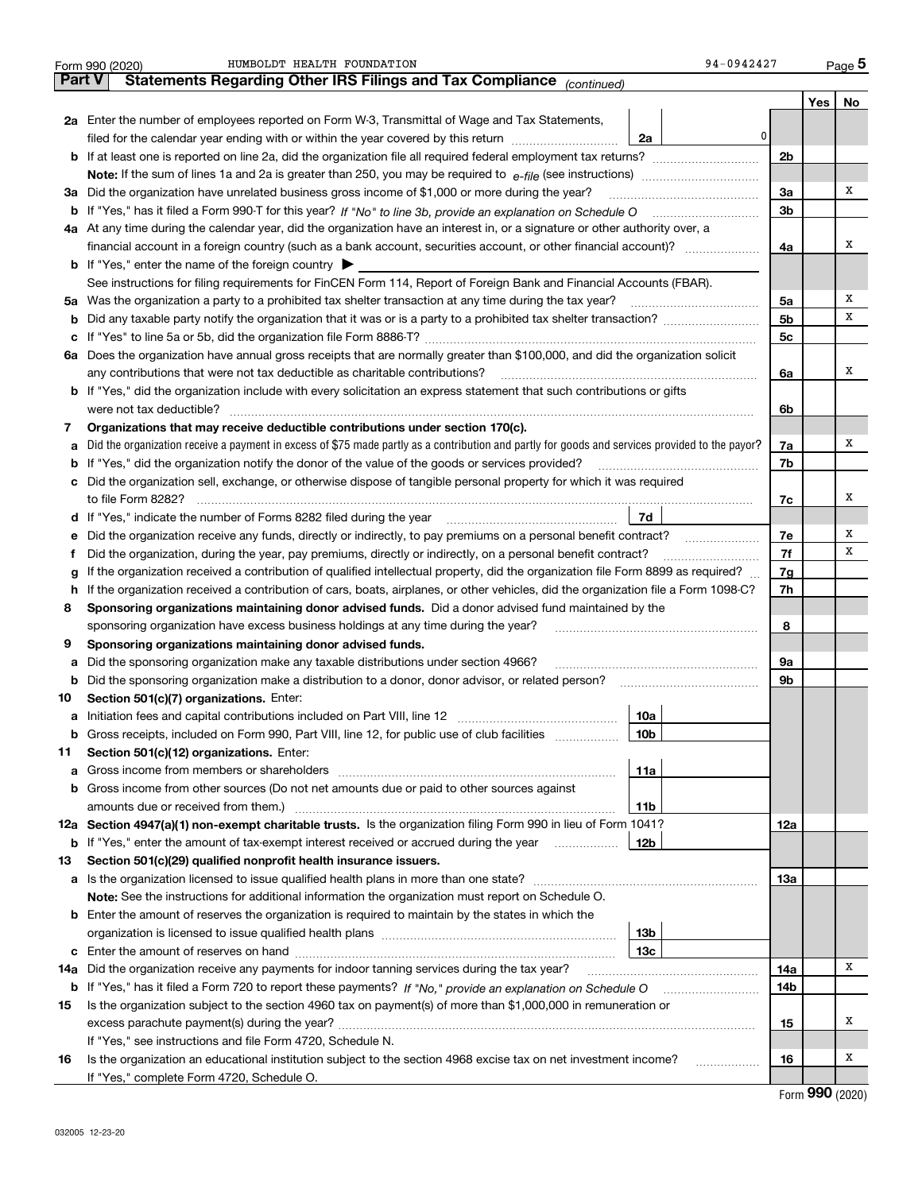Form 990 (2020) HUMBOLDT HEALTH FOUNDATION 94-0942427

## Part V Statements Regarding Other IRS Filings and Tax Compliance *(continued)*

| | | | | Yes | No |
|---|---|---|---|---|---|
| **2a** | Enter the number of employees reported on Form W-3, Transmittal of Wage and Tax Statements, filed for the calendar year ending with or within the year covered by this return | 2a | 0 | | |
| **b** | If at least one is reported on line 2a, did the organization file all required federal employment tax returns? | | 2b | | |
| | **Note:** If the sum of lines 1a and 2a is greater than 250, you may be required to *e-file* (see instructions) | | | | |
| **3a** | Did the organization have unrelated business gross income of $1,000 or more during the year? | | 3a | | X |
| **b** | If "Yes," has it filed a Form 990-T for this year? *If "No" to line 3b, provide an explanation on Schedule O* | | 3b | | |
| **4a** | At any time during the calendar year, did the organization have an interest in, or a signature or other authority over, a financial account in a foreign country (such as a bank account, securities account, or other financial account)? | | 4a | | X |
| **b** | If "Yes," enter the name of the foreign country ▶ | | | | |
| | See instructions for filing requirements for FinCEN Form 114, Report of Foreign Bank and Financial Accounts (FBAR). | | | | |
| **5a** | Was the organization a party to a prohibited tax shelter transaction at any time during the tax year? | | 5a | | X |
| **b** | Did any taxable party notify the organization that it was or is a party to a prohibited tax shelter transaction? | | 5b | | X |
| **c** | If "Yes" to line 5a or 5b, did the organization file Form 8886-T? | | 5c | | |
| **6a** | Does the organization have annual gross receipts that are normally greater than $100,000, and did the organization solicit any contributions that were not tax deductible as charitable contributions? | | 6a | | X |
| **b** | If "Yes," did the organization include with every solicitation an express statement that such contributions or gifts were not tax deductible? | | 6b | | |
| **7** | **Organizations that may receive deductible contributions under section 170(c).** | | | | |
| **a** | Did the organization receive a payment in excess of $75 made partly as a contribution and partly for goods and services provided to the payor? | | 7a | | X |
| **b** | If "Yes," did the organization notify the donor of the value of the goods or services provided? | | 7b | | |
| **c** | Did the organization sell, exchange, or otherwise dispose of tangible personal property for which it was required to file Form 8282? | | 7c | | X |
| **d** | If "Yes," indicate the number of Forms 8282 filed during the year | 7d | | | |
| **e** | Did the organization receive any funds, directly or indirectly, to pay premiums on a personal benefit contract? | | 7e | | X |
| **f** | Did the organization, during the year, pay premiums, directly or indirectly, on a personal benefit contract? | | 7f | | X |
| **g** | If the organization received a contribution of qualified intellectual property, did the organization file Form 8899 as required? | | 7g | | |
| **h** | If the organization received a contribution of cars, boats, airplanes, or other vehicles, did the organization file a Form 1098-C? | | 7h | | |
| **8** | **Sponsoring organizations maintaining donor advised funds.** Did a donor advised fund maintained by the sponsoring organization have excess business holdings at any time during the year? | | 8 | | |
| **9** | **Sponsoring organizations maintaining donor advised funds.** | | | | |
| **a** | Did the sponsoring organization make any taxable distributions under section 4966? | | 9a | | |
| **b** | Did the sponsoring organization make a distribution to a donor, donor advisor, or related person? | | 9b | | |
| **10** | **Section 501(c)(7) organizations.** Enter: | | | | |
| **a** | Initiation fees and capital contributions included on Part VIII, line 12 | 10a | | | |
| **b** | Gross receipts, included on Form 990, Part VIII, line 12, for public use of club facilities | 10b | | | |
| **11** | **Section 501(c)(12) organizations.** Enter: | | | | |
| **a** | Gross income from members or shareholders | 11a | | | |
| **b** | Gross income from other sources (Do not net amounts due or paid to other sources against amounts due or received from them.) | 11b | | | |
| **12a** | **Section 4947(a)(1) non-exempt charitable trusts.** Is the organization filing Form 990 in lieu of Form 1041? | | 12a | | |
| **b** | If "Yes," enter the amount of tax-exempt interest received or accrued during the year | 12b | | | |
| **13** | **Section 501(c)(29) qualified nonprofit health insurance issuers.** | | | | |
| **a** | Is the organization licensed to issue qualified health plans in more than one state? | | 13a | | |
| | **Note:** See the instructions for additional information the organization must report on Schedule O. | | | | |
| **b** | Enter the amount of reserves the organization is required to maintain by the states in which the organization is licensed to issue qualified health plans | 13b | | | |
| **c** | Enter the amount of reserves on hand | 13c | | | |
| **14a** | Did the organization receive any payments for indoor tanning services during the tax year? | | 14a | | X |
| **b** | If "Yes," has it filed a Form 720 to report these payments? *If "No," provide an explanation on Schedule O* | | 14b | | |
| **15** | Is the organization subject to the section 4960 tax on payment(s) of more than $1,000,000 in remuneration or excess parachute payment(s) during the year? | | 15 | | X |
| | If "Yes," see instructions and file Form 4720, Schedule N. | | | | |
| **16** | Is the organization an educational institution subject to the section 4968 excise tax on net investment income? | | 16 | | X |
| | If "Yes," complete Form 4720, Schedule O. | | | | |

Form **990** (2020)

032005 12-23-20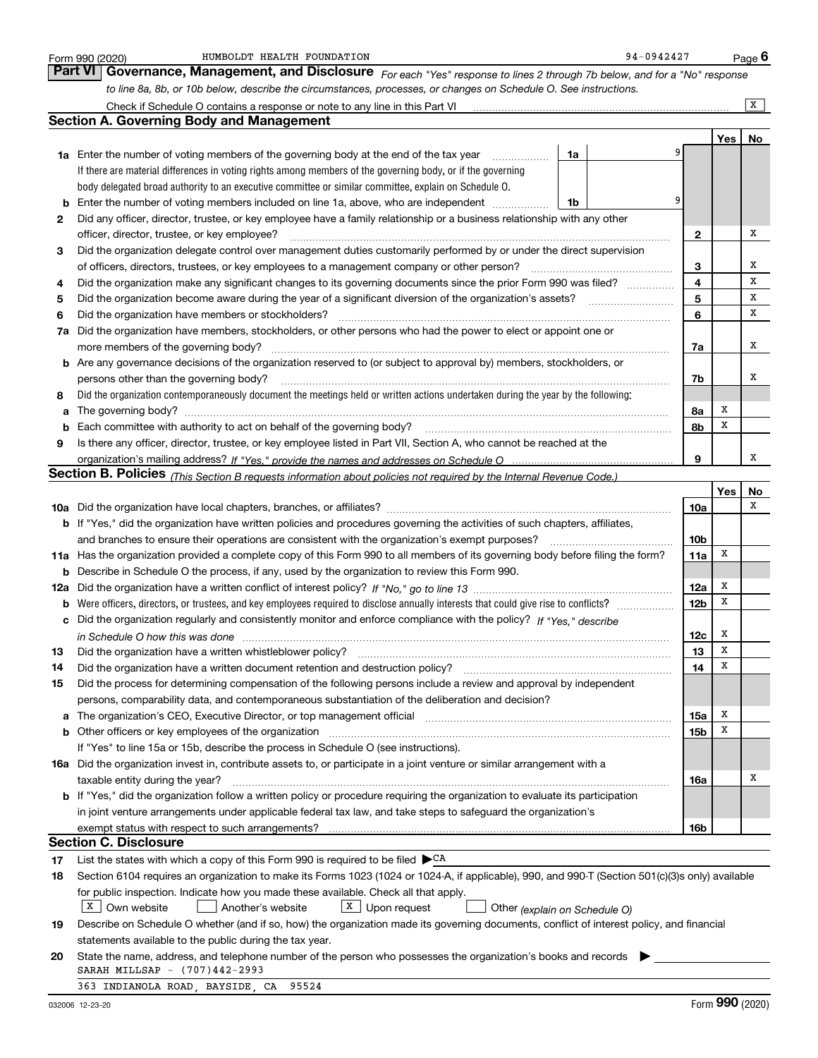Form 990 (2020) HUMBOLDT HEALTH FOUNDATION 94-0942427

## Part VI Governance, Management, and Disclosure

*For each "Yes" response to lines 2 through 7b below, and for a "No" response to line 8a, 8b, or 10b below, describe the circumstances, processes, or changes on Schedule O. See instructions.*

Check if Schedule O contains a response or note to any line in this Part VI .......... [X]

### Section A. Governing Body and Management

| | | | | Yes | No |
|---|---|---|---|---|---|
| **1a** | Enter the number of voting members of the governing body at the end of the tax year .......... **1a** 9 | | | | |
| | If there are material differences in voting rights among members of the governing body, or if the governing body delegated broad authority to an executive committee or similar committee, explain on Schedule O. | | | | |
| **b** | Enter the number of voting members included on line 1a, above, who are independent .......... **1b** 9 | | | | |
| **2** | Did any officer, director, trustee, or key employee have a family relationship or a business relationship with any other officer, director, trustee, or key employee? | | **2** | | X |
| **3** | Did the organization delegate control over management duties customarily performed by or under the direct supervision of officers, directors, trustees, or key employees to a management company or other person? | | **3** | | X |
| **4** | Did the organization make any significant changes to its governing documents since the prior Form 990 was filed? | | **4** | | X |
| **5** | Did the organization become aware during the year of a significant diversion of the organization's assets? | | **5** | | X |
| **6** | Did the organization have members or stockholders? | | **6** | | X |
| **7a** | Did the organization have members, stockholders, or other persons who had the power to elect or appoint one or more members of the governing body? | | **7a** | | X |
| **b** | Are any governance decisions of the organization reserved to (or subject to approval by) members, stockholders, or persons other than the governing body? | | **7b** | | X |
| **8** | Did the organization contemporaneously document the meetings held or written actions undertaken during the year by the following: | | | | |
| **a** | The governing body? | | **8a** | X | |
| **b** | Each committee with authority to act on behalf of the governing body? | | **8b** | X | |
| **9** | Is there any officer, director, trustee, or key employee listed in Part VII, Section A, who cannot be reached at the organization's mailing address? *If "Yes," provide the names and addresses on Schedule O* | | **9** | | X |

### Section B. Policies *(This Section B requests information about policies not required by the Internal Revenue Code.)*

| | | | Yes | No |
|---|---|---|---|---|
| **10a** | Did the organization have local chapters, branches, or affiliates? | **10a** | | X |
| **b** | If "Yes," did the organization have written policies and procedures governing the activities of such chapters, affiliates, and branches to ensure their operations are consistent with the organization's exempt purposes? | **10b** | | |
| **11a** | Has the organization provided a complete copy of this Form 990 to all members of its governing body before filing the form? | **11a** | X | |
| **b** | Describe in Schedule O the process, if any, used by the organization to review this Form 990. | | | |
| **12a** | Did the organization have a written conflict of interest policy? *If "No," go to line 13* | **12a** | X | |
| **b** | Were officers, directors, or trustees, and key employees required to disclose annually interests that could give rise to conflicts? | **12b** | X | |
| **c** | Did the organization regularly and consistently monitor and enforce compliance with the policy? *If "Yes," describe in Schedule O how this was done* | **12c** | X | |
| **13** | Did the organization have a written whistleblower policy? | **13** | X | |
| **14** | Did the organization have a written document retention and destruction policy? | **14** | X | |
| **15** | Did the process for determining compensation of the following persons include a review and approval by independent persons, comparability data, and contemporaneous substantiation of the deliberation and decision? | | | |
| **a** | The organization's CEO, Executive Director, or top management official | **15a** | X | |
| **b** | Other officers or key employees of the organization | **15b** | X | |
| | If "Yes" to line 15a or 15b, describe the process in Schedule O (see instructions). | | | |
| **16a** | Did the organization invest in, contribute assets to, or participate in a joint venture or similar arrangement with a taxable entity during the year? | **16a** | | X |
| **b** | If "Yes," did the organization follow a written policy or procedure requiring the organization to evaluate its participation in joint venture arrangements under applicable federal tax law, and take steps to safeguard the organization's exempt status with respect to such arrangements? | **16b** | | |

### Section C. Disclosure

**17** List the states with which a copy of this Form 990 is required to be filed ▶ CA

**18** Section 6104 requires an organization to make its Forms 1023 (1024 or 1024-A, if applicable), 990, and 990-T (Section 501(c)(3)s only) available for public inspection. Indicate how you made these available. Check all that apply.

[X] Own website  [ ] Another's website  [X] Upon request  [ ] Other *(explain on Schedule O)*

**19** Describe on Schedule O whether (and if so, how) the organization made its governing documents, conflict of interest policy, and financial statements available to the public during the tax year.

**20** State the name, address, and telephone number of the person who possesses the organization's books and records ▶

SARAH MILLSAP - (707)442-2993

363 INDIANOLA ROAD, BAYSIDE, CA 95524

032006 12-23-20 Form **990** (2020)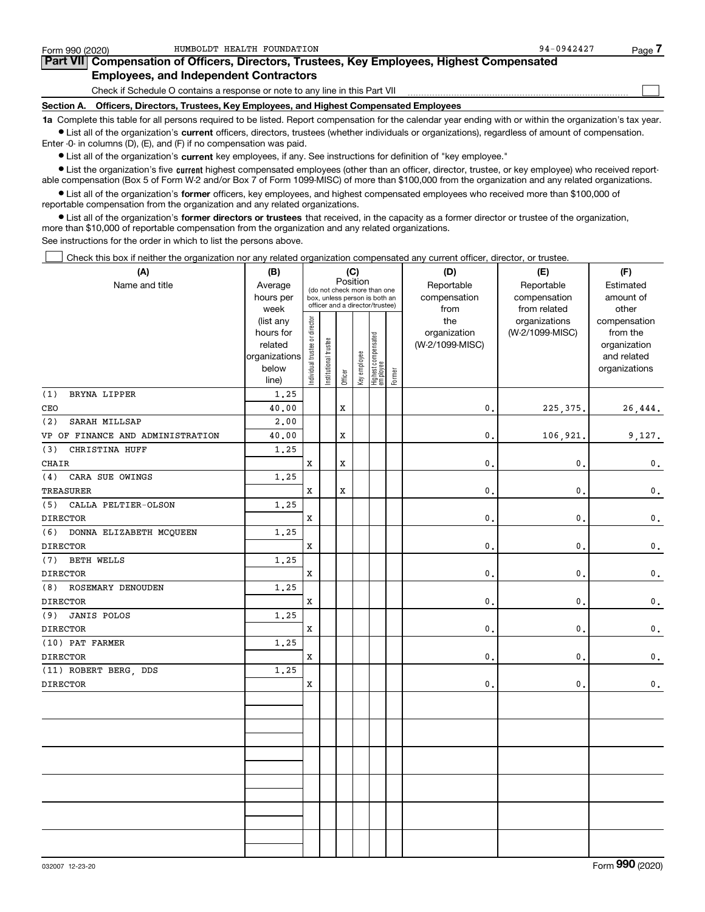Form 990 (2020) HUMBOLDT HEALTH FOUNDATION 94-0942427

## Part VII Compensation of Officers, Directors, Trustees, Key Employees, Highest Compensated Employees, and Independent Contractors

Check if Schedule O contains a response or note to any line in this Part VII

### Section A. Officers, Directors, Trustees, Key Employees, and Highest Compensated Employees

**1a** Complete this table for all persons required to be listed. Report compensation for the calendar year ending with or within the organization's tax year.

- List all of the organization's **current** officers, directors, trustees (whether individuals or organizations), regardless of amount of compensation. Enter -0- in columns (D), (E), and (F) if no compensation was paid.
- List all of the organization's **current** key employees, if any. See instructions for definition of "key employee."
- List the organization's five **current** highest compensated employees (other than an officer, director, trustee, or key employee) who received reportable compensation (Box 5 of Form W-2 and/or Box 7 of Form 1099-MISC) of more than $100,000 from the organization and any related organizations.
- List all of the organization's **former** officers, key employees, and highest compensated employees who received more than $100,000 of reportable compensation from the organization and any related organizations.
- List all of the organization's **former directors or trustees** that received, in the capacity as a former director or trustee of the organization, more than $10,000 of reportable compensation from the organization and any related organizations.

See instructions for the order in which to list the persons above.

Check this box if neither the organization nor any related organization compensated any current officer, director, or trustee.

| (A) Name and title | (B) Average hours per week (list any hours for related organizations below line) | (C) Position: Individual trustee or director | Institutional trustee | Officer | Key employee | Highest compensated employee | Former | (D) Reportable compensation from the organization (W-2/1099-MISC) | (E) Reportable compensation from related organizations (W-2/1099-MISC) | (F) Estimated amount of other compensation from the organization and related organizations |
|---|---|---|---|---|---|---|---|---|---|---|
| (1) BRYNA LIPPER<br>CEO | 1.25<br>40.00 | | | X | | | | 0. | 225,375. | 26,444. |
| (2) SARAH MILLSAP<br>VP OF FINANCE AND ADMINISTRATION | 2.00<br>40.00 | | | X | | | | 0. | 106,921. | 9,127. |
| (3) CHRISTINA HUFF<br>CHAIR | 1.25 | X | | X | | | | 0. | 0. | 0. |
| (4) CARA SUE OWINGS<br>TREASURER | 1.25 | X | | X | | | | 0. | 0. | 0. |
| (5) CALLA PELTIER-OLSON<br>DIRECTOR | 1.25 | X | | | | | | 0. | 0. | 0. |
| (6) DONNA ELIZABETH MCQUEEN<br>DIRECTOR | 1.25 | X | | | | | | 0. | 0. | 0. |
| (7) BETH WELLS<br>DIRECTOR | 1.25 | X | | | | | | 0. | 0. | 0. |
| (8) ROSEMARY DENOUDEN<br>DIRECTOR | 1.25 | X | | | | | | 0. | 0. | 0. |
| (9) JANIS POLOS<br>DIRECTOR | 1.25 | X | | | | | | 0. | 0. | 0. |
| (10) PAT FARMER<br>DIRECTOR | 1.25 | X | | | | | | 0. | 0. | 0. |
| (11) ROBERT BERG, DDS<br>DIRECTOR | 1.25 | X | | | | | | 0. | 0. | 0. |

032007 12-23-20 Form **990** (2020)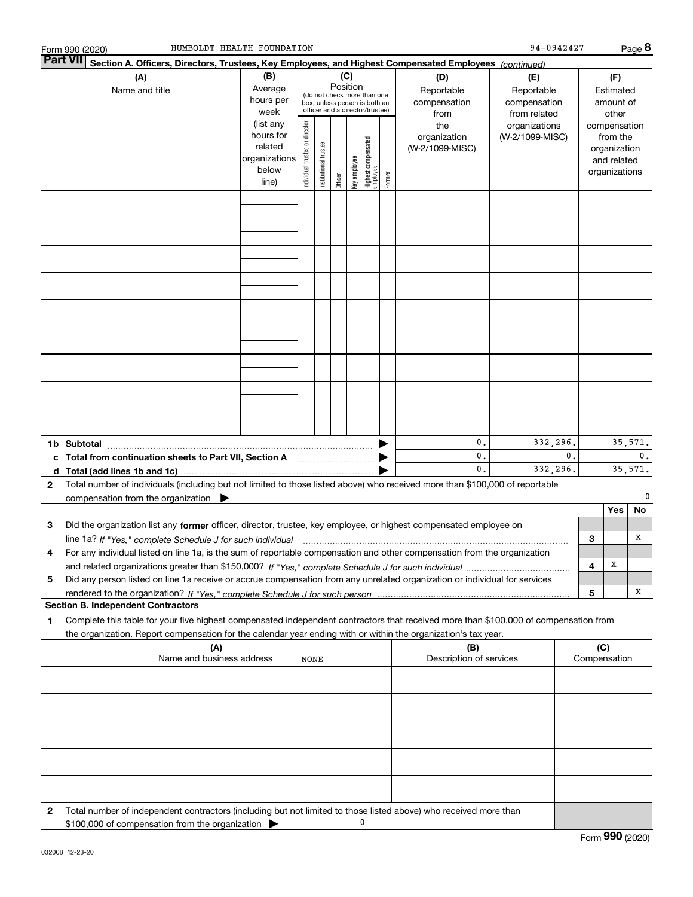Form 990 (2020) HUMBOLDT HEALTH FOUNDATION 94-0942427 Page **8**

**Part VII Section A. Officers, Directors, Trustees, Key Employees, and Highest Compensated Employees** *(continued)*

| (A) Name and title | (B) Average hours per week (list any hours for related organizations below line) | (C) Position (do not check more than one box, unless person is both an officer and a director/trustee) Individual trustee or director | Institutional trustee | Officer | Key employee | Highest compensated employee | Former | (D) Reportable compensation from the organization (W-2/1099-MISC) | (E) Reportable compensation from related organizations (W-2/1099-MISC) | (F) Estimated amount of other compensation from the organization and related organizations |
|---|---|---|---|---|---|---|---|---|---|---|
| | | | | | | | | | | |
| | | | | | | | | | | |
| | | | | | | | | | | |
| | | | | | | | | | | |
| | | | | | | | | | | |
| | | | | | | | | | | |
| | | | | | | | | | | |
| | | | | | | | | | | |
| | | | | | | | | | | |
| **1b Subtotal** | | | | | | | ▶ | 0. | 332,296. | 35,571. |
| **c Total from continuation sheets to Part VII, Section A** | | | | | | | ▶ | 0. | 0. | 0. |
| **d Total (add lines 1b and 1c)** | | | | | | | ▶ | 0. | 332,296. | 35,571. |

**2** Total number of individuals (including but not limited to those listed above) who received more than $100,000 of reportable compensation from the organization ▶ 0

| | | | Yes | No |
|---|---|---|---|---|
| **3** | Did the organization list any **former** officer, director, trustee, key employee, or highest compensated employee on line 1a? *If "Yes," complete Schedule J for such individual* | 3 | | X |
| **4** | For any individual listed on line 1a, is the sum of reportable compensation and other compensation from the organization and related organizations greater than $150,000? *If "Yes," complete Schedule J for such individual* | 4 | X | |
| **5** | Did any person listed on line 1a receive or accrue compensation from any unrelated organization or individual for services rendered to the organization? *If "Yes," complete Schedule J for such person* | 5 | | X |

**Section B. Independent Contractors**

**1** Complete this table for your five highest compensated independent contractors that received more than $100,000 of compensation from the organization. Report compensation for the calendar year ending with or within the organization's tax year.

| (A) Name and business address NONE | (B) Description of services | (C) Compensation |
|---|---|---|
| | | |
| | | |
| | | |
| | | |
| | | |

**2** Total number of independent contractors (including but not limited to those listed above) who received more than $100,000 of compensation from the organization ▶ 0

032008 12-23-20

Form **990** (2020)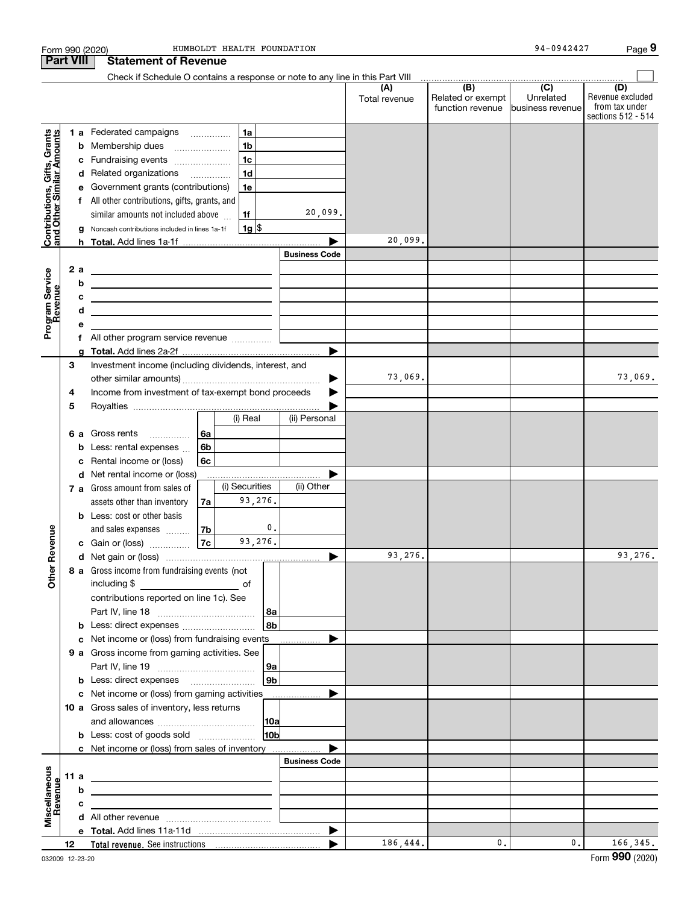Form 990 (2020) HUMBOLDT HEALTH FOUNDATION 94-0942427

## Part VIII Statement of Revenue

Check if Schedule O contains a response or note to any line in this Part VIII

| | | | (A) Total revenue | (B) Related or exempt function revenue | (C) Unrelated business revenue | (D) Revenue excluded from tax under sections 512 - 514 |
|---|---|---|---|---|---|---|
| **Contributions, Gifts, Grants and Other Similar Amounts** | 1a Federated campaigns | 1a | | | | |
| | b Membership dues | 1b | | | | |
| | c Fundraising events | 1c | | | | |
| | d Related organizations | 1d | | | | |
| | e Government grants (contributions) | 1e | | | | |
| | f All other contributions, gifts, grants, and similar amounts not included above | 1f 20,099. | | | | |
| | g Noncash contributions included in lines 1a-1f | 1g $ | | | | |
| | h Total. Add lines 1a-1f | | 20,099. | | | |
| **Program Service Revenue** | | Business Code | | | | |
| | 2a | | | | | |
| | b | | | | | |
| | c | | | | | |
| | d | | | | | |
| | e | | | | | |
| | f All other program service revenue | | | | | |
| | g Total. Add lines 2a-2f | | | | | |
| **Other Revenue** | 3 Investment income (including dividends, interest, and other similar amounts) | | 73,069. | | | 73,069. |
| | 4 Income from investment of tax-exempt bond proceeds | | | | | |
| | 5 Royalties | | | | | |
| | | (i) Real / (ii) Personal | | | | |
| | 6a Gross rents | 6a | | | | |
| | b Less: rental expenses | 6b | | | | |
| | c Rental income or (loss) | 6c | | | | |
| | d Net rental income or (loss) | | | | | |
| | | (i) Securities / (ii) Other | | | | |
| | 7a Gross amount from sales of assets other than inventory | 7a 93,276. | | | | |
| | b Less: cost or other basis and sales expenses | 7b 0. | | | | |
| | c Gain or (loss) | 7c 93,276. | | | | |
| | d Net gain or (loss) | | 93,276. | | | 93,276. |
| | 8a Gross income from fundraising events (not including $ of contributions reported on line 1c). See Part IV, line 18 | 8a | | | | |
| | b Less: direct expenses | 8b | | | | |
| | c Net income or (loss) from fundraising events | | | | | |
| | 9a Gross income from gaming activities. See Part IV, line 19 | 9a | | | | |
| | b Less: direct expenses | 9b | | | | |
| | c Net income or (loss) from gaming activities | | | | | |
| | 10a Gross sales of inventory, less returns and allowances | 10a | | | | |
| | b Less: cost of goods sold | 10b | | | | |
| | c Net income or (loss) from sales of inventory | | | | | |
| **Miscellaneous Revenue** | | Business Code | | | | |
| | 11a | | | | | |
| | b | | | | | |
| | c | | | | | |
| | d All other revenue | | | | | |
| | e Total. Add lines 11a-11d | | | | | |
| | 12 Total revenue. See instructions | | 186,444. | 0. | 0. | 166,345. |

032009 12-23-20 Form 990 (2020)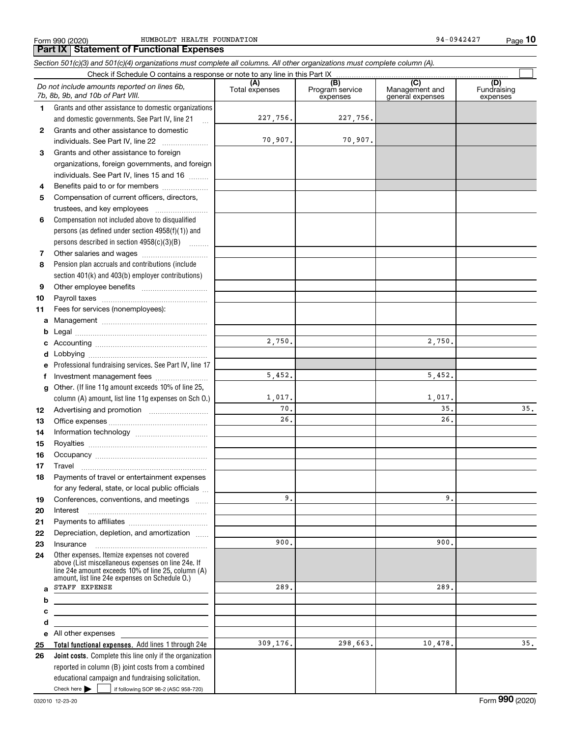Form 990 (2020) HUMBOLDT HEALTH FOUNDATION 94-0942427

## Part IX Statement of Functional Expenses

*Section 501(c)(3) and 501(c)(4) organizations must complete all columns. All other organizations must complete column (A).*

Check if Schedule O contains a response or note to any line in this Part IX

| | *Do not include amounts reported on lines 6b, 7b, 8b, 9b, and 10b of Part VIII.* | (A) Total expenses | (B) Program service expenses | (C) Management and general expenses | (D) Fundraising expenses |
|---|---|---|---|---|---|
| 1 | Grants and other assistance to domestic organizations and domestic governments. See Part IV, line 21 | 227,756. | 227,756. | | |
| 2 | Grants and other assistance to domestic individuals. See Part IV, line 22 | 70,907. | 70,907. | | |
| 3 | Grants and other assistance to foreign organizations, foreign governments, and foreign individuals. See Part IV, lines 15 and 16 | | | | |
| 4 | Benefits paid to or for members | | | | |
| 5 | Compensation of current officers, directors, trustees, and key employees | | | | |
| 6 | Compensation not included above to disqualified persons (as defined under section 4958(f)(1)) and persons described in section 4958(c)(3)(B) | | | | |
| 7 | Other salaries and wages | | | | |
| 8 | Pension plan accruals and contributions (include section 401(k) and 403(b) employer contributions) | | | | |
| 9 | Other employee benefits | | | | |
| 10 | Payroll taxes | | | | |
| 11 | Fees for services (nonemployees): | | | | |
| a | Management | | | | |
| b | Legal | | | | |
| c | Accounting | 2,750. | | 2,750. | |
| d | Lobbying | | | | |
| e | Professional fundraising services. See Part IV, line 17 | | | | |
| f | Investment management fees | 5,452. | | 5,452. | |
| g | Other. (If line 11g amount exceeds 10% of line 25, column (A) amount, list line 11g expenses on Sch O.) | 1,017. | | 1,017. | |
| 12 | Advertising and promotion | 70. | | 35. | 35. |
| 13 | Office expenses | 26. | | 26. | |
| 14 | Information technology | | | | |
| 15 | Royalties | | | | |
| 16 | Occupancy | | | | |
| 17 | Travel | | | | |
| 18 | Payments of travel or entertainment expenses for any federal, state, or local public officials | | | | |
| 19 | Conferences, conventions, and meetings | 9. | | 9. | |
| 20 | Interest | | | | |
| 21 | Payments to affiliates | | | | |
| 22 | Depreciation, depletion, and amortization | | | | |
| 23 | Insurance | 900. | | 900. | |
| 24 | Other expenses. Itemize expenses not covered above (List miscellaneous expenses on line 24e. If line 24e amount exceeds 10% of line 25, column (A) amount, list line 24e expenses on Schedule O.) | | | | |
| a | STAFF EXPENSE | 289. | | 289. | |
| b | | | | | |
| c | | | | | |
| d | | | | | |
| e | All other expenses | | | | |
| 25 | **Total functional expenses.** Add lines 1 through 24e | 309,176. | 298,663. | 10,478. | 35. |
| 26 | **Joint costs.** Complete this line only if the organization reported in column (B) joint costs from a combined educational campaign and fundraising solicitation. Check here ☐ if following SOP 98-2 (ASC 958-720) | | | | |

032010 12-23-20 Form **990** (2020)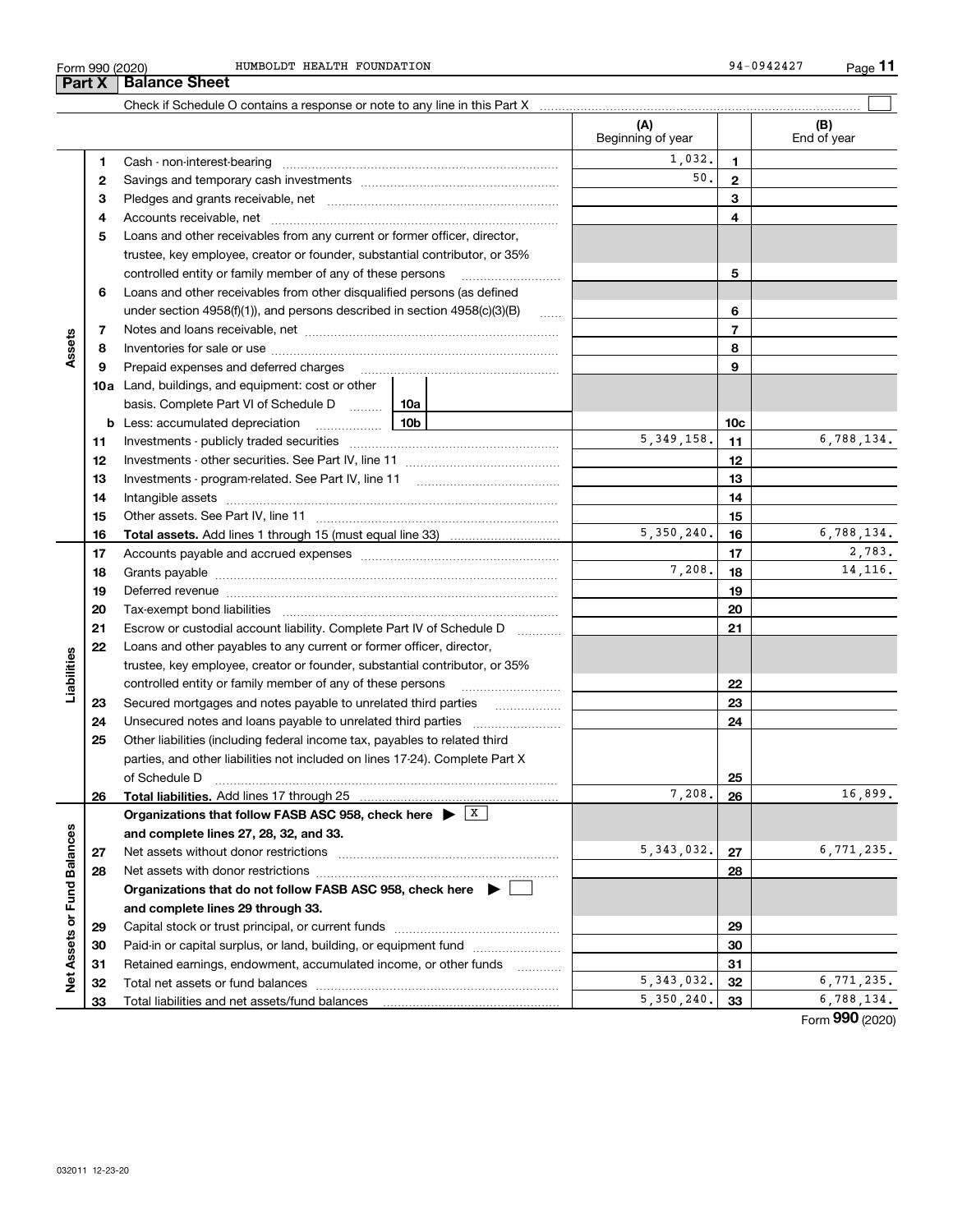Form 990 (2020) HUMBOLDT HEALTH FOUNDATION 94-0942427

## Part X Balance Sheet

Check if Schedule O contains a response or note to any line in this Part X ☐

| | | | (A) Beginning of year | | (B) End of year |
|---|---|---|---|---|---|
| Assets | 1 | Cash - non-interest-bearing | 1,032. | 1 | |
| | 2 | Savings and temporary cash investments | 50. | 2 | |
| | 3 | Pledges and grants receivable, net | | 3 | |
| | 4 | Accounts receivable, net | | 4 | |
| | 5 | Loans and other receivables from any current or former officer, director, trustee, key employee, creator or founder, substantial contributor, or 35% controlled entity or family member of any of these persons | | 5 | |
| | 6 | Loans and other receivables from other disqualified persons (as defined under section 4958(f)(1)), and persons described in section 4958(c)(3)(B) | | 6 | |
| | 7 | Notes and loans receivable, net | | 7 | |
| | 8 | Inventories for sale or use | | 8 | |
| | 9 | Prepaid expenses and deferred charges | | 9 | |
| | 10a | Land, buildings, and equipment: cost or other basis. Complete Part VI of Schedule D — 10a | | | |
| | b | Less: accumulated depreciation — 10b | | 10c | |
| | 11 | Investments - publicly traded securities | 5,349,158. | 11 | 6,788,134. |
| | 12 | Investments - other securities. See Part IV, line 11 | | 12 | |
| | 13 | Investments - program-related. See Part IV, line 11 | | 13 | |
| | 14 | Intangible assets | | 14 | |
| | 15 | Other assets. See Part IV, line 11 | | 15 | |
| | 16 | **Total assets.** Add lines 1 through 15 (must equal line 33) | 5,350,240. | 16 | 6,788,134. |
| Liabilities | 17 | Accounts payable and accrued expenses | | 17 | 2,783. |
| | 18 | Grants payable | 7,208. | 18 | 14,116. |
| | 19 | Deferred revenue | | 19 | |
| | 20 | Tax-exempt bond liabilities | | 20 | |
| | 21 | Escrow or custodial account liability. Complete Part IV of Schedule D | | 21 | |
| | 22 | Loans and other payables to any current or former officer, director, trustee, key employee, creator or founder, substantial contributor, or 35% controlled entity or family member of any of these persons | | 22 | |
| | 23 | Secured mortgages and notes payable to unrelated third parties | | 23 | |
| | 24 | Unsecured notes and loans payable to unrelated third parties | | 24 | |
| | 25 | Other liabilities (including federal income tax, payables to related third parties, and other liabilities not included on lines 17-24). Complete Part X of Schedule D | | 25 | |
| | 26 | **Total liabilities.** Add lines 17 through 25 | 7,208. | 26 | 16,899. |
| Net Assets or Fund Balances | | **Organizations that follow FASB ASC 958, check here ▶ ☒ and complete lines 27, 28, 32, and 33.** | | | |
| | 27 | Net assets without donor restrictions | 5,343,032. | 27 | 6,771,235. |
| | 28 | Net assets with donor restrictions | | 28 | |
| | | **Organizations that do not follow FASB ASC 958, check here ▶ ☐ and complete lines 29 through 33.** | | | |
| | 29 | Capital stock or trust principal, or current funds | | 29 | |
| | 30 | Paid-in or capital surplus, or land, building, or equipment fund | | 30 | |
| | 31 | Retained earnings, endowment, accumulated income, or other funds | | 31 | |
| | 32 | Total net assets or fund balances | 5,343,032. | 32 | 6,771,235. |
| | 33 | Total liabilities and net assets/fund balances | 5,350,240. | 33 | 6,788,134. |

Form **990** (2020)

032011 12-23-20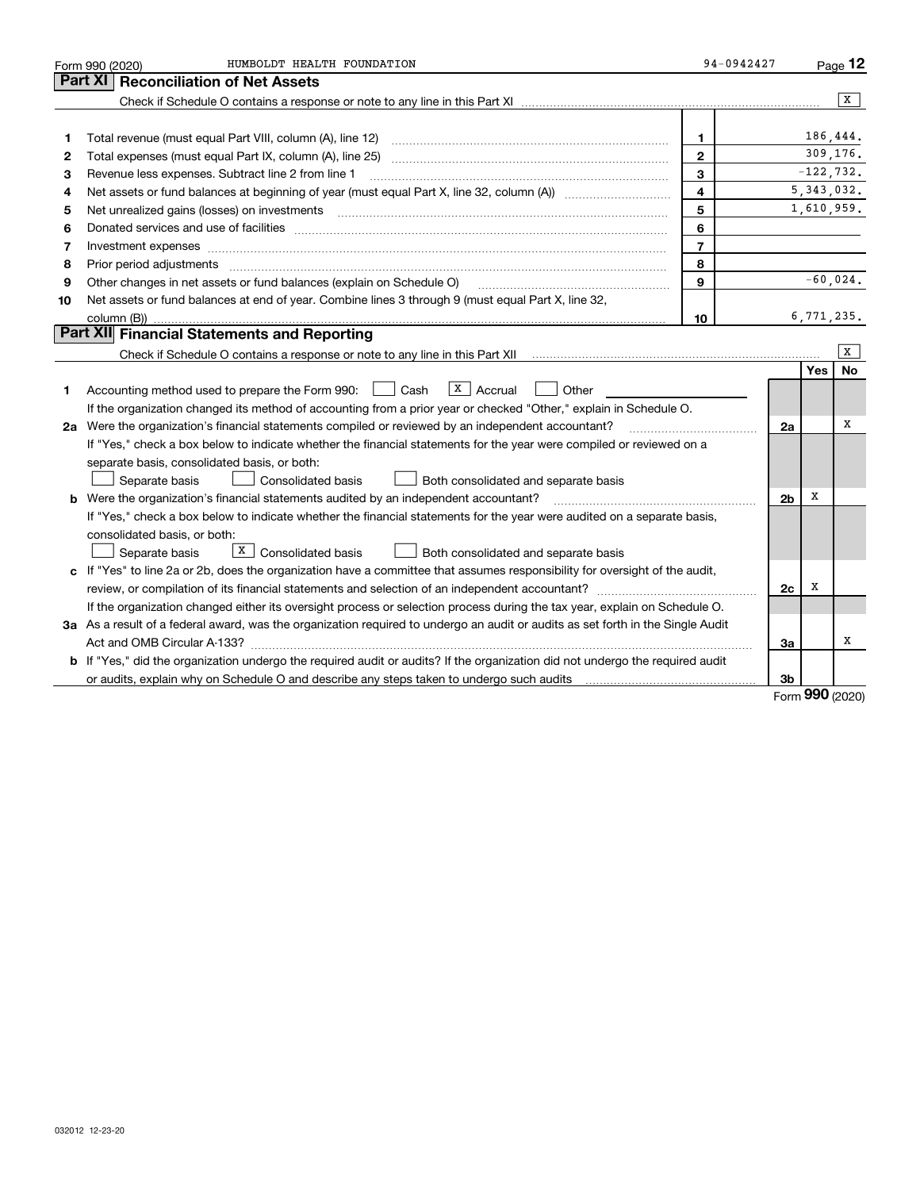Form 990 (2020) HUMBOLDT HEALTH FOUNDATION 94-0942427

## Part XI Reconciliation of Net Assets

Check if Schedule O contains a response or note to any line in this Part XI .......... [X]

| | | | |
|---|---|---|---|
| 1 | Total revenue (must equal Part VIII, column (A), line 12) | 1 | 186,444. |
| 2 | Total expenses (must equal Part IX, column (A), line 25) | 2 | 309,176. |
| 3 | Revenue less expenses. Subtract line 2 from line 1 | 3 | -122,732. |
| 4 | Net assets or fund balances at beginning of year (must equal Part X, line 32, column (A)) | 4 | 5,343,032. |
| 5 | Net unrealized gains (losses) on investments | 5 | 1,610,959. |
| 6 | Donated services and use of facilities | 6 | |
| 7 | Investment expenses | 7 | |
| 8 | Prior period adjustments | 8 | |
| 9 | Other changes in net assets or fund balances (explain on Schedule O) | 9 | -60,024. |
| 10 | Net assets or fund balances at end of year. Combine lines 3 through 9 (must equal Part X, line 32, column (B)) | 10 | 6,771,235. |

## Part XII Financial Statements and Reporting

Check if Schedule O contains a response or note to any line in this Part XII .......... [X]

| | | | Yes | No |
|---|---|---|---|---|
| 1 | Accounting method used to prepare the Form 990: [ ] Cash [X] Accrual [ ] Other<br>If the organization changed its method of accounting from a prior year or checked "Other," explain in Schedule O. | | | |
| 2a | Were the organization's financial statements compiled or reviewed by an independent accountant?<br>If "Yes," check a box below to indicate whether the financial statements for the year were compiled or reviewed on a separate basis, consolidated basis, or both:<br>[ ] Separate basis [ ] Consolidated basis [ ] Both consolidated and separate basis | 2a | | X |
| b | Were the organization's financial statements audited by an independent accountant?<br>If "Yes," check a box below to indicate whether the financial statements for the year were audited on a separate basis, consolidated basis, or both:<br>[ ] Separate basis [X] Consolidated basis [ ] Both consolidated and separate basis | 2b | X | |
| c | If "Yes" to line 2a or 2b, does the organization have a committee that assumes responsibility for oversight of the audit, review, or compilation of its financial statements and selection of an independent accountant?<br>If the organization changed either its oversight process or selection process during the tax year, explain on Schedule O. | 2c | X | |
| 3a | As a result of a federal award, was the organization required to undergo an audit or audits as set forth in the Single Audit Act and OMB Circular A-133? | 3a | | X |
| b | If "Yes," did the organization undergo the required audit or audits? If the organization did not undergo the required audit or audits, explain why on Schedule O and describe any steps taken to undergo such audits | 3b | | |

Form 990 (2020)

032012 12-23-20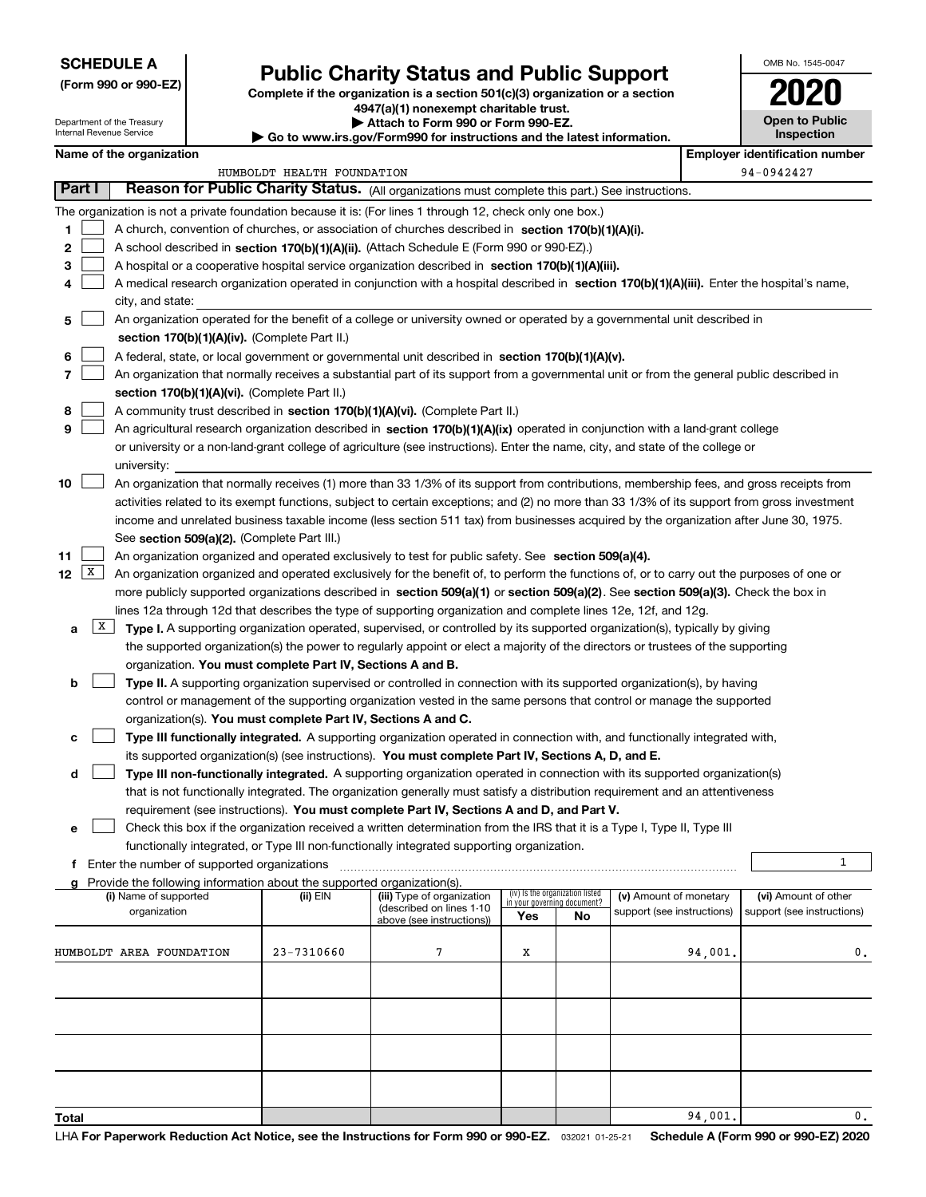**SCHEDULE A**
**(Form 990 or 990-EZ)**

Department of the Treasury
Internal Revenue Service

# Public Charity Status and Public Support

**Complete if the organization is a section 501(c)(3) organization or a section 4947(a)(1) nonexempt charitable trust.**
**▶ Attach to Form 990 or Form 990-EZ.**
**▶ Go to www.irs.gov/Form990 for instructions and the latest information.**

OMB No. 1545-0047

**2020**

**Open to Public Inspection**

**Name of the organization:** HUMBOLDT HEALTH FOUNDATION

**Employer identification number:** 94-0942427

## Part I — Reason for Public Charity Status. (All organizations must complete this part.) See instructions.

The organization is not a private foundation because it is: (For lines 1 through 12, check only one box.)

1. [ ] A church, convention of churches, or association of churches described in **section 170(b)(1)(A)(i).**
2. [ ] A school described in **section 170(b)(1)(A)(ii).** (Attach Schedule E (Form 990 or 990-EZ).)
3. [ ] A hospital or a cooperative hospital service organization described in **section 170(b)(1)(A)(iii).**
4. [ ] A medical research organization operated in conjunction with a hospital described in **section 170(b)(1)(A)(iii).** Enter the hospital's name, city, and state:
5. [ ] An organization operated for the benefit of a college or university owned or operated by a governmental unit described in **section 170(b)(1)(A)(iv).** (Complete Part II.)
6. [ ] A federal, state, or local government or governmental unit described in **section 170(b)(1)(A)(v).**
7. [ ] An organization that normally receives a substantial part of its support from a governmental unit or from the general public described in **section 170(b)(1)(A)(vi).** (Complete Part II.)
8. [ ] A community trust described in **section 170(b)(1)(A)(vi).** (Complete Part II.)
9. [ ] An agricultural research organization described in **section 170(b)(1)(A)(ix)** operated in conjunction with a land-grant college or university or a non-land-grant college of agriculture (see instructions). Enter the name, city, and state of the college or university:
10. [ ] An organization that normally receives (1) more than 33 1/3% of its support from contributions, membership fees, and gross receipts from activities related to its exempt functions, subject to certain exceptions; and (2) no more than 33 1/3% of its support from gross investment income and unrelated business taxable income (less section 511 tax) from businesses acquired by the organization after June 30, 1975. See **section 509(a)(2).** (Complete Part III.)
11. [ ] An organization organized and operated exclusively to test for public safety. See **section 509(a)(4).**
12. [X] An organization organized and operated exclusively for the benefit of, to perform the functions of, or to carry out the purposes of one or more publicly supported organizations described in **section 509(a)(1)** or **section 509(a)(2)**. See **section 509(a)(3).** Check the box in lines 12a through 12d that describes the type of supporting organization and complete lines 12e, 12f, and 12g.
   - **a** [X] **Type I.** A supporting organization operated, supervised, or controlled by its supported organization(s), typically by giving the supported organization(s) the power to regularly appoint or elect a majority of the directors or trustees of the supporting organization. **You must complete Part IV, Sections A and B.**
   - **b** [ ] **Type II.** A supporting organization supervised or controlled in connection with its supported organization(s), by having control or management of the supporting organization vested in the same persons that control or manage the supported organization(s). **You must complete Part IV, Sections A and C.**
   - **c** [ ] **Type III functionally integrated.** A supporting organization operated in connection with, and functionally integrated with, its supported organization(s) (see instructions). **You must complete Part IV, Sections A, D, and E.**
   - **d** [ ] **Type III non-functionally integrated.** A supporting organization operated in connection with its supported organization(s) that is not functionally integrated. The organization generally must satisfy a distribution requirement and an attentiveness requirement (see instructions). **You must complete Part IV, Sections A and D, and Part V.**
   - **e** [ ] Check this box if the organization received a written determination from the IRS that it is a Type I, Type II, Type III functionally integrated, or Type III non-functionally integrated supporting organization.
   - **f** Enter the number of supported organizations: 1
   - **g** Provide the following information about the supported organization(s).

| (i) Name of supported organization | (ii) EIN | (iii) Type of organization (described on lines 1-10 above (see instructions)) | (iv) Is the organization listed in your governing document? Yes | No | (v) Amount of monetary support (see instructions) | (vi) Amount of other support (see instructions) |
|---|---|---|---|---|---|---|
| HUMBOLDT AREA FOUNDATION | 23-7310660 | 7 | X | | 94,001. | 0. |
| | | | | | | |
| | | | | | | |
| | | | | | | |
| | | | | | | |
| **Total** | | | | | 94,001. | 0. |

LHA **For Paperwork Reduction Act Notice, see the Instructions for Form 990 or 990-EZ.** 032021 01-25-21 **Schedule A (Form 990 or 990-EZ) 2020**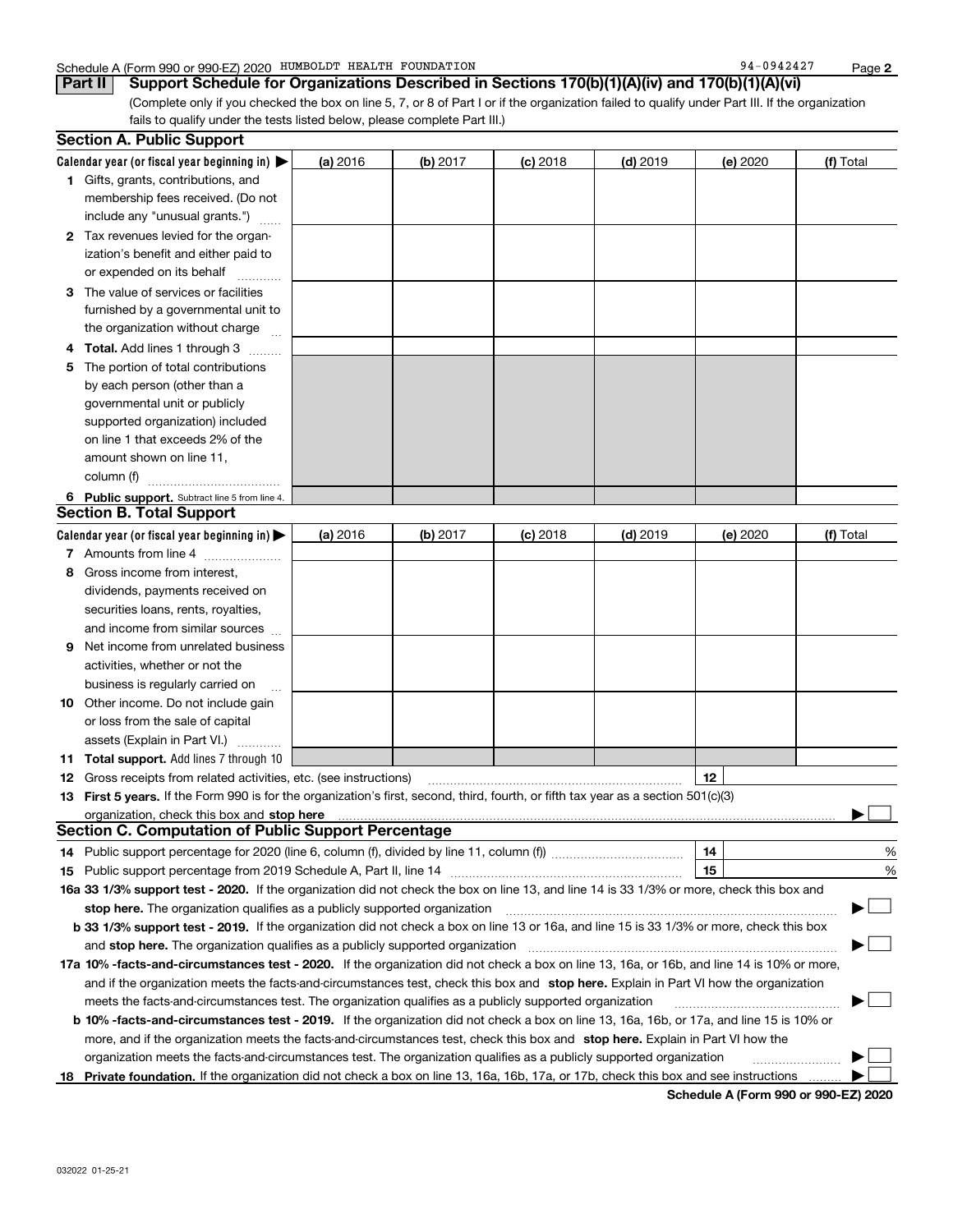Schedule A (Form 990 or 990-EZ) 2020 HUMBOLDT HEALTH FOUNDATION 94-0942427

**Part II** **Support Schedule for Organizations Described in Sections 170(b)(1)(A)(iv) and 170(b)(1)(A)(vi)**

(Complete only if you checked the box on line 5, 7, or 8 of Part I or if the organization failed to qualify under Part III. If the organization fails to qualify under the tests listed below, please complete Part III.)

## Section A. Public Support

| Calendar year (or fiscal year beginning in) ▶ | (a) 2016 | (b) 2017 | (c) 2018 | (d) 2019 | (e) 2020 | (f) Total |
|---|---|---|---|---|---|---|
| **1** Gifts, grants, contributions, and membership fees received. (Do not include any "unusual grants.") | | | | | | |
| **2** Tax revenues levied for the organization's benefit and either paid to or expended on its behalf | | | | | | |
| **3** The value of services or facilities furnished by a governmental unit to the organization without charge | | | | | | |
| **4** **Total.** Add lines 1 through 3 | | | | | | |
| **5** The portion of total contributions by each person (other than a governmental unit or publicly supported organization) included on line 1 that exceeds 2% of the amount shown on line 11, column (f) | | | | | | |
| **6** **Public support.** Subtract line 5 from line 4. | | | | | | |

## Section B. Total Support

| Calendar year (or fiscal year beginning in) ▶ | (a) 2016 | (b) 2017 | (c) 2018 | (d) 2019 | (e) 2020 | (f) Total |
|---|---|---|---|---|---|---|
| **7** Amounts from line 4 | | | | | | |
| **8** Gross income from interest, dividends, payments received on securities loans, rents, royalties, and income from similar sources | | | | | | |
| **9** Net income from unrelated business activities, whether or not the business is regularly carried on | | | | | | |
| **10** Other income. Do not include gain or loss from the sale of capital assets (Explain in Part VI.) | | | | | | |
| **11** **Total support.** Add lines 7 through 10 | | | | | | |

**12** Gross receipts from related activities, etc. (see instructions) | **12** |

**13** **First 5 years.** If the Form 990 is for the organization's first, second, third, fourth, or fifth tax year as a section 501(c)(3) organization, check this box and **stop here** ▶ ☐

## Section C. Computation of Public Support Percentage

**14** Public support percentage for 2020 (line 6, column (f), divided by line 11, column (f)) | **14** | %

**15** Public support percentage from 2019 Schedule A, Part II, line 14 | **15** | %

**16a 33 1/3% support test - 2020.** If the organization did not check the box on line 13, and line 14 is 33 1/3% or more, check this box and **stop here.** The organization qualifies as a publicly supported organization ▶ ☐

**b 33 1/3% support test - 2019.** If the organization did not check a box on line 13 or 16a, and line 15 is 33 1/3% or more, check this box and **stop here.** The organization qualifies as a publicly supported organization ▶ ☐

**17a 10% -facts-and-circumstances test - 2020.** If the organization did not check a box on line 13, 16a, or 16b, and line 14 is 10% or more, and if the organization meets the facts-and-circumstances test, check this box and **stop here.** Explain in Part VI how the organization meets the facts-and-circumstances test. The organization qualifies as a publicly supported organization ▶ ☐

**b 10% -facts-and-circumstances test - 2019.** If the organization did not check a box on line 13, 16a, 16b, or 17a, and line 15 is 10% or more, and if the organization meets the facts-and-circumstances test, check this box and **stop here.** Explain in Part VI how the organization meets the facts-and-circumstances test. The organization qualifies as a publicly supported organization ▶ ☐

**18** **Private foundation.** If the organization did not check a box on line 13, 16a, 16b, 17a, or 17b, check this box and see instructions ▶ ☐

**Schedule A (Form 990 or 990-EZ) 2020**

032022 01-25-21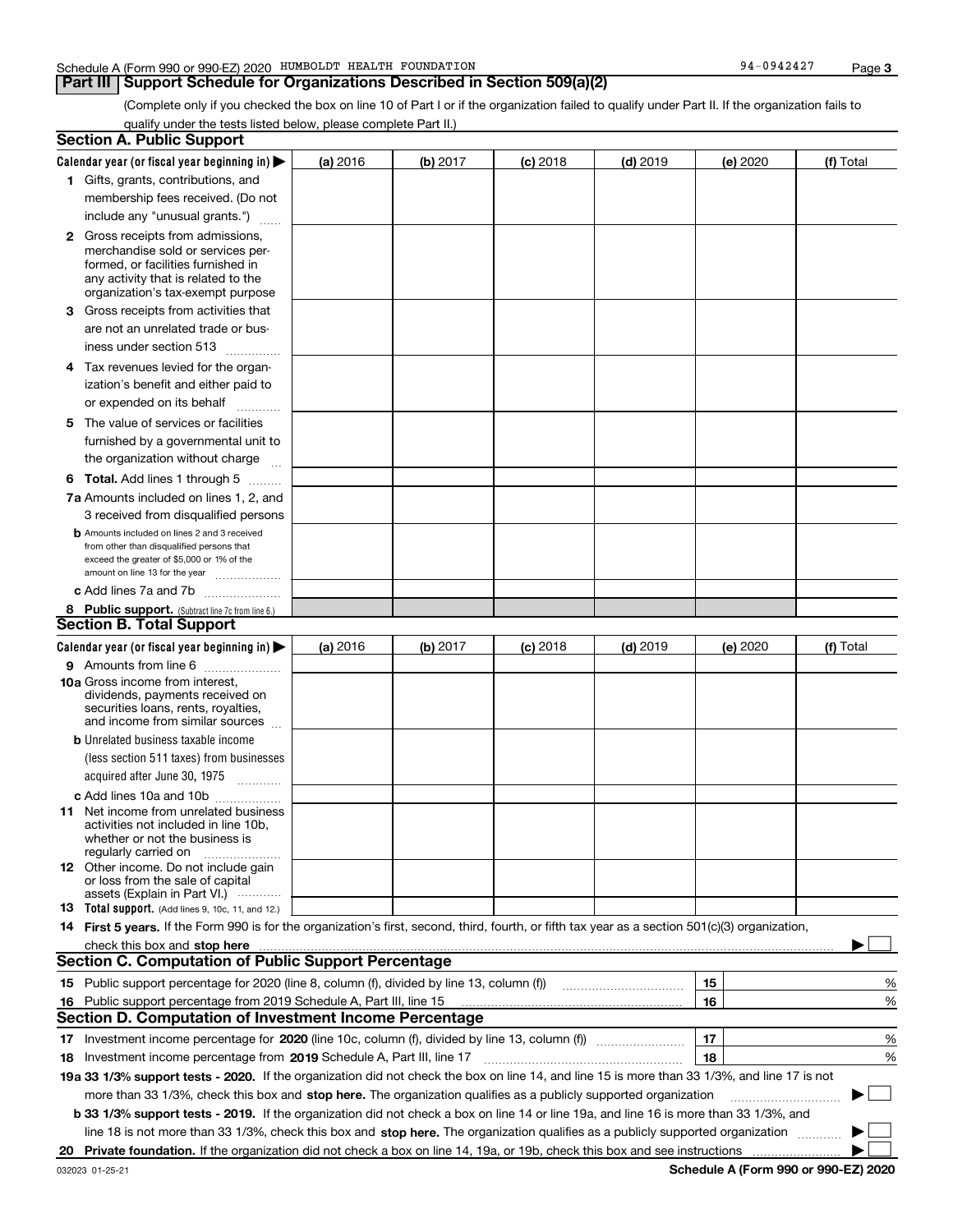Schedule A (Form 990 or 990-EZ) 2020 HUMBOLDT HEALTH FOUNDATION 94-0942427

## Part III Support Schedule for Organizations Described in Section 509(a)(2)

(Complete only if you checked the box on line 10 of Part I or if the organization failed to qualify under Part II. If the organization fails to qualify under the tests listed below, please complete Part II.)

### Section A. Public Support

| Calendar year (or fiscal year beginning in) ▶ | (a) 2016 | (b) 2017 | (c) 2018 | (d) 2019 | (e) 2020 | (f) Total |
|---|---|---|---|---|---|---|
| 1 Gifts, grants, contributions, and membership fees received. (Do not include any "unusual grants.") | | | | | | |
| 2 Gross receipts from admissions, merchandise sold or services performed, or facilities furnished in any activity that is related to the organization's tax-exempt purpose | | | | | | |
| 3 Gross receipts from activities that are not an unrelated trade or business under section 513 | | | | | | |
| 4 Tax revenues levied for the organization's benefit and either paid to or expended on its behalf | | | | | | |
| 5 The value of services or facilities furnished by a governmental unit to the organization without charge | | | | | | |
| 6 **Total.** Add lines 1 through 5 | | | | | | |
| 7a Amounts included on lines 1, 2, and 3 received from disqualified persons | | | | | | |
| b Amounts included on lines 2 and 3 received from other than disqualified persons that exceed the greater of $5,000 or 1% of the amount on line 13 for the year | | | | | | |
| c Add lines 7a and 7b | | | | | | |
| 8 **Public support.** (Subtract line 7c from line 6.) | | | | | | |

### Section B. Total Support

| Calendar year (or fiscal year beginning in) ▶ | (a) 2016 | (b) 2017 | (c) 2018 | (d) 2019 | (e) 2020 | (f) Total |
|---|---|---|---|---|---|---|
| 9 Amounts from line 6 | | | | | | |
| 10a Gross income from interest, dividends, payments received on securities loans, rents, royalties, and income from similar sources | | | | | | |
| b Unrelated business taxable income (less section 511 taxes) from businesses acquired after June 30, 1975 | | | | | | |
| c Add lines 10a and 10b | | | | | | |
| 11 Net income from unrelated business activities not included in line 10b, whether or not the business is regularly carried on | | | | | | |
| 12 Other income. Do not include gain or loss from the sale of capital assets (Explain in Part VI.) | | | | | | |
| 13 **Total support.** (Add lines 9, 10c, 11, and 12.) | | | | | | |

14 **First 5 years.** If the Form 990 is for the organization's first, second, third, fourth, or fifth tax year as a section 501(c)(3) organization, check this box and **stop here** ▶ ☐

### Section C. Computation of Public Support Percentage

| | | | |
|---|---|---|---|
| 15 | Public support percentage for 2020 (line 8, column (f), divided by line 13, column (f)) | 15 | % |
| 16 | Public support percentage from 2019 Schedule A, Part III, line 15 | 16 | % |

### Section D. Computation of Investment Income Percentage

| | | | |
|---|---|---|---|
| 17 | Investment income percentage for **2020** (line 10c, column (f), divided by line 13, column (f)) | 17 | % |
| 18 | Investment income percentage from **2019** Schedule A, Part III, line 17 | 18 | % |

**19a 33 1/3% support tests - 2020.** If the organization did not check the box on line 14, and line 15 is more than 33 1/3%, and line 17 is not more than 33 1/3%, check this box and **stop here.** The organization qualifies as a publicly supported organization ▶ ☐

**b 33 1/3% support tests - 2019.** If the organization did not check a box on line 14 or line 19a, and line 16 is more than 33 1/3%, and line 18 is not more than 33 1/3%, check this box and **stop here.** The organization qualifies as a publicly supported organization ▶ ☐

**20 Private foundation.** If the organization did not check a box on line 14, 19a, or 19b, check this box and see instructions ▶ ☐

032023 01-25-21 **Schedule A (Form 990 or 990-EZ) 2020**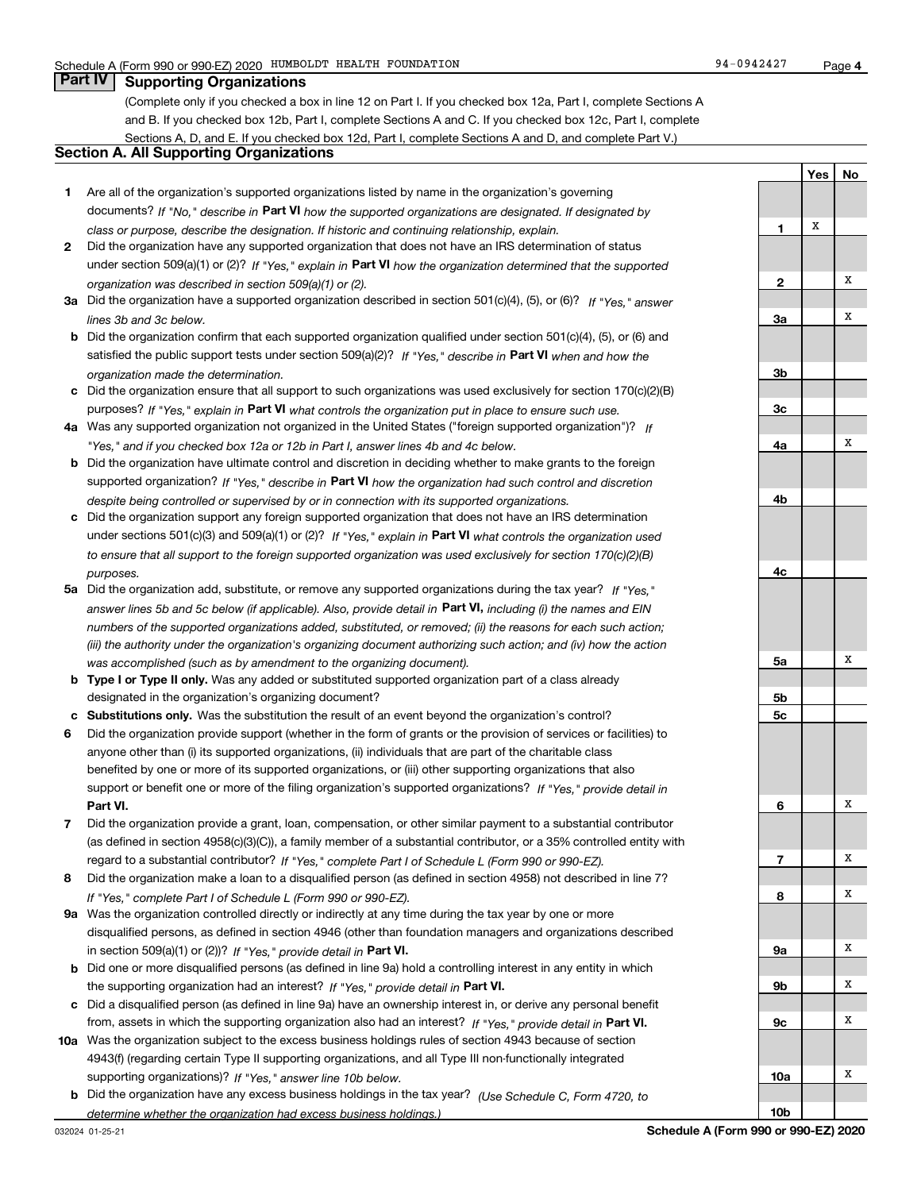Schedule A (Form 990 or 990-EZ) 2020 HUMBOLDT HEALTH FOUNDATION 94-0942427

## Part IV Supporting Organizations

(Complete only if you checked a box in line 12 on Part I. If you checked box 12a, Part I, complete Sections A and B. If you checked box 12b, Part I, complete Sections A and C. If you checked box 12c, Part I, complete Sections A, D, and E. If you checked box 12d, Part I, complete Sections A and D, and complete Part V.)

### Section A. All Supporting Organizations

| | Question | Line | Yes | No |
|---|---|---|---|---|
| 1 | Are all of the organization's supported organizations listed by name in the organization's governing documents? *If "No," describe in* **Part VI** *how the supported organizations are designated. If designated by class or purpose, describe the designation. If historic and continuing relationship, explain.* | 1 | X | |
| 2 | Did the organization have any supported organization that does not have an IRS determination of status under section 509(a)(1) or (2)? *If "Yes," explain in* **Part VI** *how the organization determined that the supported organization was described in section 509(a)(1) or (2).* | 2 | | X |
| 3a | Did the organization have a supported organization described in section 501(c)(4), (5), or (6)? *If "Yes," answer lines 3b and 3c below.* | 3a | | X |
| b | Did the organization confirm that each supported organization qualified under section 501(c)(4), (5), or (6) and satisfied the public support tests under section 509(a)(2)? *If "Yes," describe in* **Part VI** *when and how the organization made the determination.* | 3b | | |
| c | Did the organization ensure that all support to such organizations was used exclusively for section 170(c)(2)(B) purposes? *If "Yes," explain in* **Part VI** *what controls the organization put in place to ensure such use.* | 3c | | |
| 4a | Was any supported organization not organized in the United States ("foreign supported organization")? *If "Yes," and if you checked box 12a or 12b in Part I, answer lines 4b and 4c below.* | 4a | | X |
| b | Did the organization have ultimate control and discretion in deciding whether to make grants to the foreign supported organization? *If "Yes," describe in* **Part VI** *how the organization had such control and discretion despite being controlled or supervised by or in connection with its supported organizations.* | 4b | | |
| c | Did the organization support any foreign supported organization that does not have an IRS determination under sections 501(c)(3) and 509(a)(1) or (2)? *If "Yes," explain in* **Part VI** *what controls the organization used to ensure that all support to the foreign supported organization was used exclusively for section 170(c)(2)(B) purposes.* | 4c | | |
| 5a | Did the organization add, substitute, or remove any supported organizations during the tax year? *If "Yes," answer lines 5b and 5c below (if applicable). Also, provide detail in* **Part VI,** *including (i) the names and EIN numbers of the supported organizations added, substituted, or removed; (ii) the reasons for each such action; (iii) the authority under the organization's organizing document authorizing such action; and (iv) how the action was accomplished (such as by amendment to the organizing document).* | 5a | | X |
| b | **Type I or Type II only.** Was any added or substituted supported organization part of a class already designated in the organization's organizing document? | 5b | | |
| c | **Substitutions only.** Was the substitution the result of an event beyond the organization's control? | 5c | | |
| 6 | Did the organization provide support (whether in the form of grants or the provision of services or facilities) to anyone other than (i) its supported organizations, (ii) individuals that are part of the charitable class benefited by one or more of its supported organizations, or (iii) other supporting organizations that also support or benefit one or more of the filing organization's supported organizations? *If "Yes," provide detail in* **Part VI.** | 6 | | X |
| 7 | Did the organization provide a grant, loan, compensation, or other similar payment to a substantial contributor (as defined in section 4958(c)(3)(C)), a family member of a substantial contributor, or a 35% controlled entity with regard to a substantial contributor? *If "Yes," complete Part I of Schedule L (Form 990 or 990-EZ).* | 7 | | X |
| 8 | Did the organization make a loan to a disqualified person (as defined in section 4958) not described in line 7? *If "Yes," complete Part I of Schedule L (Form 990 or 990-EZ).* | 8 | | X |
| 9a | Was the organization controlled directly or indirectly at any time during the tax year by one or more disqualified persons, as defined in section 4946 (other than foundation managers and organizations described in section 509(a)(1) or (2))? *If "Yes," provide detail in* **Part VI.** | 9a | | X |
| b | Did one or more disqualified persons (as defined in line 9a) hold a controlling interest in any entity in which the supporting organization had an interest? *If "Yes," provide detail in* **Part VI.** | 9b | | X |
| c | Did a disqualified person (as defined in line 9a) have an ownership interest in, or derive any personal benefit from, assets in which the supporting organization also had an interest? *If "Yes," provide detail in* **Part VI.** | 9c | | X |
| 10a | Was the organization subject to the excess business holdings rules of section 4943 because of section 4943(f) (regarding certain Type II supporting organizations, and all Type III non-functionally integrated supporting organizations)? *If "Yes," answer line 10b below.* | 10a | | X |
| b | Did the organization have any excess business holdings in the tax year? *(Use Schedule C, Form 4720, to determine whether the organization had excess business holdings.)* | 10b | | |

032024 01-25-21 **Schedule A (Form 990 or 990-EZ) 2020**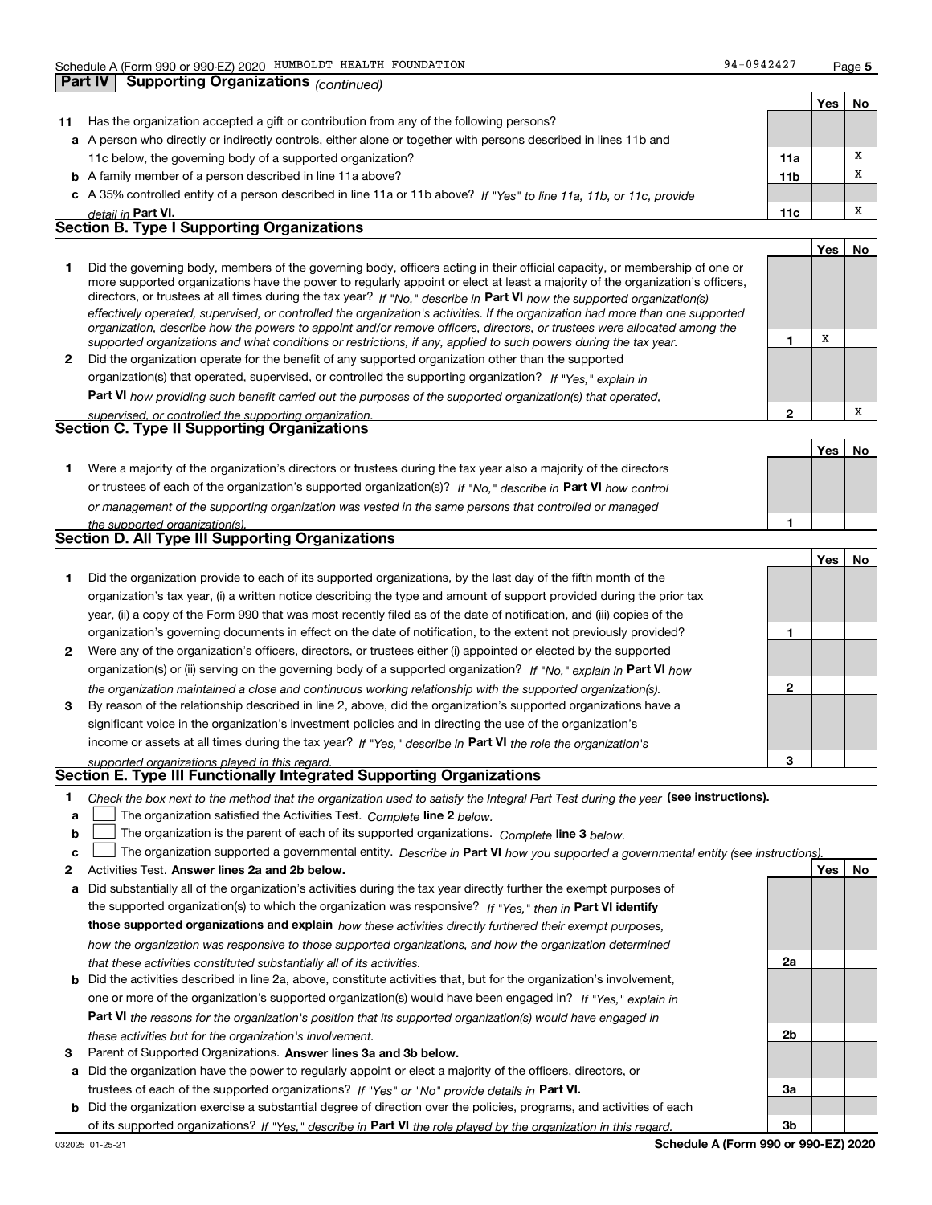Schedule A (Form 990 or 990-EZ) 2020 HUMBOLDT HEALTH FOUNDATION 94-0942427

**Part IV | Supporting Organizations** *(continued)*

| | | | Yes | No |
|---|---|---|---|---|
| **11** | Has the organization accepted a gift or contribution from any of the following persons? | | | |
| **a** | A person who directly or indirectly controls, either alone or together with persons described in lines 11b and 11c below, the governing body of a supported organization? | **11a** | | X |
| **b** | A family member of a person described in line 11a above? | **11b** | | X |
| **c** | A 35% controlled entity of a person described in line 11a or 11b above? *If "Yes" to line 11a, 11b, or 11c, provide detail in* **Part VI.** | **11c** | | X |

## Section B. Type I Supporting Organizations

| | | | Yes | No |
|---|---|---|---|---|
| **1** | Did the governing body, members of the governing body, officers acting in their official capacity, or membership of one or more supported organizations have the power to regularly appoint or elect at least a majority of the organization's officers, directors, or trustees at all times during the tax year? *If "No," describe in* **Part VI** *how the supported organization(s) effectively operated, supervised, or controlled the organization's activities. If the organization had more than one supported organization, describe how the powers to appoint and/or remove officers, directors, or trustees were allocated among the supported organizations and what conditions or restrictions, if any, applied to such powers during the tax year.* | **1** | X | |
| **2** | Did the organization operate for the benefit of any supported organization other than the supported organization(s) that operated, supervised, or controlled the supporting organization? *If "Yes," explain in* **Part VI** *how providing such benefit carried out the purposes of the supported organization(s) that operated, supervised, or controlled the supporting organization.* | **2** | | X |

## Section C. Type II Supporting Organizations

| | | | Yes | No |
|---|---|---|---|---|
| **1** | Were a majority of the organization's directors or trustees during the tax year also a majority of the directors or trustees of each of the organization's supported organization(s)? *If "No," describe in* **Part VI** *how control or management of the supporting organization was vested in the same persons that controlled or managed the supported organization(s).* | **1** | | |

## Section D. All Type III Supporting Organizations

| | | | Yes | No |
|---|---|---|---|---|
| **1** | Did the organization provide to each of its supported organizations, by the last day of the fifth month of the organization's tax year, (i) a written notice describing the type and amount of support provided during the prior tax year, (ii) a copy of the Form 990 that was most recently filed as of the date of notification, and (iii) copies of the organization's governing documents in effect on the date of notification, to the extent not previously provided? | **1** | | |
| **2** | Were any of the organization's officers, directors, or trustees either (i) appointed or elected by the supported organization(s) or (ii) serving on the governing body of a supported organization? *If "No," explain in* **Part VI** *how the organization maintained a close and continuous working relationship with the supported organization(s).* | **2** | | |
| **3** | By reason of the relationship described in line 2, above, did the organization's supported organizations have a significant voice in the organization's investment policies and in directing the use of the organization's income or assets at all times during the tax year? *If "Yes," describe in* **Part VI** *the role the organization's supported organizations played in this regard.* | **3** | | |

## Section E. Type III Functionally Integrated Supporting Organizations

**1** *Check the box next to the method that the organization used to satisfy the Integral Part Test during the year* **(see instructions).**

- **a** ☐ The organization satisfied the Activities Test. *Complete* **line 2** *below.*
- **b** ☐ The organization is the parent of each of its supported organizations. *Complete* **line 3** *below.*
- **c** ☐ The organization supported a governmental entity. *Describe in* **Part VI** *how you supported a governmental entity (see instructions).*

| | | | Yes | No |
|---|---|---|---|---|
| **2** | Activities Test. **Answer lines 2a and 2b below.** | | | |
| **a** | Did substantially all of the organization's activities during the tax year directly further the exempt purposes of the supported organization(s) to which the organization was responsive? *If "Yes," then in* **Part VI identify those supported organizations and explain** *how these activities directly furthered their exempt purposes, how the organization was responsive to those supported organizations, and how the organization determined that these activities constituted substantially all of its activities.* | **2a** | | |
| **b** | Did the activities described in line 2a, above, constitute activities that, but for the organization's involvement, one or more of the organization's supported organization(s) would have been engaged in? *If "Yes," explain in* **Part VI** *the reasons for the organization's position that its supported organization(s) would have engaged in these activities but for the organization's involvement.* | **2b** | | |
| **3** | Parent of Supported Organizations. **Answer lines 3a and 3b below.** | | | |
| **a** | Did the organization have the power to regularly appoint or elect a majority of the officers, directors, or trustees of each of the supported organizations? *If "Yes" or "No" provide details in* **Part VI.** | **3a** | | |
| **b** | Did the organization exercise a substantial degree of direction over the policies, programs, and activities of each of its supported organizations? *If "Yes," describe in* **Part VI** *the role played by the organization in this regard.* | **3b** | | |

032025 01-25-21 **Schedule A (Form 990 or 990-EZ) 2020**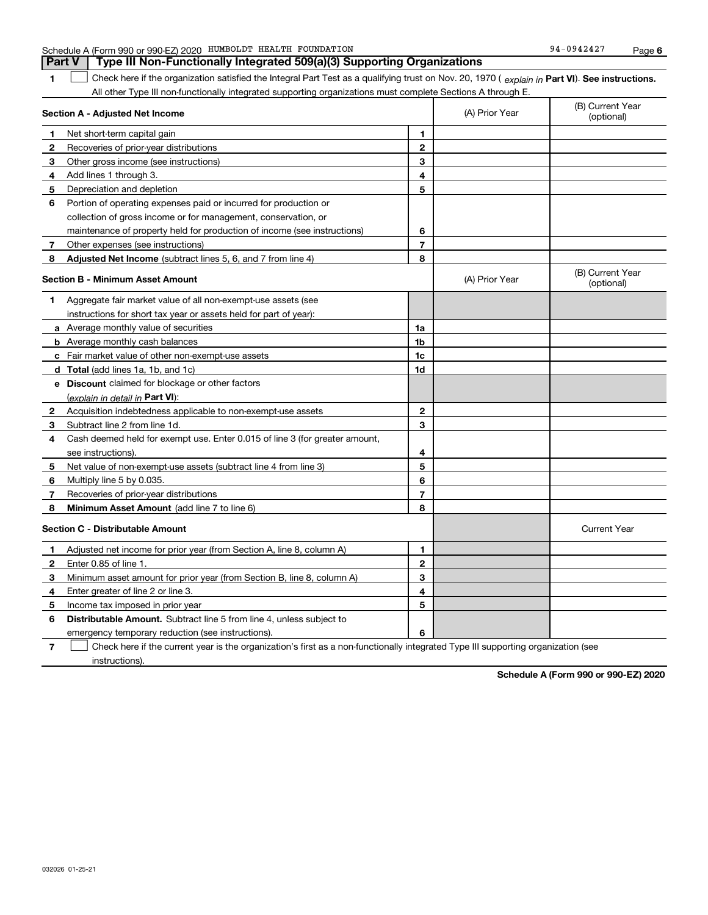Schedule A (Form 990 or 990-EZ) 2020 HUMBOLDT HEALTH FOUNDATION 94-0942427

## Part V Type III Non-Functionally Integrated 509(a)(3) Supporting Organizations

**1** ☐ Check here if the organization satisfied the Integral Part Test as a qualifying trust on Nov. 20, 1970 ( *explain in* **Part VI**). **See instructions.** All other Type III non-functionally integrated supporting organizations must complete Sections A through E.

| **Section A - Adjusted Net Income** | | (A) Prior Year | (B) Current Year (optional) |
|---|---|---|---|
| **1** Net short-term capital gain | 1 | | |
| **2** Recoveries of prior-year distributions | 2 | | |
| **3** Other gross income (see instructions) | 3 | | |
| **4** Add lines 1 through 3. | 4 | | |
| **5** Depreciation and depletion | 5 | | |
| **6** Portion of operating expenses paid or incurred for production or collection of gross income or for management, conservation, or maintenance of property held for production of income (see instructions) | 6 | | |
| **7** Other expenses (see instructions) | 7 | | |
| **8** **Adjusted Net Income** (subtract lines 5, 6, and 7 from line 4) | 8 | | |

| **Section B - Minimum Asset Amount** | | (A) Prior Year | (B) Current Year (optional) |
|---|---|---|---|
| **1** Aggregate fair market value of all non-exempt-use assets (see instructions for short tax year or assets held for part of year): | | | |
| **a** Average monthly value of securities | 1a | | |
| **b** Average monthly cash balances | 1b | | |
| **c** Fair market value of other non-exempt-use assets | 1c | | |
| **d** **Total** (add lines 1a, 1b, and 1c) | 1d | | |
| **e** **Discount** claimed for blockage or other factors (*explain in detail in* **Part VI**): | | | |
| **2** Acquisition indebtedness applicable to non-exempt-use assets | 2 | | |
| **3** Subtract line 2 from line 1d. | 3 | | |
| **4** Cash deemed held for exempt use. Enter 0.015 of line 3 (for greater amount, see instructions). | 4 | | |
| **5** Net value of non-exempt-use assets (subtract line 4 from line 3) | 5 | | |
| **6** Multiply line 5 by 0.035. | 6 | | |
| **7** Recoveries of prior-year distributions | 7 | | |
| **8** **Minimum Asset Amount** (add line 7 to line 6) | 8 | | |

| **Section C - Distributable Amount** | | | Current Year |
|---|---|---|---|
| **1** Adjusted net income for prior year (from Section A, line 8, column A) | 1 | | |
| **2** Enter 0.85 of line 1. | 2 | | |
| **3** Minimum asset amount for prior year (from Section B, line 8, column A) | 3 | | |
| **4** Enter greater of line 2 or line 3. | 4 | | |
| **5** Income tax imposed in prior year | 5 | | |
| **6** **Distributable Amount.** Subtract line 5 from line 4, unless subject to emergency temporary reduction (see instructions). | 6 | | |

**7** ☐ Check here if the current year is the organization's first as a non-functionally integrated Type III supporting organization (see instructions).

**Schedule A (Form 990 or 990-EZ) 2020**

032026 01-25-21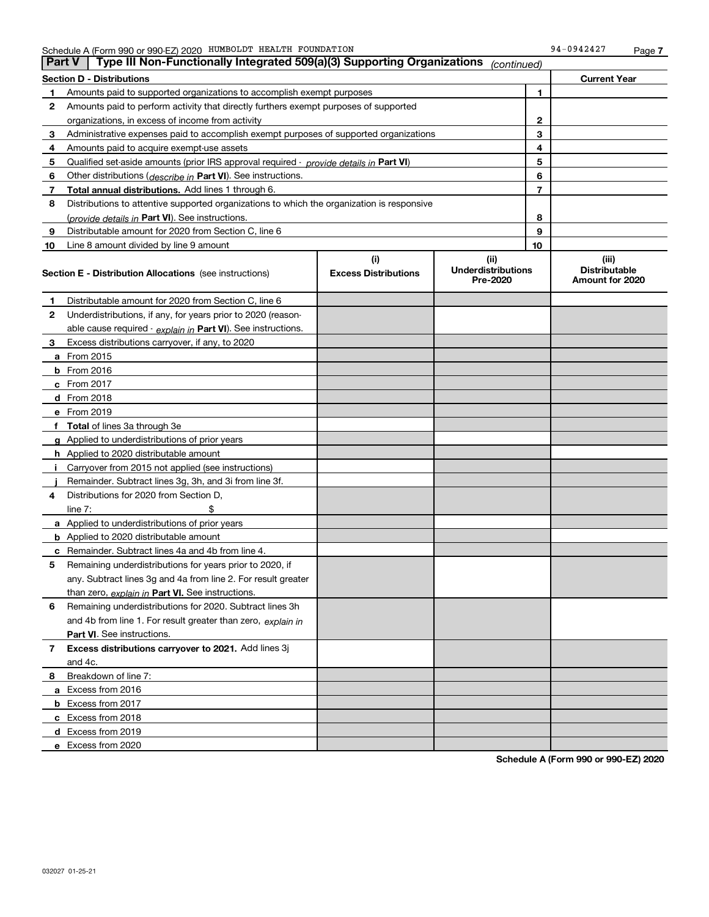Schedule A (Form 990 or 990-EZ) 2020 HUMBOLDT HEALTH FOUNDATION 94-0942427

## Part V — Type III Non-Functionally Integrated 509(a)(3) Supporting Organizations *(continued)*

| Section D - Distributions | | Current Year |
|---|---|---|
| 1 Amounts paid to supported organizations to accomplish exempt purposes | 1 | |
| 2 Amounts paid to perform activity that directly furthers exempt purposes of supported organizations, in excess of income from activity | 2 | |
| 3 Administrative expenses paid to accomplish exempt purposes of supported organizations | 3 | |
| 4 Amounts paid to acquire exempt-use assets | 4 | |
| 5 Qualified set-aside amounts (prior IRS approval required - *provide details in* **Part VI**) | 5 | |
| 6 Other distributions (*describe in* **Part VI**). See instructions. | 6 | |
| 7 **Total annual distributions.** Add lines 1 through 6. | 7 | |
| 8 Distributions to attentive supported organizations to which the organization is responsive (*provide details in* **Part VI**). See instructions. | 8 | |
| 9 Distributable amount for 2020 from Section C, line 6 | 9 | |
| 10 Line 8 amount divided by line 9 amount | 10 | |

| Section E - Distribution Allocations (see instructions) | (i) Excess Distributions | (ii) Underdistributions Pre-2020 | (iii) Distributable Amount for 2020 |
|---|---|---|---|
| 1 Distributable amount for 2020 from Section C, line 6 | | | |
| 2 Underdistributions, if any, for years prior to 2020 (reasonable cause required - *explain in* **Part VI**). See instructions. | | | |
| 3 Excess distributions carryover, if any, to 2020 | | | |
| a From 2015 | | | |
| b From 2016 | | | |
| c From 2017 | | | |
| d From 2018 | | | |
| e From 2019 | | | |
| f **Total** of lines 3a through 3e | | | |
| g Applied to underdistributions of prior years | | | |
| h Applied to 2020 distributable amount | | | |
| i Carryover from 2015 not applied (see instructions) | | | |
| j Remainder. Subtract lines 3g, 3h, and 3i from line 3f. | | | |
| 4 Distributions for 2020 from Section D, line 7: $ | | | |
| a Applied to underdistributions of prior years | | | |
| b Applied to 2020 distributable amount | | | |
| c Remainder. Subtract lines 4a and 4b from line 4. | | | |
| 5 Remaining underdistributions for years prior to 2020, if any. Subtract lines 3g and 4a from line 2. For result greater than zero, *explain in* **Part VI.** See instructions. | | | |
| 6 Remaining underdistributions for 2020. Subtract lines 3h and 4b from line 1. For result greater than zero, *explain in* **Part VI**. See instructions. | | | |
| 7 **Excess distributions carryover to 2021.** Add lines 3j and 4c. | | | |
| 8 Breakdown of line 7: | | | |
| a Excess from 2016 | | | |
| b Excess from 2017 | | | |
| c Excess from 2018 | | | |
| d Excess from 2019 | | | |
| e Excess from 2020 | | | |

**Schedule A (Form 990 or 990-EZ) 2020**

032027 01-25-21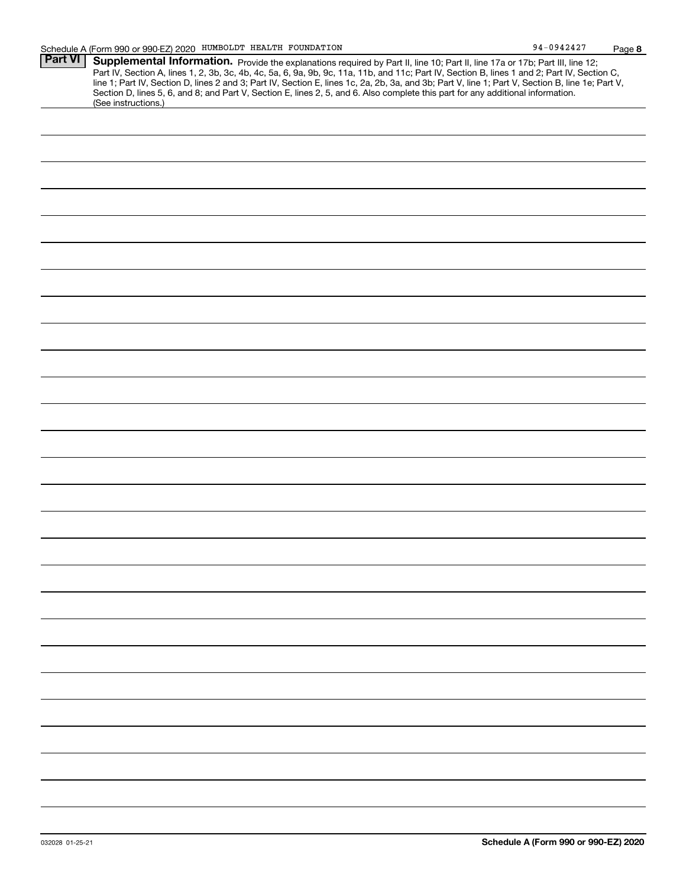Schedule A (Form 990 or 990-EZ) 2020 HUMBOLDT HEALTH FOUNDATION 94-0942427 Page **8**

## Part VI Supplemental Information.

Provide the explanations required by Part II, line 10; Part II, line 17a or 17b; Part III, line 12; Part IV, Section A, lines 1, 2, 3b, 3c, 4b, 4c, 5a, 6, 9a, 9b, 9c, 11a, 11b, and 11c; Part IV, Section B, lines 1 and 2; Part IV, Section C, line 1; Part IV, Section D, lines 2 and 3; Part IV, Section E, lines 1c, 2a, 2b, 3a, and 3b; Part V, line 1; Part V, Section B, line 1e; Part V, Section D, lines 5, 6, and 8; and Part V, Section E, lines 2, 5, and 6. Also complete this part for any additional information. (See instructions.)

032028 01-25-21 **Schedule A (Form 990 or 990-EZ) 2020**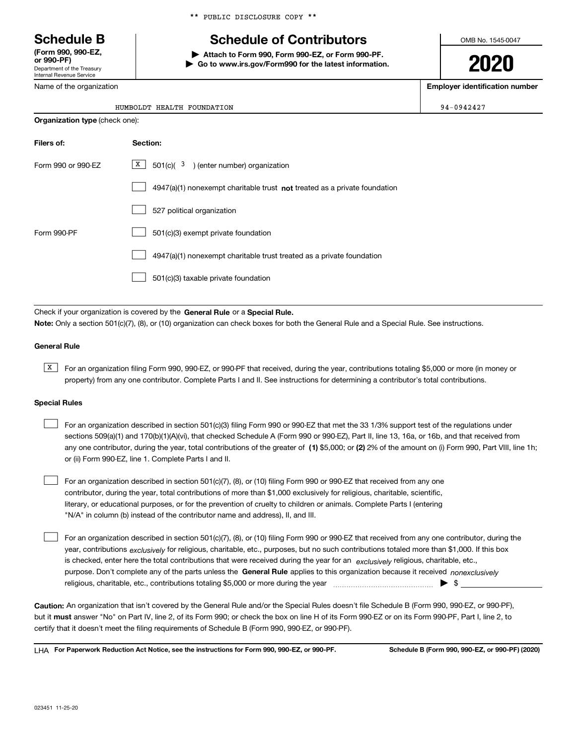** PUBLIC DISCLOSURE COPY **

# Schedule B

**(Form 990, 990-EZ, or 990-PF)**
Department of the Treasury
Internal Revenue Service

# Schedule of Contributors

**▶ Attach to Form 990, Form 990-EZ, or Form 990-PF.**
**▶ Go to www.irs.gov/Form990 for the latest information.**

OMB No. 1545-0047

**2020**

| Name of the organization | Employer identification number |
|---|---|
| HUMBOLDT HEALTH FOUNDATION | 94-0942427 |

**Organization type** (check one):

| Filers of: | Section: |
|---|---|
| Form 990 or 990-EZ | [X] 501(c)( 3 ) (enter number) organization |
| | [ ] 4947(a)(1) nonexempt charitable trust **not** treated as a private foundation |
| | [ ] 527 political organization |
| Form 990-PF | [ ] 501(c)(3) exempt private foundation |
| | [ ] 4947(a)(1) nonexempt charitable trust treated as a private foundation |
| | [ ] 501(c)(3) taxable private foundation |

Check if your organization is covered by the **General Rule** or a **Special Rule.**

**Note:** Only a section 501(c)(7), (8), or (10) organization can check boxes for both the General Rule and a Special Rule. See instructions.

**General Rule**

[X] For an organization filing Form 990, 990-EZ, or 990-PF that received, during the year, contributions totaling $5,000 or more (in money or property) from any one contributor. Complete Parts I and II. See instructions for determining a contributor's total contributions.

**Special Rules**

[ ] For an organization described in section 501(c)(3) filing Form 990 or 990-EZ that met the 33 1/3% support test of the regulations under sections 509(a)(1) and 170(b)(1)(A)(vi), that checked Schedule A (Form 990 or 990-EZ), Part II, line 13, 16a, or 16b, and that received from any one contributor, during the year, total contributions of the greater of **(1)** $5,000; or **(2)** 2% of the amount on (i) Form 990, Part VIII, line 1h; or (ii) Form 990-EZ, line 1. Complete Parts I and II.

[ ] For an organization described in section 501(c)(7), (8), or (10) filing Form 990 or 990-EZ that received from any one contributor, during the year, total contributions of more than $1,000 exclusively for religious, charitable, scientific, literary, or educational purposes, or for the prevention of cruelty to children or animals. Complete Parts I (entering "N/A" in column (b) instead of the contributor name and address), II, and III.

[ ] For an organization described in section 501(c)(7), (8), or (10) filing Form 990 or 990-EZ that received from any one contributor, during the year, contributions *exclusively* for religious, charitable, etc., purposes, but no such contributions totaled more than $1,000. If this box is checked, enter here the total contributions that were received during the year for an *exclusively* religious, charitable, etc., purpose. Don't complete any of the parts unless the **General Rule** applies to this organization because it received *nonexclusively* religious, charitable, etc., contributions totaling $5,000 or more during the year ▶ $

**Caution:** An organization that isn't covered by the General Rule and/or the Special Rules doesn't file Schedule B (Form 990, 990-EZ, or 990-PF), but it **must** answer "No" on Part IV, line 2, of its Form 990; or check the box on line H of its Form 990-EZ or on its Form 990-PF, Part I, line 2, to certify that it doesn't meet the filing requirements of Schedule B (Form 990, 990-EZ, or 990-PF).

LHA **For Paperwork Reduction Act Notice, see the instructions for Form 990, 990-EZ, or 990-PF.** **Schedule B (Form 990, 990-EZ, or 990-PF) (2020)**

023451 11-25-20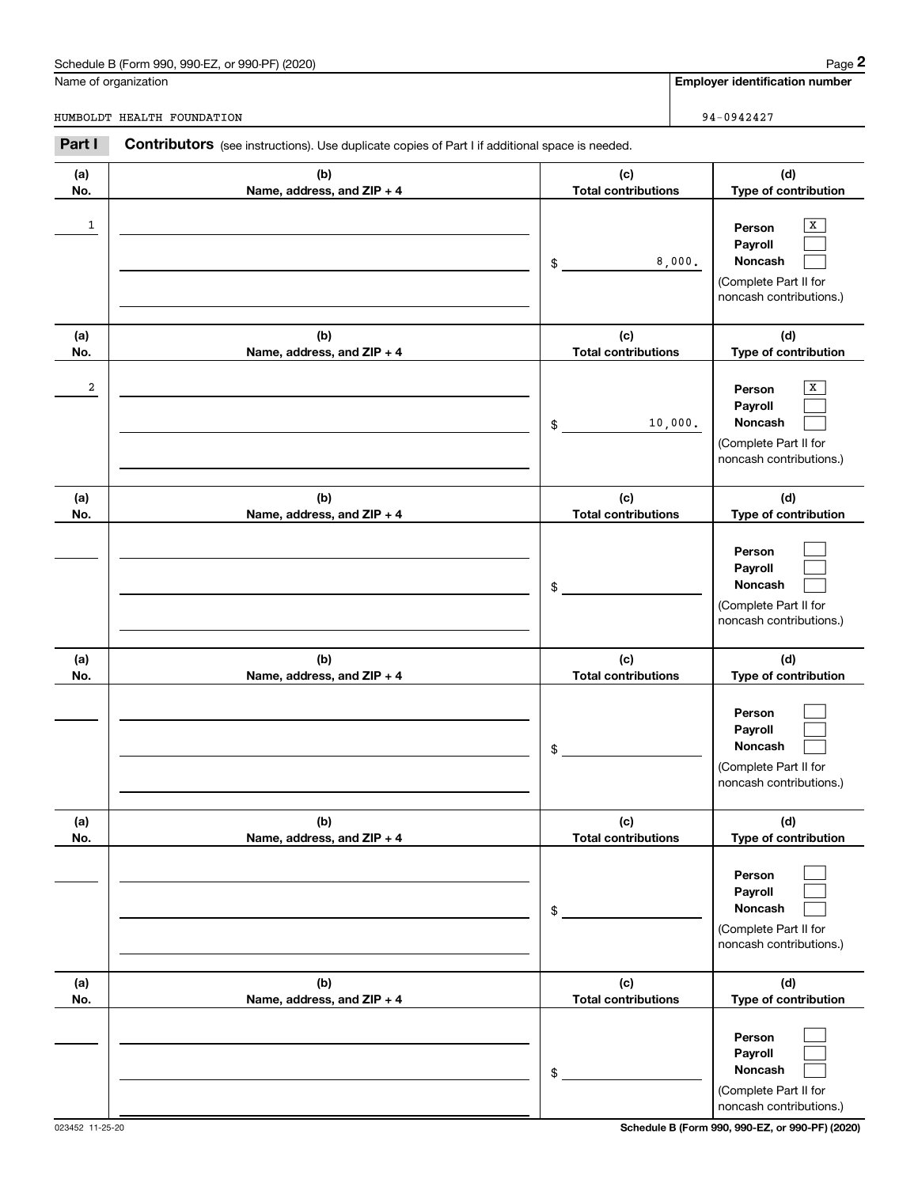Schedule B (Form 990, 990-EZ, or 990-PF) (2020)

Name of organization: HUMBOLDT HEALTH FOUNDATION

Employer identification number: 94-0942427

**Part I** **Contributors** (see instructions). Use duplicate copies of Part I if additional space is needed.

| (a) No. | (b) Name, address, and ZIP + 4 | (c) Total contributions | (d) Type of contribution |
|---|---|---|---|
| 1 | | $ 8,000. | Person [X] Payroll [ ] Noncash [ ] (Complete Part II for noncash contributions.) |
| 2 | | $ 10,000. | Person [X] Payroll [ ] Noncash [ ] (Complete Part II for noncash contributions.) |
| | | $ | Person [ ] Payroll [ ] Noncash [ ] (Complete Part II for noncash contributions.) |
| | | $ | Person [ ] Payroll [ ] Noncash [ ] (Complete Part II for noncash contributions.) |
| | | $ | Person [ ] Payroll [ ] Noncash [ ] (Complete Part II for noncash contributions.) |
| | | $ | Person [ ] Payroll [ ] Noncash [ ] (Complete Part II for noncash contributions.) |

023452 11-25-20

Schedule B (Form 990, 990-EZ, or 990-PF) (2020)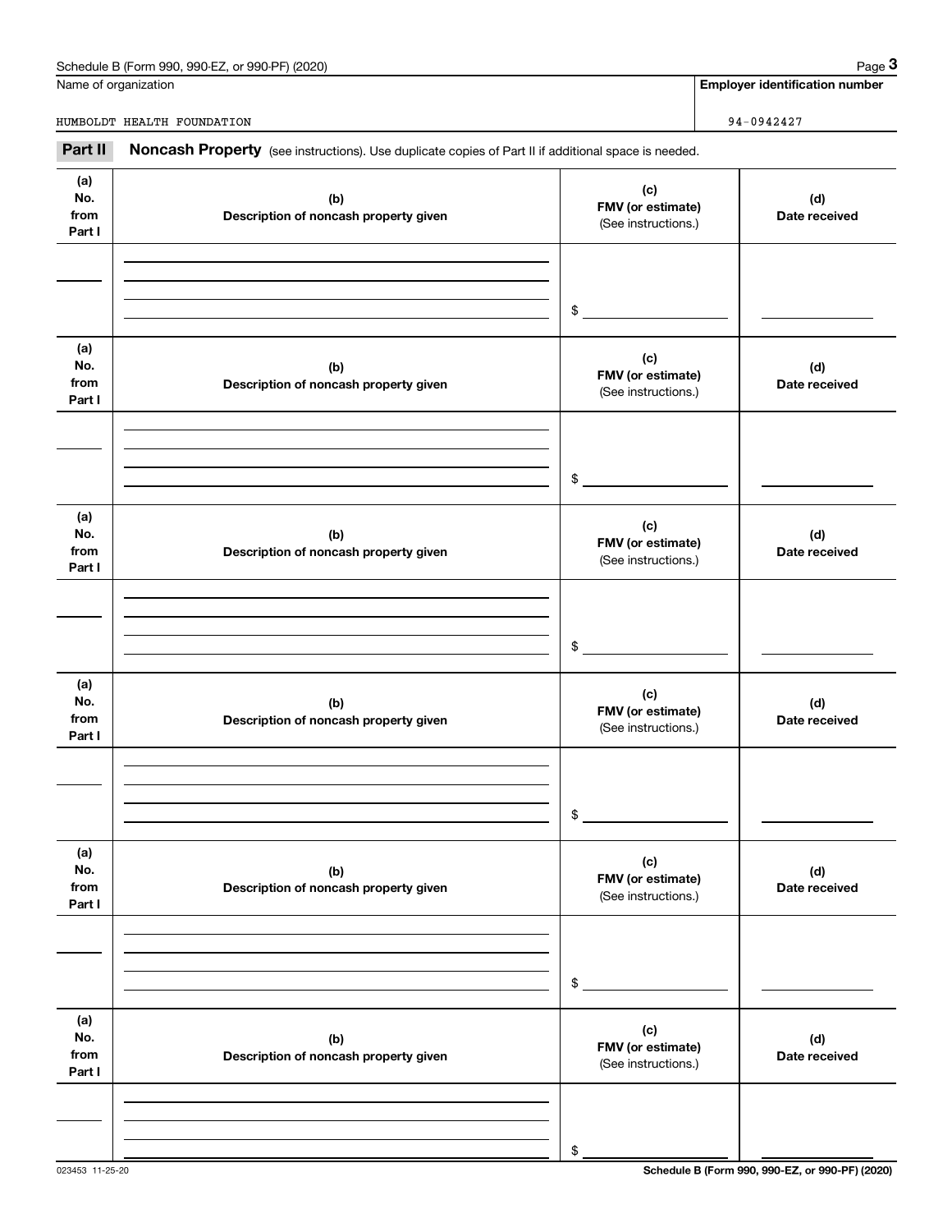Name of organization

HUMBOLDT HEALTH FOUNDATION

**Employer identification number**

94-0942427

**Part II** **Noncash Property** (see instructions). Use duplicate copies of Part II if additional space is needed.

| (a) No. from Part I | (b) Description of noncash property given | (c) FMV (or estimate) (See instructions.) | (d) Date received |
|---|---|---|---|
| | | $ | |

| (a) No. from Part I | (b) Description of noncash property given | (c) FMV (or estimate) (See instructions.) | (d) Date received |
|---|---|---|---|
| | | $ | |

| (a) No. from Part I | (b) Description of noncash property given | (c) FMV (or estimate) (See instructions.) | (d) Date received |
|---|---|---|---|
| | | $ | |

| (a) No. from Part I | (b) Description of noncash property given | (c) FMV (or estimate) (See instructions.) | (d) Date received |
|---|---|---|---|
| | | $ | |

| (a) No. from Part I | (b) Description of noncash property given | (c) FMV (or estimate) (See instructions.) | (d) Date received |
|---|---|---|---|
| | | $ | |

| (a) No. from Part I | (b) Description of noncash property given | (c) FMV (or estimate) (See instructions.) | (d) Date received |
|---|---|---|---|
| | | $ | |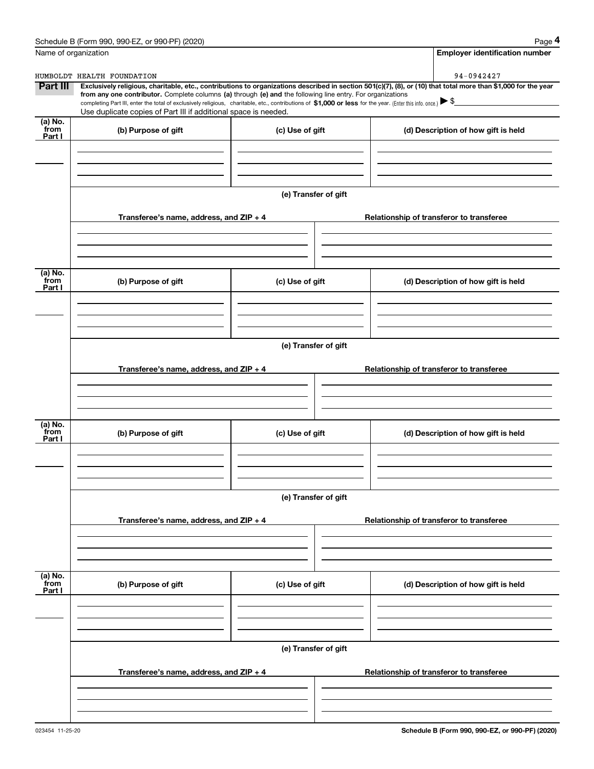Schedule B (Form 990, 990-EZ, or 990-PF) (2020)

Name of organization: HUMBOLDT HEALTH FOUNDATION

Employer identification number: 94-0942427

**Part III** **Exclusively religious, charitable, etc., contributions to organizations described in section 501(c)(7), (8), or (10) that total more than $1,000 for the year from any one contributor.** Complete columns **(a)** through **(e) and** the following line entry. For organizations completing Part III, enter the total of exclusively religious, charitable, etc., contributions of **$1,000 or less** for the year. (Enter this info. once.) ▶ $

Use duplicate copies of Part III if additional space is needed.

| (a) No. from Part I | (b) Purpose of gift | (c) Use of gift | (d) Description of how gift is held |
| --- | --- | --- | --- |
| | | | |

(e) Transfer of gift

| Transferee's name, address, and ZIP + 4 | Relationship of transferor to transferee |
| --- | --- |
| | |

| (a) No. from Part I | (b) Purpose of gift | (c) Use of gift | (d) Description of how gift is held |
| --- | --- | --- | --- |
| | | | |

(e) Transfer of gift

| Transferee's name, address, and ZIP + 4 | Relationship of transferor to transferee |
| --- | --- |
| | |

| (a) No. from Part I | (b) Purpose of gift | (c) Use of gift | (d) Description of how gift is held |
| --- | --- | --- | --- |
| | | | |

(e) Transfer of gift

| Transferee's name, address, and ZIP + 4 | Relationship of transferor to transferee |
| --- | --- |
| | |

| (a) No. from Part I | (b) Purpose of gift | (c) Use of gift | (d) Description of how gift is held |
| --- | --- | --- | --- |
| | | | |

(e) Transfer of gift

| Transferee's name, address, and ZIP + 4 | Relationship of transferor to transferee |
| --- | --- |
| | |

023454 11-25-20

**Schedule B (Form 990, 990-EZ, or 990-PF) (2020)**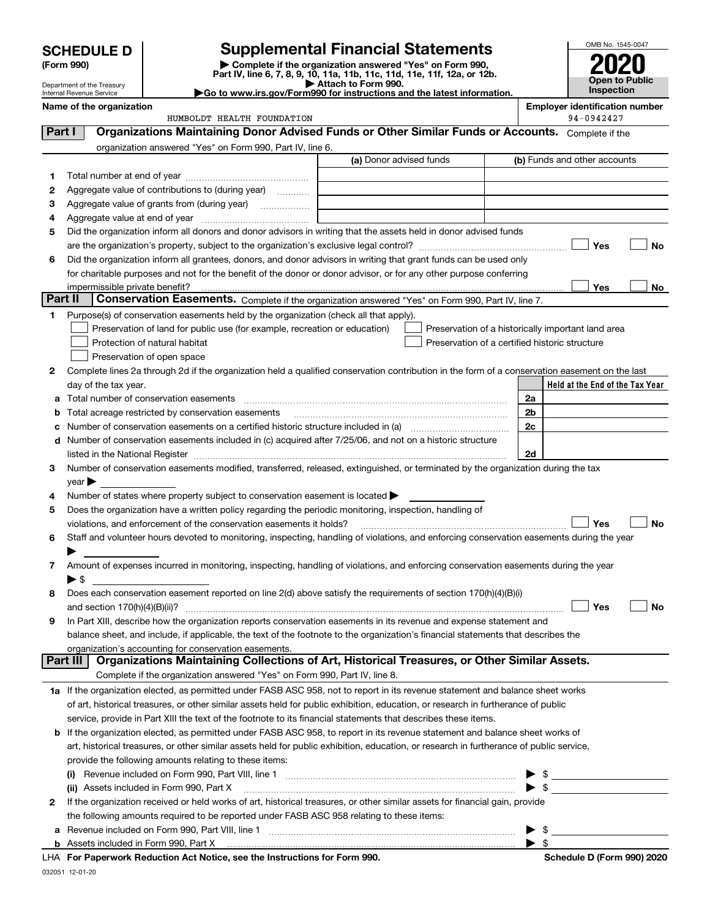**SCHEDULE D (Form 990)**

Department of the Treasury
Internal Revenue Service

# Supplemental Financial Statements

▶ Complete if the organization answered "Yes" on Form 990, Part IV, line 6, 7, 8, 9, 10, 11a, 11b, 11c, 11d, 11e, 11f, 12a, or 12b.
▶ Attach to Form 990.
▶Go to www.irs.gov/Form990 for instructions and the latest information.

OMB No. 1545-0047

**2020**

**Open to Public Inspection**

**Name of the organization**
HUMBOLDT HEALTH FOUNDATION

**Employer identification number**
94-0942427

## Part I Organizations Maintaining Donor Advised Funds or Other Similar Funds or Accounts.
Complete if the organization answered "Yes" on Form 990, Part IV, line 6.

| | | (a) Donor advised funds | (b) Funds and other accounts |
|---|---|---|---|
| 1 | Total number at end of year | | |
| 2 | Aggregate value of contributions to (during year) | | |
| 3 | Aggregate value of grants from (during year) | | |
| 4 | Aggregate value at end of year | | |

5 Did the organization inform all donors and donor advisors in writing that the assets held in donor advised funds are the organization's property, subject to the organization's exclusive legal control? ☐ Yes ☐ No

6 Did the organization inform all grantees, donors, and donor advisors in writing that grant funds can be used only for charitable purposes and not for the benefit of the donor or donor advisor, or for any other purpose conferring impermissible private benefit? ☐ Yes ☐ No

## Part II Conservation Easements.
Complete if the organization answered "Yes" on Form 990, Part IV, line 7.

1 Purpose(s) of conservation easements held by the organization (check all that apply).

- ☐ Preservation of land for public use (for example, recreation or education)
- ☐ Protection of natural habitat
- ☐ Preservation of open space
- ☐ Preservation of a historically important land area
- ☐ Preservation of a certified historic structure

2 Complete lines 2a through 2d if the organization held a qualified conservation contribution in the form of a conservation easement on the last day of the tax year.

| | | | Held at the End of the Tax Year |
|---|---|---|---|
| a | Total number of conservation easements | 2a | |
| b | Total acreage restricted by conservation easements | 2b | |
| c | Number of conservation easements on a certified historic structure included in (a) | 2c | |
| d | Number of conservation easements included in (c) acquired after 7/25/06, and not on a historic structure listed in the National Register | 2d | |

3 Number of conservation easements modified, transferred, released, extinguished, or terminated by the organization during the tax year ▶

4 Number of states where property subject to conservation easement is located ▶

5 Does the organization have a written policy regarding the periodic monitoring, inspection, handling of violations, and enforcement of the conservation easements it holds? ☐ Yes ☐ No

6 Staff and volunteer hours devoted to monitoring, inspecting, handling of violations, and enforcing conservation easements during the year ▶

7 Amount of expenses incurred in monitoring, inspecting, handling of violations, and enforcing conservation easements during the year ▶ $

8 Does each conservation easement reported on line 2(d) above satisfy the requirements of section 170(h)(4)(B)(i) and section 170(h)(4)(B)(ii)? ☐ Yes ☐ No

9 In Part XIII, describe how the organization reports conservation easements in its revenue and expense statement and balance sheet, and include, if applicable, the text of the footnote to the organization's financial statements that describes the organization's accounting for conservation easements.

## Part III Organizations Maintaining Collections of Art, Historical Treasures, or Other Similar Assets.
Complete if the organization answered "Yes" on Form 990, Part IV, line 8.

1a If the organization elected, as permitted under FASB ASC 958, not to report in its revenue statement and balance sheet works of art, historical treasures, or other similar assets held for public exhibition, education, or research in furtherance of public service, provide in Part XIII the text of the footnote to its financial statements that describes these items.

b If the organization elected, as permitted under FASB ASC 958, to report in its revenue statement and balance sheet works of art, historical treasures, or other similar assets held for public exhibition, education, or research in furtherance of public service, provide the following amounts relating to these items:

(i) Revenue included on Form 990, Part VIII, line 1 ▶ $

(ii) Assets included in Form 990, Part X ▶ $

2 If the organization received or held works of art, historical treasures, or other similar assets for financial gain, provide the following amounts required to be reported under FASB ASC 958 relating to these items:

a Revenue included on Form 990, Part VIII, line 1 ▶ $

b Assets included in Form 990, Part X ▶ $

LHA For Paperwork Reduction Act Notice, see the Instructions for Form 990. Schedule D (Form 990) 2020

032051 12-01-20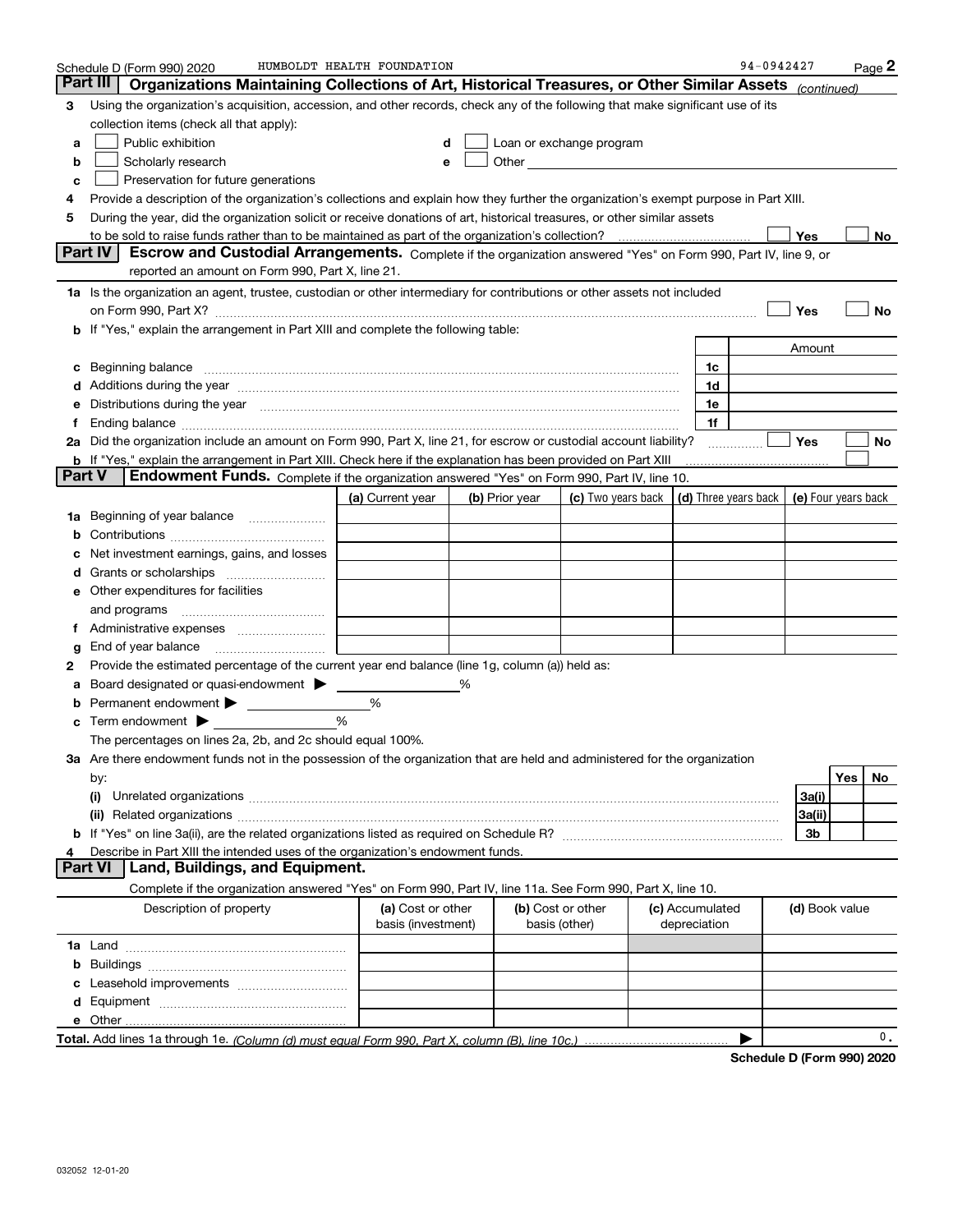Schedule D (Form 990) 2020 HUMBOLDT HEALTH FOUNDATION 94-0942427

## Part III Organizations Maintaining Collections of Art, Historical Treasures, or Other Similar Assets *(continued)*

**3** Using the organization's acquisition, accession, and other records, check any of the following that make significant use of its collection items (check all that apply):

- **a** ☐ Public exhibition
- **b** ☐ Scholarly research
- **c** ☐ Preservation for future generations
- **d** ☐ Loan or exchange program
- **e** ☐ Other

**4** Provide a description of the organization's collections and explain how they further the organization's exempt purpose in Part XIII.

**5** During the year, did the organization solicit or receive donations of art, historical treasures, or other similar assets to be sold to raise funds rather than to be maintained as part of the organization's collection? ☐ Yes ☐ No

## Part IV Escrow and Custodial Arrangements.

Complete if the organization answered "Yes" on Form 990, Part IV, line 9, or reported an amount on Form 990, Part X, line 21.

**1a** Is the organization an agent, trustee, custodian or other intermediary for contributions or other assets not included on Form 990, Part X? ☐ Yes ☐ No

**b** If "Yes," explain the arrangement in Part XIII and complete the following table:

| | | Amount |
|---|---|---|
| **c** Beginning balance | 1c | |
| **d** Additions during the year | 1d | |
| **e** Distributions during the year | 1e | |
| **f** Ending balance | 1f | |

**2a** Did the organization include an amount on Form 990, Part X, line 21, for escrow or custodial account liability? ☐ Yes ☐ No

**b** If "Yes," explain the arrangement in Part XIII. Check here if the explanation has been provided on Part XIII ☐

## Part V Endowment Funds.

Complete if the organization answered "Yes" on Form 990, Part IV, line 10.

| | (a) Current year | (b) Prior year | (c) Two years back | (d) Three years back | (e) Four years back |
|---|---|---|---|---|---|
| **1a** Beginning of year balance | | | | | |
| **b** Contributions | | | | | |
| **c** Net investment earnings, gains, and losses | | | | | |
| **d** Grants or scholarships | | | | | |
| **e** Other expenditures for facilities and programs | | | | | |
| **f** Administrative expenses | | | | | |
| **g** End of year balance | | | | | |

**2** Provide the estimated percentage of the current year end balance (line 1g, column (a)) held as:

- **a** Board designated or quasi-endowment ▶ ______ %
- **b** Permanent endowment ▶ ______ %
- **c** Term endowment ▶ ______ %

The percentages on lines 2a, 2b, and 2c should equal 100%.

**3a** Are there endowment funds not in the possession of the organization that are held and administered for the organization by:

| | | Yes | No |
|---|---|---|---|
| **(i)** Unrelated organizations | 3a(i) | | |
| **(ii)** Related organizations | 3a(ii) | | |
| **b** If "Yes" on line 3a(ii), are the related organizations listed as required on Schedule R? | 3b | | |

**4** Describe in Part XIII the intended uses of the organization's endowment funds.

## Part VI Land, Buildings, and Equipment.

Complete if the organization answered "Yes" on Form 990, Part IV, line 11a. See Form 990, Part X, line 10.

| Description of property | (a) Cost or other basis (investment) | (b) Cost or other basis (other) | (c) Accumulated depreciation | (d) Book value |
|---|---|---|---|---|
| **1a** Land | | | | |
| **b** Buildings | | | | |
| **c** Leasehold improvements | | | | |
| **d** Equipment | | | | |
| **e** Other | | | | |

**Total.** Add lines 1a through 1e. *(Column (d) must equal Form 990, Part X, column (B), line 10c.)* ▶ 0.

**Schedule D (Form 990) 2020**

032052 12-01-20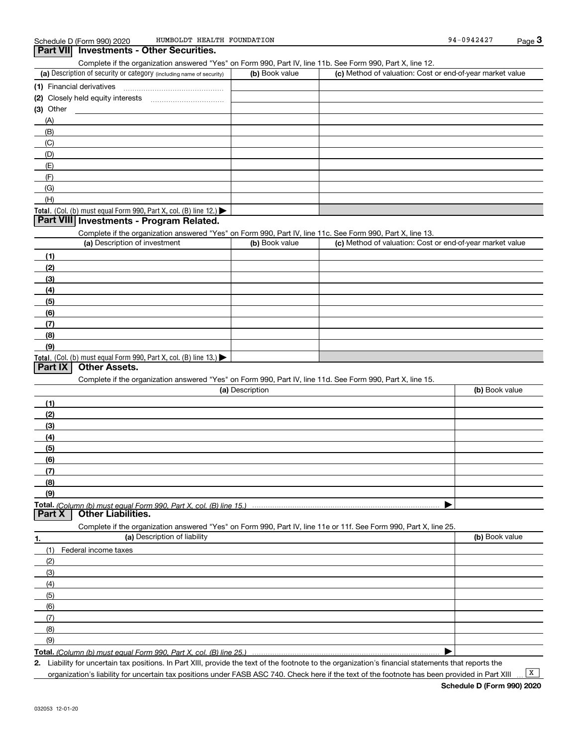Schedule D (Form 990) 2020 HUMBOLDT HEALTH FOUNDATION 94-0942427

## Part VII Investments - Other Securities.

Complete if the organization answered "Yes" on Form 990, Part IV, line 11b. See Form 990, Part X, line 12.

| (a) Description of security or category (including name of security) | (b) Book value | (c) Method of valuation: Cost or end-of-year market value |
|---|---|---|
| (1) Financial derivatives | | |
| (2) Closely held equity interests | | |
| (3) Other | | |
| (A) | | |
| (B) | | |
| (C) | | |
| (D) | | |
| (E) | | |
| (F) | | |
| (G) | | |
| (H) | | |
| **Total.** (Col. (b) must equal Form 990, Part X, col. (B) line 12.) ▶ | | |

## Part VIII Investments - Program Related.

Complete if the organization answered "Yes" on Form 990, Part IV, line 11c. See Form 990, Part X, line 13.

| (a) Description of investment | (b) Book value | (c) Method of valuation: Cost or end-of-year market value |
|---|---|---|
| (1) | | |
| (2) | | |
| (3) | | |
| (4) | | |
| (5) | | |
| (6) | | |
| (7) | | |
| (8) | | |
| (9) | | |
| **Total.** (Col. (b) must equal Form 990, Part X, col. (B) line 13.) ▶ | | |

## Part IX Other Assets.

Complete if the organization answered "Yes" on Form 990, Part IV, line 11d. See Form 990, Part X, line 15.

| (a) Description | (b) Book value |
|---|---|
| (1) | |
| (2) | |
| (3) | |
| (4) | |
| (5) | |
| (6) | |
| (7) | |
| (8) | |
| (9) | |
| **Total.** *(Column (b) must equal Form 990, Part X, col. (B) line 15.)* ▶ | |

## Part X Other Liabilities.

Complete if the organization answered "Yes" on Form 990, Part IV, line 11e or 11f. See Form 990, Part X, line 25.

| 1. (a) Description of liability | (b) Book value |
|---|---|
| (1) Federal income taxes | |
| (2) | |
| (3) | |
| (4) | |
| (5) | |
| (6) | |
| (7) | |
| (8) | |
| (9) | |
| **Total.** *(Column (b) must equal Form 990, Part X, col. (B) line 25.)* ▶ | |

2. Liability for uncertain tax positions. In Part XIII, provide the text of the footnote to the organization's financial statements that reports the organization's liability for uncertain tax positions under FASB ASC 740. Check here if the text of the footnote has been provided in Part XIII ... [X]

**Schedule D (Form 990) 2020**

032053 12-01-20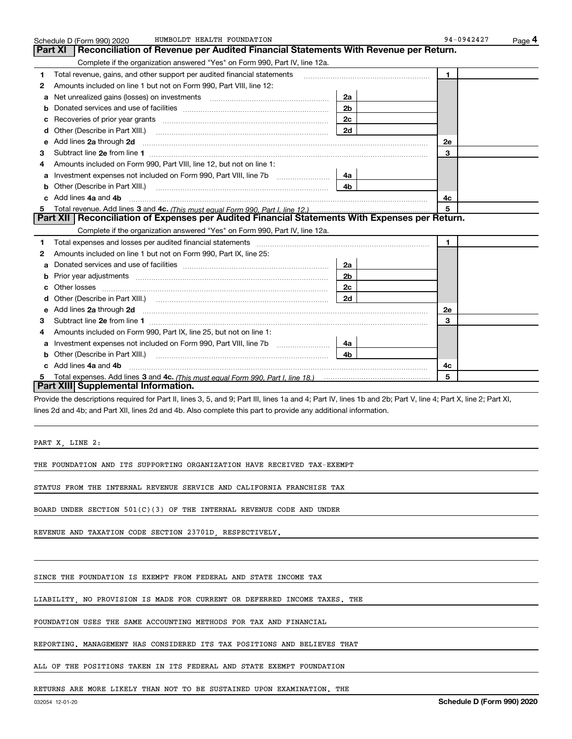Schedule D (Form 990) 2020 HUMBOLDT HEALTH FOUNDATION 94-0942427

## Part XI Reconciliation of Revenue per Audited Financial Statements With Revenue per Return.

Complete if the organization answered "Yes" on Form 990, Part IV, line 12a.

| | | | | | |
|---|---|---|---|---|---|
| 1 | Total revenue, gains, and other support per audited financial statements | | | 1 | |
| 2 | Amounts included on line 1 but not on Form 990, Part VIII, line 12: | | | | |
| a | Net unrealized gains (losses) on investments | 2a | | | |
| b | Donated services and use of facilities | 2b | | | |
| c | Recoveries of prior year grants | 2c | | | |
| d | Other (Describe in Part XIII.) | 2d | | | |
| e | Add lines **2a** through **2d** | | | 2e | |
| 3 | Subtract line **2e** from line **1** | | | 3 | |
| 4 | Amounts included on Form 990, Part VIII, line 12, but not on line 1: | | | | |
| a | Investment expenses not included on Form 990, Part VIII, line 7b | 4a | | | |
| b | Other (Describe in Part XIII.) | 4b | | | |
| c | Add lines **4a** and **4b** | | | 4c | |
| 5 | Total revenue. Add lines **3** and **4c.** *(This must equal Form 990, Part I, line 12.)* | | | 5 | |

## Part XII Reconciliation of Expenses per Audited Financial Statements With Expenses per Return.

Complete if the organization answered "Yes" on Form 990, Part IV, line 12a.

| | | | | | |
|---|---|---|---|---|---|
| 1 | Total expenses and losses per audited financial statements | | | 1 | |
| 2 | Amounts included on line 1 but not on Form 990, Part IX, line 25: | | | | |
| a | Donated services and use of facilities | 2a | | | |
| b | Prior year adjustments | 2b | | | |
| c | Other losses | 2c | | | |
| d | Other (Describe in Part XIII.) | 2d | | | |
| e | Add lines **2a** through **2d** | | | 2e | |
| 3 | Subtract line **2e** from line **1** | | | 3 | |
| 4 | Amounts included on Form 990, Part IX, line 25, but not on line 1: | | | | |
| a | Investment expenses not included on Form 990, Part VIII, line 7b | 4a | | | |
| b | Other (Describe in Part XIII.) | 4b | | | |
| c | Add lines **4a** and **4b** | | | 4c | |
| 5 | Total expenses. Add lines **3** and **4c.** *(This must equal Form 990, Part I, line 18.)* | | | 5 | |

## Part XIII Supplemental Information.

Provide the descriptions required for Part II, lines 3, 5, and 9; Part III, lines 1a and 4; Part IV, lines 1b and 2b; Part V, line 4; Part X, line 2; Part XI, lines 2d and 4b; and Part XII, lines 2d and 4b. Also complete this part to provide any additional information.

PART X, LINE 2:

THE FOUNDATION AND ITS SUPPORTING ORGANIZATION HAVE RECEIVED TAX-EXEMPT STATUS FROM THE INTERNAL REVENUE SERVICE AND CALIFORNIA FRANCHISE TAX BOARD UNDER SECTION 501(C)(3) OF THE INTERNAL REVENUE CODE AND UNDER REVENUE AND TAXATION CODE SECTION 23701D, RESPECTIVELY.

SINCE THE FOUNDATION IS EXEMPT FROM FEDERAL AND STATE INCOME TAX LIABILITY, NO PROVISION IS MADE FOR CURRENT OR DEFERRED INCOME TAXES. THE FOUNDATION USES THE SAME ACCOUNTING METHODS FOR TAX AND FINANCIAL REPORTING. MANAGEMENT HAS CONSIDERED ITS TAX POSITIONS AND BELIEVES THAT ALL OF THE POSITIONS TAKEN IN ITS FEDERAL AND STATE EXEMPT FOUNDATION RETURNS ARE MORE LIKELY THAN NOT TO BE SUSTAINED UPON EXAMINATION. THE

032054 12-01-20 Schedule D (Form 990) 2020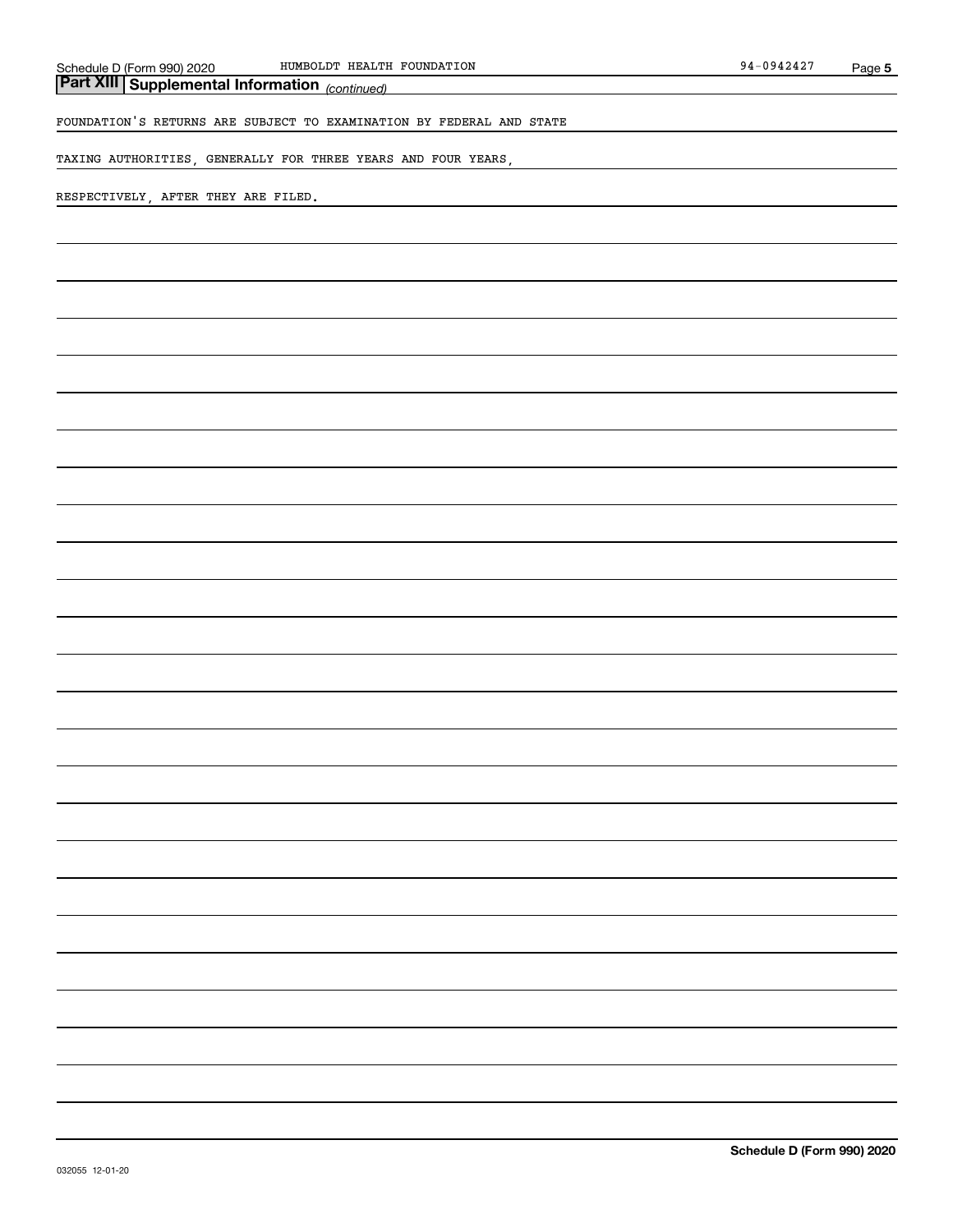## Part XIII Supplemental Information *(continued)*

FOUNDATION'S RETURNS ARE SUBJECT TO EXAMINATION BY FEDERAL AND STATE TAXING AUTHORITIES, GENERALLY FOR THREE YEARS AND FOUR YEARS, RESPECTIVELY, AFTER THEY ARE FILED.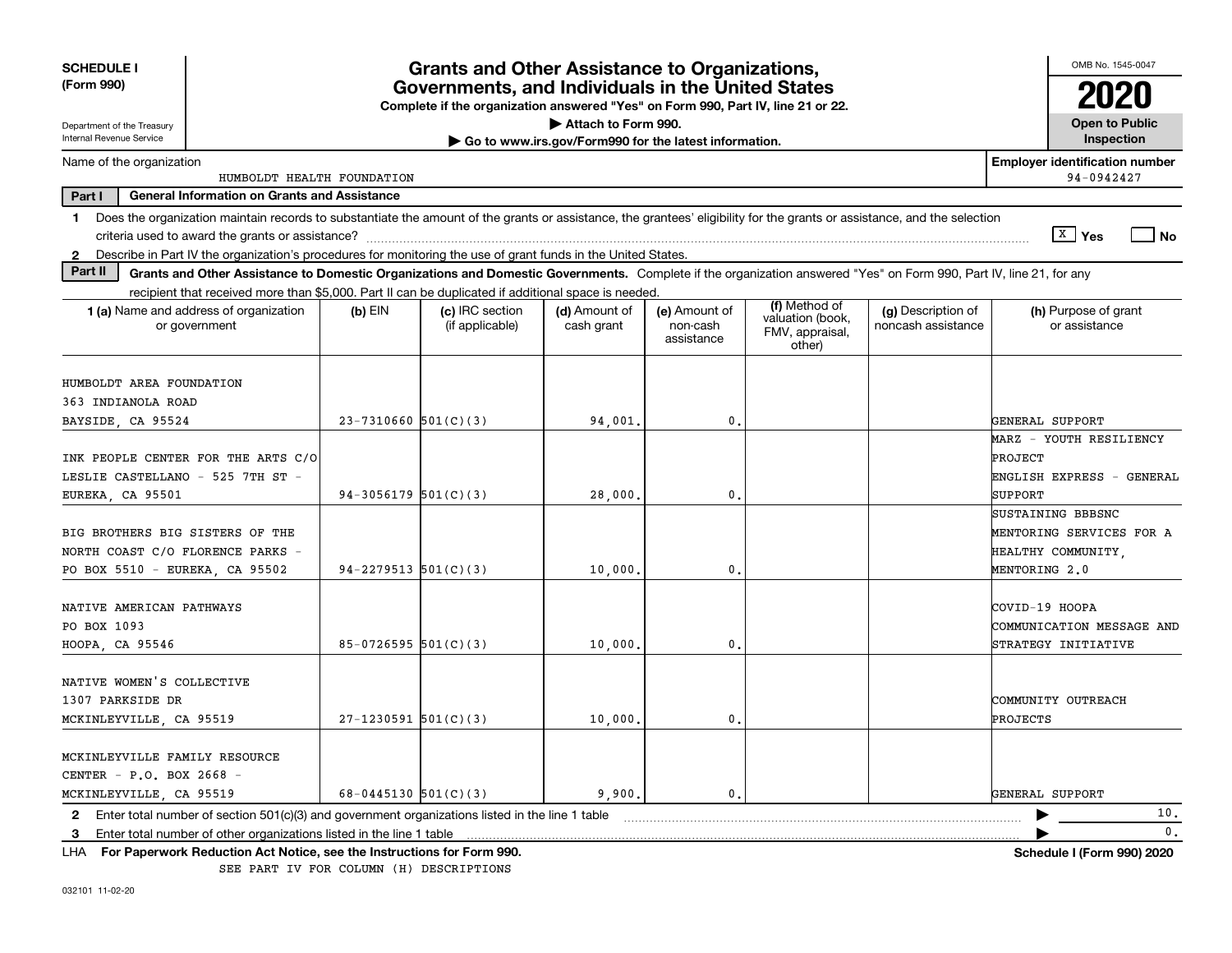**SCHEDULE I**
**(Form 990)**

Department of the Treasury
Internal Revenue Service

# Grants and Other Assistance to Organizations, Governments, and Individuals in the United States

**Complete if the organization answered "Yes" on Form 990, Part IV, line 21 or 22.**
**▶ Attach to Form 990.**
**▶ Go to www.irs.gov/Form990 for the latest information.**

OMB No. 1545-0047

**2020**

**Open to Public Inspection**

Name of the organization: HUMBOLDT HEALTH FOUNDATION

**Employer identification number**: 94-0942427

**Part I — General Information on Grants and Assistance**

1 Does the organization maintain records to substantiate the amount of the grants or assistance, the grantees' eligibility for the grants or assistance, and the selection criteria used to award the grants or assistance? [X] Yes [ ] No

2 Describe in Part IV the organization's procedures for monitoring the use of grant funds in the United States.

**Part II — Grants and Other Assistance to Domestic Organizations and Domestic Governments.** Complete if the organization answered "Yes" on Form 990, Part IV, line 21, for any recipient that received more than $5,000. Part II can be duplicated if additional space is needed.

| 1 (a) Name and address of organization or government | (b) EIN | (c) IRC section (if applicable) | (d) Amount of cash grant | (e) Amount of non-cash assistance | (f) Method of valuation (book, FMV, appraisal, other) | (g) Description of noncash assistance | (h) Purpose of grant or assistance |
|---|---|---|---|---|---|---|---|
| HUMBOLDT AREA FOUNDATION 363 INDIANOLA ROAD BAYSIDE, CA 95524 | 23-7310660 | 501(C)(3) | 94,001. | 0. | | | GENERAL SUPPORT |
| INK PEOPLE CENTER FOR THE ARTS C/O LESLIE CASTELLANO - 525 7TH ST - EUREKA, CA 95501 | 94-3056179 | 501(C)(3) | 28,000. | 0. | | | MARZ - YOUTH RESILIENCY PROJECT ENGLISH EXPRESS - GENERAL SUPPORT |
| BIG BROTHERS BIG SISTERS OF THE NORTH COAST C/O FLORENCE PARKS - PO BOX 5510 - EUREKA, CA 95502 | 94-2279513 | 501(C)(3) | 10,000. | 0. | | | SUSTAINING BBBSNC MENTORING SERVICES FOR A HEALTHY COMMUNITY, MENTORING 2.0 |
| NATIVE AMERICAN PATHWAYS PO BOX 1093 HOOPA, CA 95546 | 85-0726595 | 501(C)(3) | 10,000. | 0. | | | COVID-19 HOOPA COMMUNICATION MESSAGE AND STRATEGY INITIATIVE |
| NATIVE WOMEN'S COLLECTIVE 1307 PARKSIDE DR MCKINLEYVILLE, CA 95519 | 27-1230591 | 501(C)(3) | 10,000. | 0. | | | COMMUNITY OUTREACH PROJECTS |
| MCKINLEYVILLE FAMILY RESOURCE CENTER - P.O. BOX 2668 - MCKINLEYVILLE, CA 95519 | 68-0445130 | 501(C)(3) | 9,900. | 0. | | | GENERAL SUPPORT |

2 Enter total number of section 501(c)(3) and government organizations listed in the line 1 table ▶ 10.

3 Enter total number of other organizations listed in the line 1 table ▶ 0.

LHA **For Paperwork Reduction Act Notice, see the Instructions for Form 990.** **Schedule I (Form 990) 2020**

SEE PART IV FOR COLUMN (H) DESCRIPTIONS

032101 11-02-20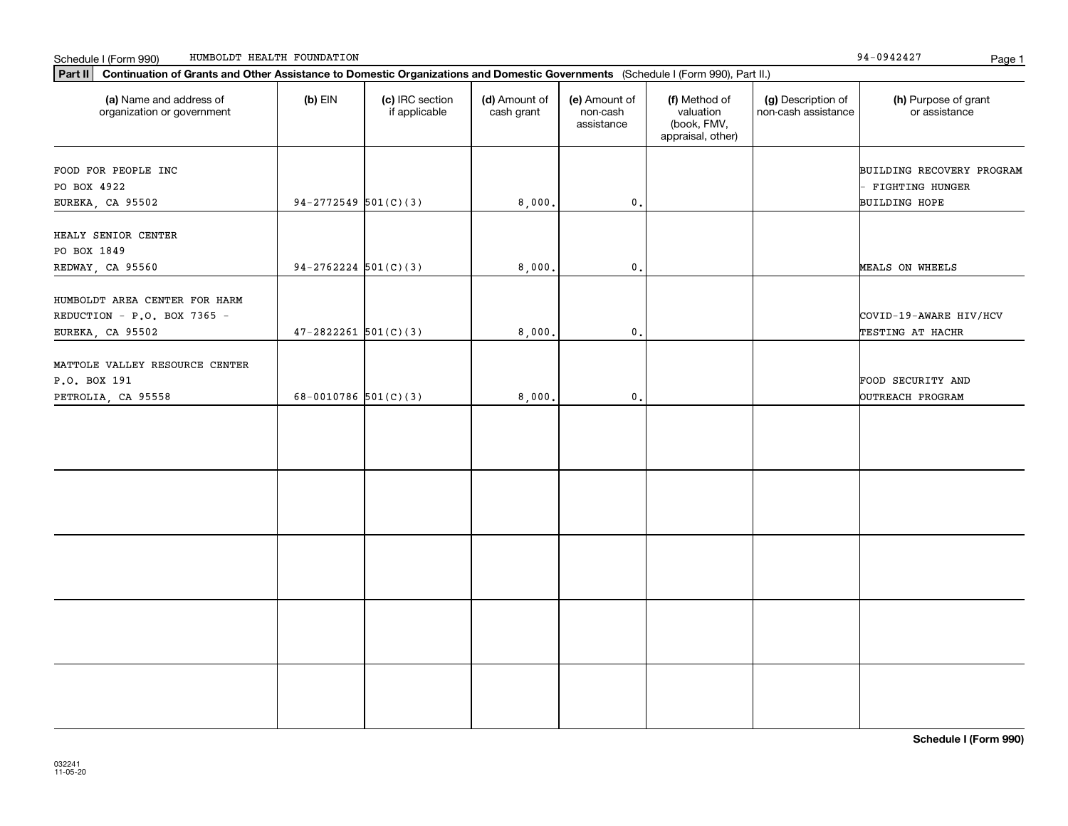Schedule I (Form 990) HUMBOLDT HEALTH FOUNDATION 94-0942427

**Part II** **Continuation of Grants and Other Assistance to Domestic Organizations and Domestic Governments** (Schedule I (Form 990), Part II.)

| (a) Name and address of organization or government | (b) EIN | (c) IRC section if applicable | (d) Amount of cash grant | (e) Amount of non-cash assistance | (f) Method of valuation (book, FMV, appraisal, other) | (g) Description of non-cash assistance | (h) Purpose of grant or assistance |
|---|---|---|---|---|---|---|---|
| FOOD FOR PEOPLE INC<br>PO BOX 4922<br>EUREKA, CA 95502 | 94-2772549 | 501(C)(3) | 8,000. | 0. | | | BUILDING RECOVERY PROGRAM - FIGHTING HUNGER BUILDING HOPE |
| HEALY SENIOR CENTER<br>PO BOX 1849<br>REDWAY, CA 95560 | 94-2762224 | 501(C)(3) | 8,000. | 0. | | | MEALS ON WHEELS |
| HUMBOLDT AREA CENTER FOR HARM REDUCTION - P.O. BOX 7365 - EUREKA, CA 95502 | 47-2822261 | 501(C)(3) | 8,000. | 0. | | | COVID-19-AWARE HIV/HCV TESTING AT HACHR |
| MATTOLE VALLEY RESOURCE CENTER<br>P.O. BOX 191<br>PETROLIA, CA 95558 | 68-0010786 | 501(C)(3) | 8,000. | 0. | | | FOOD SECURITY AND OUTREACH PROGRAM |
| | | | | | | | |
| | | | | | | | |
| | | | | | | | |
| | | | | | | | |
| | | | | | | | |

**Schedule I (Form 990)**

032241
11-05-20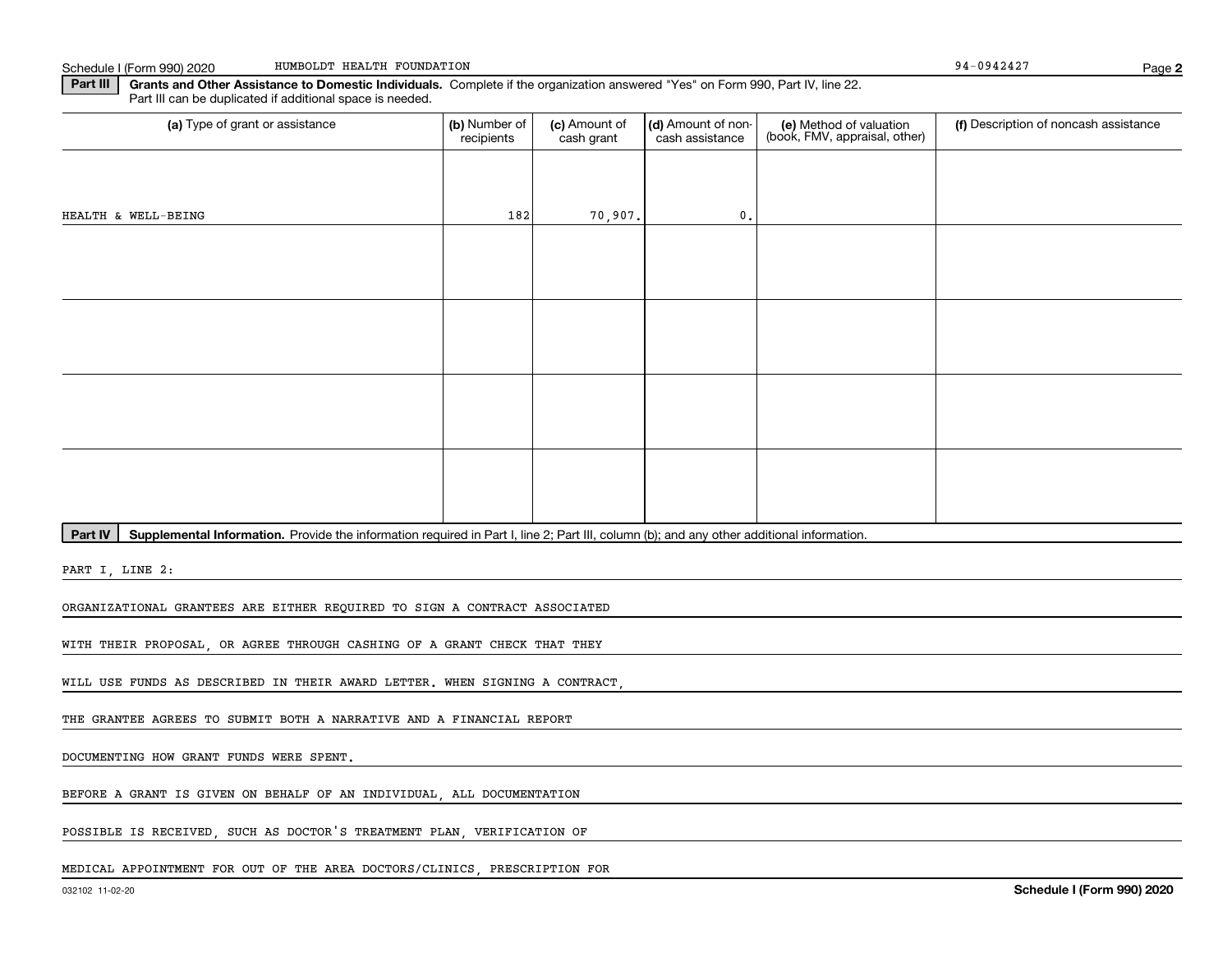Schedule I (Form 990) 2020 HUMBOLDT HEALTH FOUNDATION 94-0942427

**Part III Grants and Other Assistance to Domestic Individuals.** Complete if the organization answered "Yes" on Form 990, Part IV, line 22. Part III can be duplicated if additional space is needed.

| (a) Type of grant or assistance | (b) Number of recipients | (c) Amount of cash grant | (d) Amount of non-cash assistance | (e) Method of valuation (book, FMV, appraisal, other) | (f) Description of noncash assistance |
|---|---|---|---|---|---|
| HEALTH & WELL-BEING | 182 | 70,907. | 0. | | |
| | | | | | |
| | | | | | |
| | | | | | |
| | | | | | |

**Part IV Supplemental Information.** Provide the information required in Part I, line 2; Part III, column (b); and any other additional information.

PART I, LINE 2:

ORGANIZATIONAL GRANTEES ARE EITHER REQUIRED TO SIGN A CONTRACT ASSOCIATED WITH THEIR PROPOSAL, OR AGREE THROUGH CASHING OF A GRANT CHECK THAT THEY WILL USE FUNDS AS DESCRIBED IN THEIR AWARD LETTER. WHEN SIGNING A CONTRACT, THE GRANTEE AGREES TO SUBMIT BOTH A NARRATIVE AND A FINANCIAL REPORT DOCUMENTING HOW GRANT FUNDS WERE SPENT.

BEFORE A GRANT IS GIVEN ON BEHALF OF AN INDIVIDUAL, ALL DOCUMENTATION POSSIBLE IS RECEIVED, SUCH AS DOCTOR'S TREATMENT PLAN, VERIFICATION OF MEDICAL APPOINTMENT FOR OUT OF THE AREA DOCTORS/CLINICS, PRESCRIPTION FOR

032102 11-02-20 Schedule I (Form 990) 2020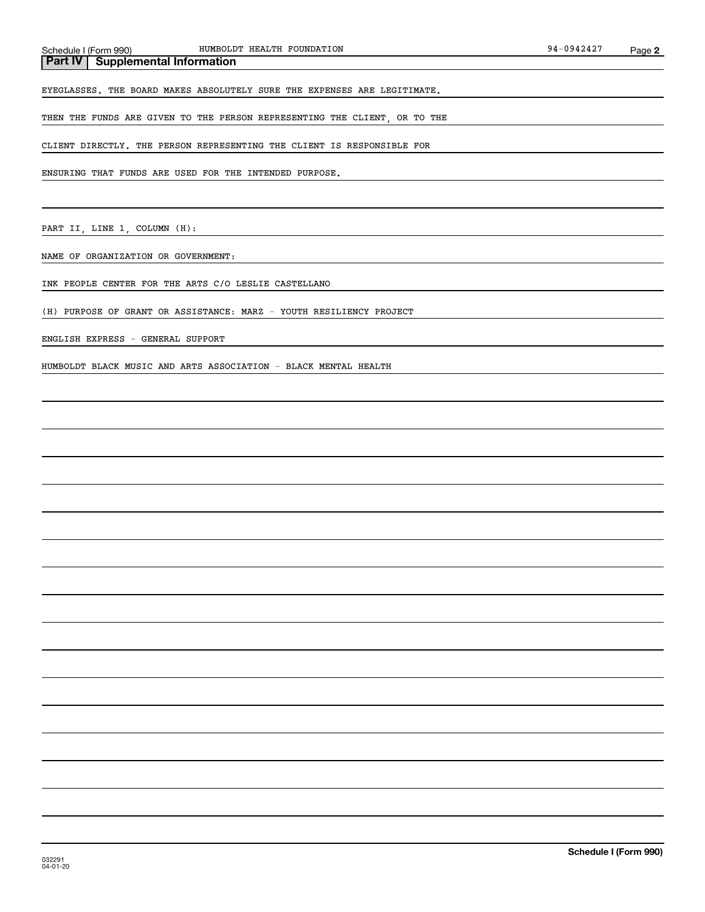## Part IV | Supplemental Information

EYEGLASSES. THE BOARD MAKES ABSOLUTELY SURE THE EXPENSES ARE LEGITIMATE.

THEN THE FUNDS ARE GIVEN TO THE PERSON REPRESENTING THE CLIENT, OR TO THE

CLIENT DIRECTLY. THE PERSON REPRESENTING THE CLIENT IS RESPONSIBLE FOR

ENSURING THAT FUNDS ARE USED FOR THE INTENDED PURPOSE.

PART II, LINE 1, COLUMN (H):

NAME OF ORGANIZATION OR GOVERNMENT:

INK PEOPLE CENTER FOR THE ARTS C/O LESLIE CASTELLANO

(H) PURPOSE OF GRANT OR ASSISTANCE: MARZ - YOUTH RESILIENCY PROJECT

ENGLISH EXPRESS - GENERAL SUPPORT

HUMBOLDT BLACK MUSIC AND ARTS ASSOCIATION - BLACK MENTAL HEALTH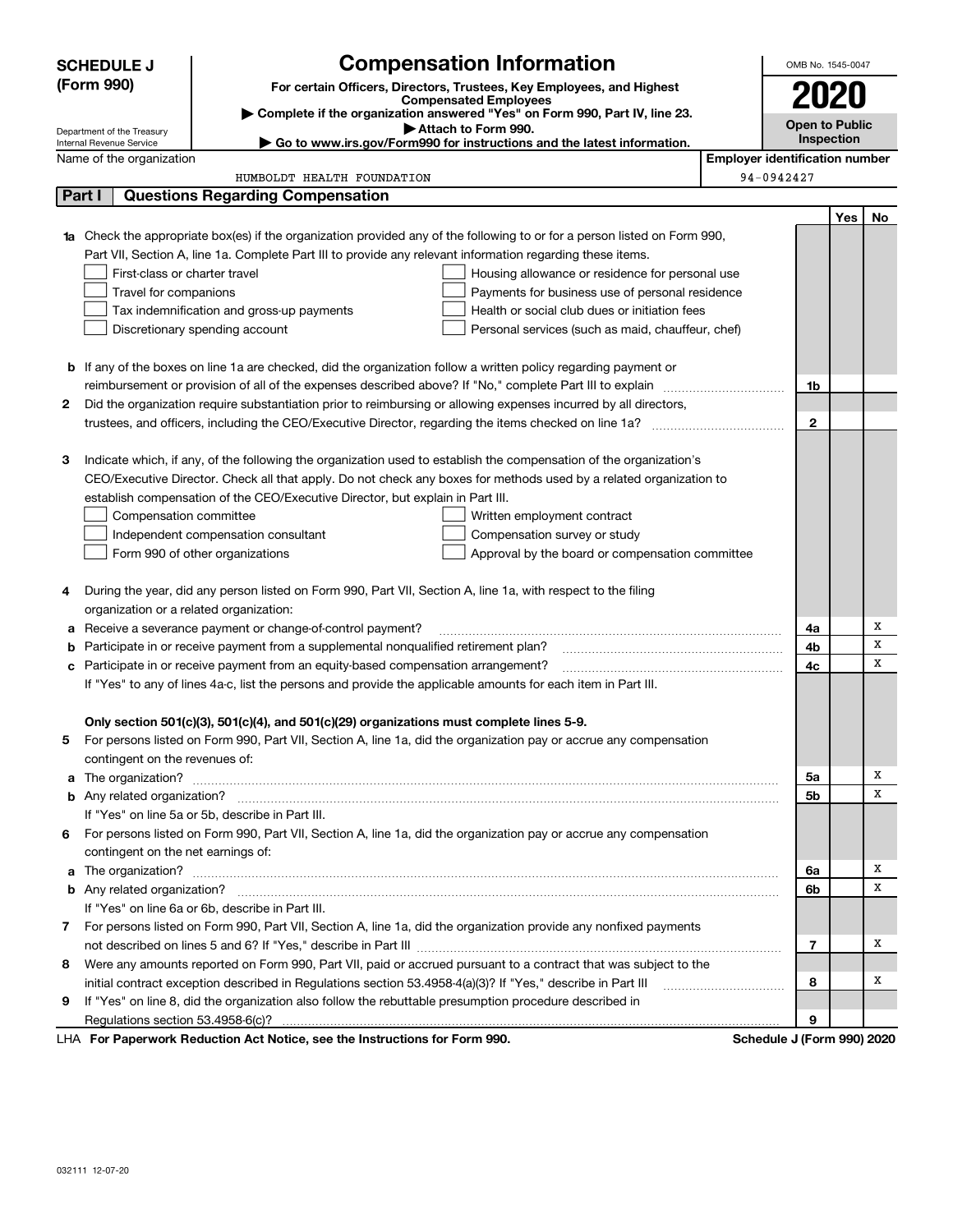**SCHEDULE J (Form 990)**

Department of the Treasury
Internal Revenue Service

# Compensation Information

**For certain Officers, Directors, Trustees, Key Employees, and Highest Compensated Employees**

▶ **Complete if the organization answered "Yes" on Form 990, Part IV, line 23.**

▶ **Attach to Form 990.**

▶ **Go to www.irs.gov/Form990 for instructions and the latest information.**

OMB No. 1545-0047

**2020**

**Open to Public Inspection**

Name of the organization: HUMBOLDT HEALTH FOUNDATION

Employer identification number: 94-0942427

## Part I Questions Regarding Compensation

| | | | Yes | No |
|---|---|---|---|---|
| **1a** | Check the appropriate box(es) if the organization provided any of the following to or for a person listed on Form 990, Part VII, Section A, line 1a. Complete Part III to provide any relevant information regarding these items.<br>☐ First-class or charter travel ☐ Housing allowance or residence for personal use<br>☐ Travel for companions ☐ Payments for business use of personal residence<br>☐ Tax indemnification and gross-up payments ☐ Health or social club dues or initiation fees<br>☐ Discretionary spending account ☐ Personal services (such as maid, chauffeur, chef) | | | |
| **b** | If any of the boxes on line 1a are checked, did the organization follow a written policy regarding payment or reimbursement or provision of all of the expenses described above? If "No," complete Part III to explain | 1b | | |
| **2** | Did the organization require substantiation prior to reimbursing or allowing expenses incurred by all directors, trustees, and officers, including the CEO/Executive Director, regarding the items checked on line 1a? | 2 | | |
| **3** | Indicate which, if any, of the following the organization used to establish the compensation of the organization's CEO/Executive Director. Check all that apply. Do not check any boxes for methods used by a related organization to establish compensation of the CEO/Executive Director, but explain in Part III.<br>☐ Compensation committee ☐ Written employment contract<br>☐ Independent compensation consultant ☐ Compensation survey or study<br>☐ Form 990 of other organizations ☐ Approval by the board or compensation committee | | | |
| **4** | During the year, did any person listed on Form 990, Part VII, Section A, line 1a, with respect to the filing organization or a related organization: | | | |
| **a** | Receive a severance payment or change-of-control payment? | 4a | | X |
| **b** | Participate in or receive payment from a supplemental nonqualified retirement plan? | 4b | | X |
| **c** | Participate in or receive payment from an equity-based compensation arrangement? | 4c | | X |
| | If "Yes" to any of lines 4a-c, list the persons and provide the applicable amounts for each item in Part III. | | | |
| | **Only section 501(c)(3), 501(c)(4), and 501(c)(29) organizations must complete lines 5-9.** | | | |
| **5** | For persons listed on Form 990, Part VII, Section A, line 1a, did the organization pay or accrue any compensation contingent on the revenues of: | | | |
| **a** | The organization? | 5a | | X |
| **b** | Any related organization? | 5b | | X |
| | If "Yes" on line 5a or 5b, describe in Part III. | | | |
| **6** | For persons listed on Form 990, Part VII, Section A, line 1a, did the organization pay or accrue any compensation contingent on the net earnings of: | | | |
| **a** | The organization? | 6a | | X |
| **b** | Any related organization? | 6b | | X |
| | If "Yes" on line 6a or 6b, describe in Part III. | | | |
| **7** | For persons listed on Form 990, Part VII, Section A, line 1a, did the organization provide any nonfixed payments not described on lines 5 and 6? If "Yes," describe in Part III | 7 | | X |
| **8** | Were any amounts reported on Form 990, Part VII, paid or accrued pursuant to a contract that was subject to the initial contract exception described in Regulations section 53.4958-4(a)(3)? If "Yes," describe in Part III | 8 | | X |
| **9** | If "Yes" on line 8, did the organization also follow the rebuttable presumption procedure described in Regulations section 53.4958-6(c)? | 9 | | |

LHA **For Paperwork Reduction Act Notice, see the Instructions for Form 990.** **Schedule J (Form 990) 2020**

032111 12-07-20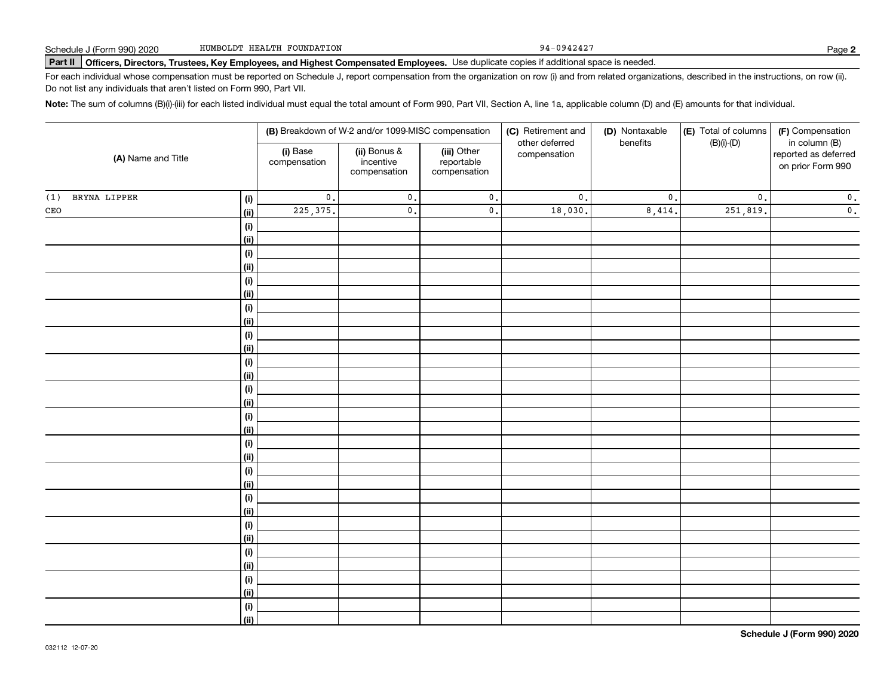Schedule J (Form 990) 2020 HUMBOLDT HEALTH FOUNDATION 94-0942427

**Part II Officers, Directors, Trustees, Key Employees, and Highest Compensated Employees.** Use duplicate copies if additional space is needed.

For each individual whose compensation must be reported on Schedule J, report compensation from the organization on row (i) and from related organizations, described in the instructions, on row (ii). Do not list any individuals that aren't listed on Form 990, Part VII.

**Note:** The sum of columns (B)(i)-(iii) for each listed individual must equal the total amount of Form 990, Part VII, Section A, line 1a, applicable column (D) and (E) amounts for that individual.

| (A) Name and Title | | (B) Breakdown of W-2 and/or 1099-MISC compensation | | | (C) Retirement and other deferred compensation | (D) Nontaxable benefits | (E) Total of columns (B)(i)-(D) | (F) Compensation in column (B) reported as deferred on prior Form 990 |
|---|---|---|---|---|---|---|---|---|
| | | (i) Base compensation | (ii) Bonus & incentive compensation | (iii) Other reportable compensation | | | | |
| (1) BRYNA LIPPER | (i) | 0. | 0. | 0. | 0. | 0. | 0. | 0. |
| CEO | (ii) | 225,375. | 0. | 0. | 18,030. | 8,414. | 251,819. | 0. |
| | (i) | | | | | | | |
| | (ii) | | | | | | | |
| | (i) | | | | | | | |
| | (ii) | | | | | | | |
| | (i) | | | | | | | |
| | (ii) | | | | | | | |
| | (i) | | | | | | | |
| | (ii) | | | | | | | |
| | (i) | | | | | | | |
| | (ii) | | | | | | | |
| | (i) | | | | | | | |
| | (ii) | | | | | | | |
| | (i) | | | | | | | |
| | (ii) | | | | | | | |
| | (i) | | | | | | | |
| | (ii) | | | | | | | |
| | (i) | | | | | | | |
| | (ii) | | | | | | | |
| | (i) | | | | | | | |
| | (ii) | | | | | | | |
| | (i) | | | | | | | |
| | (ii) | | | | | | | |
| | (i) | | | | | | | |
| | (ii) | | | | | | | |
| | (i) | | | | | | | |
| | (ii) | | | | | | | |
| | (i) | | | | | | | |
| | (ii) | | | | | | | |
| | (i) | | | | | | | |
| | (ii) | | | | | | | |

Schedule J (Form 990) 2020

032112 12-07-20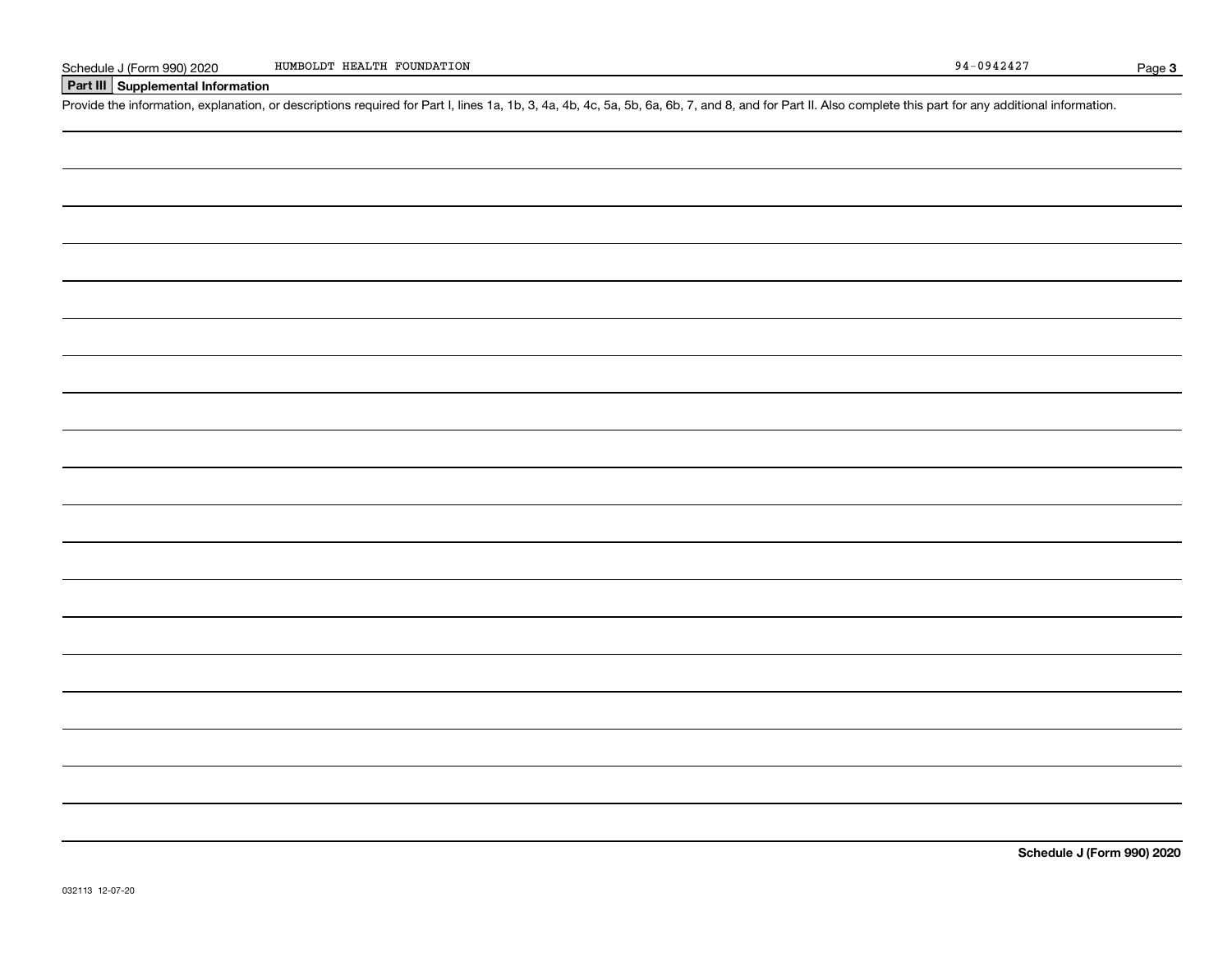Schedule J (Form 990) 2020 HUMBOLDT HEALTH FOUNDATION 94-0942427

## Part III Supplemental Information

Provide the information, explanation, or descriptions required for Part I, lines 1a, 1b, 3, 4a, 4b, 4c, 5a, 5b, 6a, 6b, 7, and 8, and for Part II. Also complete this part for any additional information.

**Schedule J (Form 990) 2020**

032113 12-07-20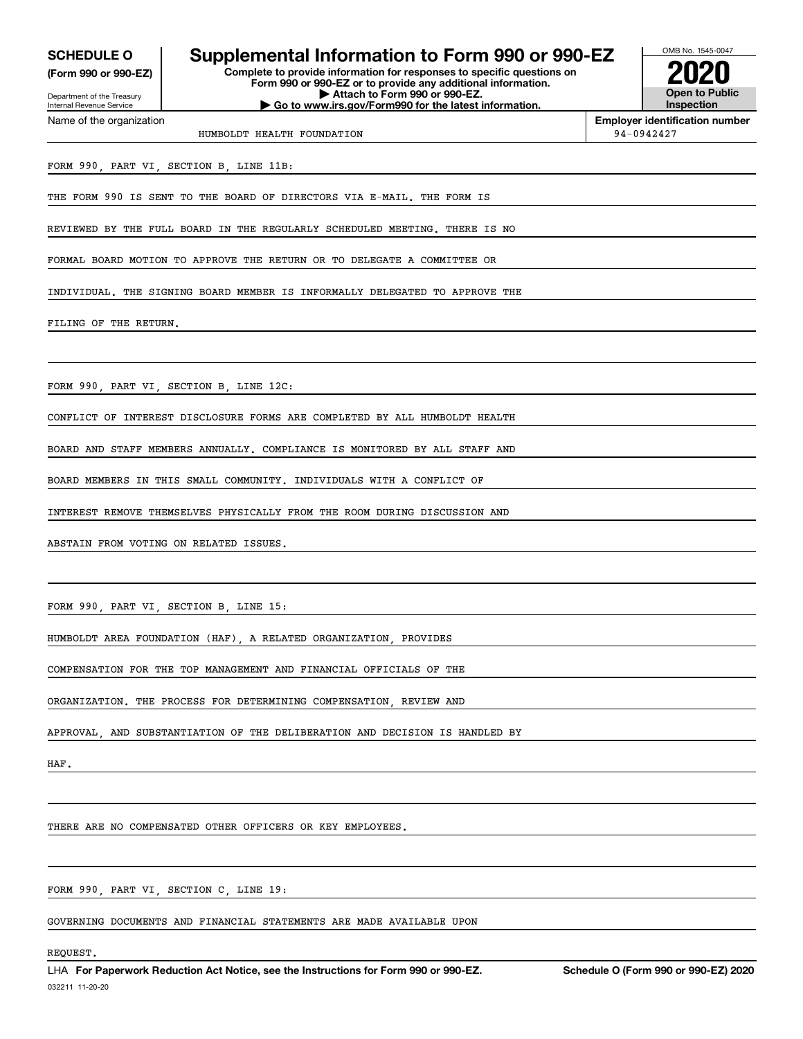**SCHEDULE O**
**(Form 990 or 990-EZ)**

Department of the Treasury
Internal Revenue Service

# Supplemental Information to Form 990 or 990-EZ

**Complete to provide information for responses to specific questions on Form 990 or 990-EZ or to provide any additional information.**
**▶ Attach to Form 990 or 990-EZ.**
**▶ Go to www.irs.gov/Form990 for the latest information.**

OMB No. 1545-0047
**2020**
**Open to Public Inspection**

| Name of the organization | Employer identification number |
|---|---|
| HUMBOLDT HEALTH FOUNDATION | 94-0942427 |

FORM 990, PART VI, SECTION B, LINE 11B:

THE FORM 990 IS SENT TO THE BOARD OF DIRECTORS VIA E-MAIL. THE FORM IS REVIEWED BY THE FULL BOARD IN THE REGULARLY SCHEDULED MEETING. THERE IS NO FORMAL BOARD MOTION TO APPROVE THE RETURN OR TO DELEGATE A COMMITTEE OR INDIVIDUAL. THE SIGNING BOARD MEMBER IS INFORMALLY DELEGATED TO APPROVE THE FILING OF THE RETURN.

FORM 990, PART VI, SECTION B, LINE 12C:

CONFLICT OF INTEREST DISCLOSURE FORMS ARE COMPLETED BY ALL HUMBOLDT HEALTH BOARD AND STAFF MEMBERS ANNUALLY. COMPLIANCE IS MONITORED BY ALL STAFF AND BOARD MEMBERS IN THIS SMALL COMMUNITY. INDIVIDUALS WITH A CONFLICT OF INTEREST REMOVE THEMSELVES PHYSICALLY FROM THE ROOM DURING DISCUSSION AND ABSTAIN FROM VOTING ON RELATED ISSUES.

FORM 990, PART VI, SECTION B, LINE 15:

HUMBOLDT AREA FOUNDATION (HAF), A RELATED ORGANIZATION, PROVIDES COMPENSATION FOR THE TOP MANAGEMENT AND FINANCIAL OFFICIALS OF THE ORGANIZATION. THE PROCESS FOR DETERMINING COMPENSATION, REVIEW AND APPROVAL, AND SUBSTANTIATION OF THE DELIBERATION AND DECISION IS HANDLED BY HAF.

THERE ARE NO COMPENSATED OTHER OFFICERS OR KEY EMPLOYEES.

FORM 990, PART VI, SECTION C, LINE 19:

GOVERNING DOCUMENTS AND FINANCIAL STATEMENTS ARE MADE AVAILABLE UPON REQUEST.

LHA **For Paperwork Reduction Act Notice, see the Instructions for Form 990 or 990-EZ.** **Schedule O (Form 990 or 990-EZ) 2020**
032211 11-20-20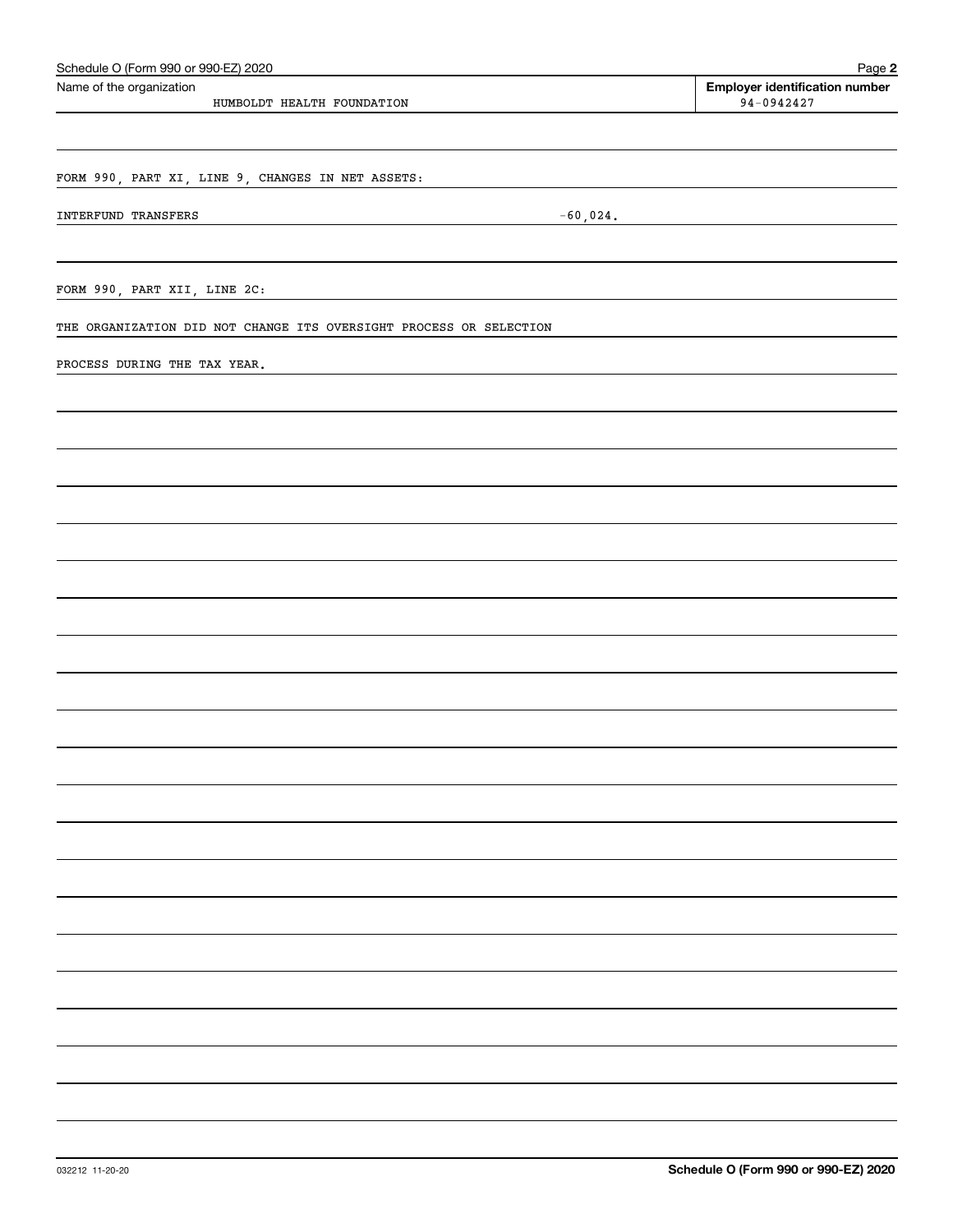Schedule O (Form 990 or 990-EZ) 2020

Name of the organization: HUMBOLDT HEALTH FOUNDATION

Employer identification number: 94-0942427

FORM 990, PART XI, LINE 9, CHANGES IN NET ASSETS:

| INTERFUND TRANSFERS | -60,024. |
|---|---|

FORM 990, PART XII, LINE 2C:

THE ORGANIZATION DID NOT CHANGE ITS OVERSIGHT PROCESS OR SELECTION PROCESS DURING THE TAX YEAR.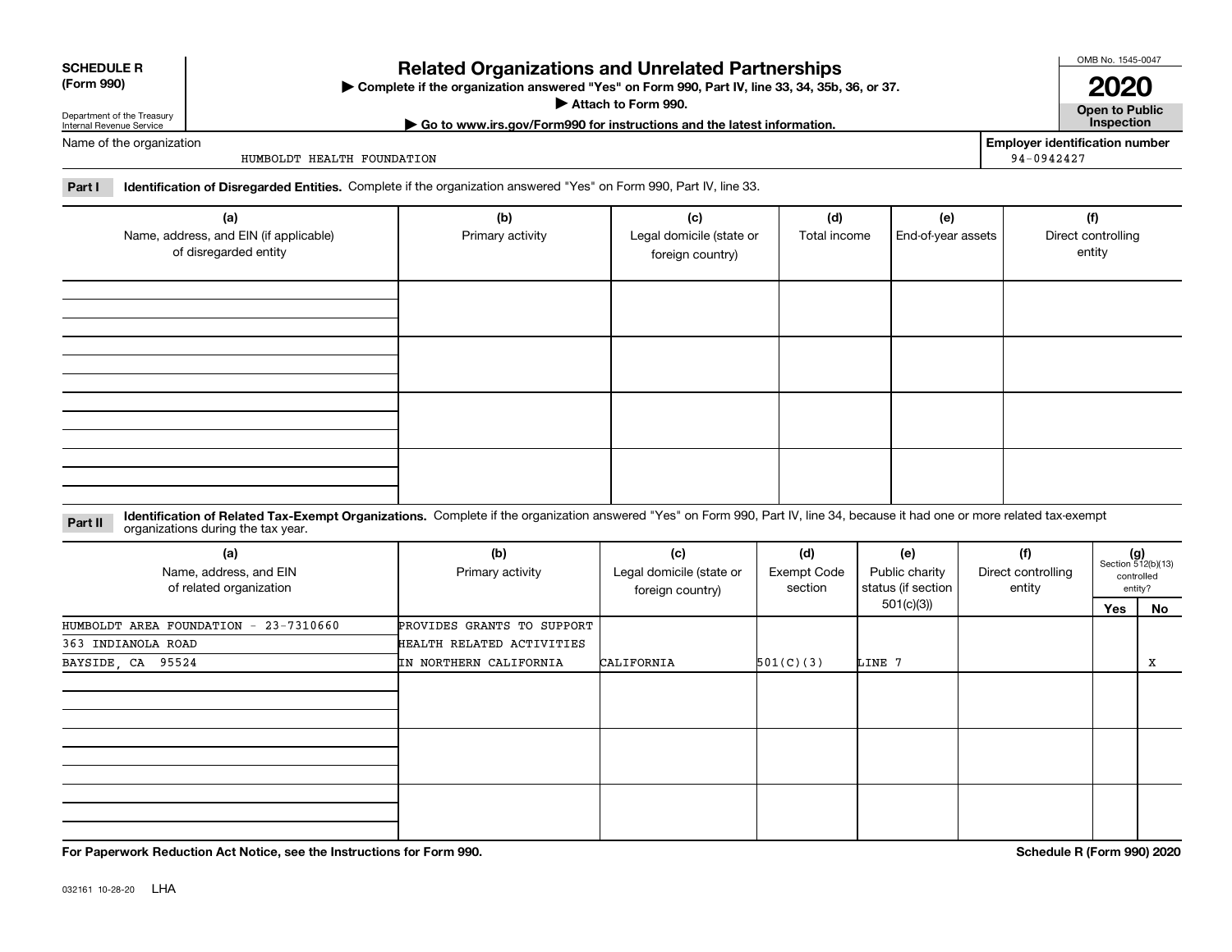**SCHEDULE R (Form 990)**

Department of the Treasury
Internal Revenue Service

# Related Organizations and Unrelated Partnerships

▶ Complete if the organization answered "Yes" on Form 990, Part IV, line 33, 34, 35b, 36, or 37.
▶ Attach to Form 990.
▶ Go to www.irs.gov/Form990 for instructions and the latest information.

OMB No. 1545-0047
**2020**
**Open to Public Inspection**

Name of the organization: HUMBOLDT HEALTH FOUNDATION

Employer identification number: 94-0942427

**Part I** **Identification of Disregarded Entities.** Complete if the organization answered "Yes" on Form 990, Part IV, line 33.

| (a) Name, address, and EIN (if applicable) of disregarded entity | (b) Primary activity | (c) Legal domicile (state or foreign country) | (d) Total income | (e) End-of-year assets | (f) Direct controlling entity |
|---|---|---|---|---|---|
| | | | | | |
| | | | | | |
| | | | | | |
| | | | | | |

**Part II** **Identification of Related Tax-Exempt Organizations.** Complete if the organization answered "Yes" on Form 990, Part IV, line 34, because it had one or more related tax-exempt organizations during the tax year.

| (a) Name, address, and EIN of related organization | (b) Primary activity | (c) Legal domicile (state or foreign country) | (d) Exempt Code section | (e) Public charity status (if section 501(c)(3)) | (f) Direct controlling entity | (g) Section 512(b)(13) controlled entity? Yes | No |
|---|---|---|---|---|---|---|---|
| HUMBOLDT AREA FOUNDATION - 23-7310660<br>363 INDIANOLA ROAD<br>BAYSIDE, CA 95524 | PROVIDES GRANTS TO SUPPORT HEALTH RELATED ACTIVITIES IN NORTHERN CALIFORNIA | CALIFORNIA | 501(C)(3) | LINE 7 | | | X |
| | | | | | | | |
| | | | | | | | |
| | | | | | | | |

**For Paperwork Reduction Act Notice, see the Instructions for Form 990.**

**Schedule R (Form 990) 2020**

032161 10-28-20 LHA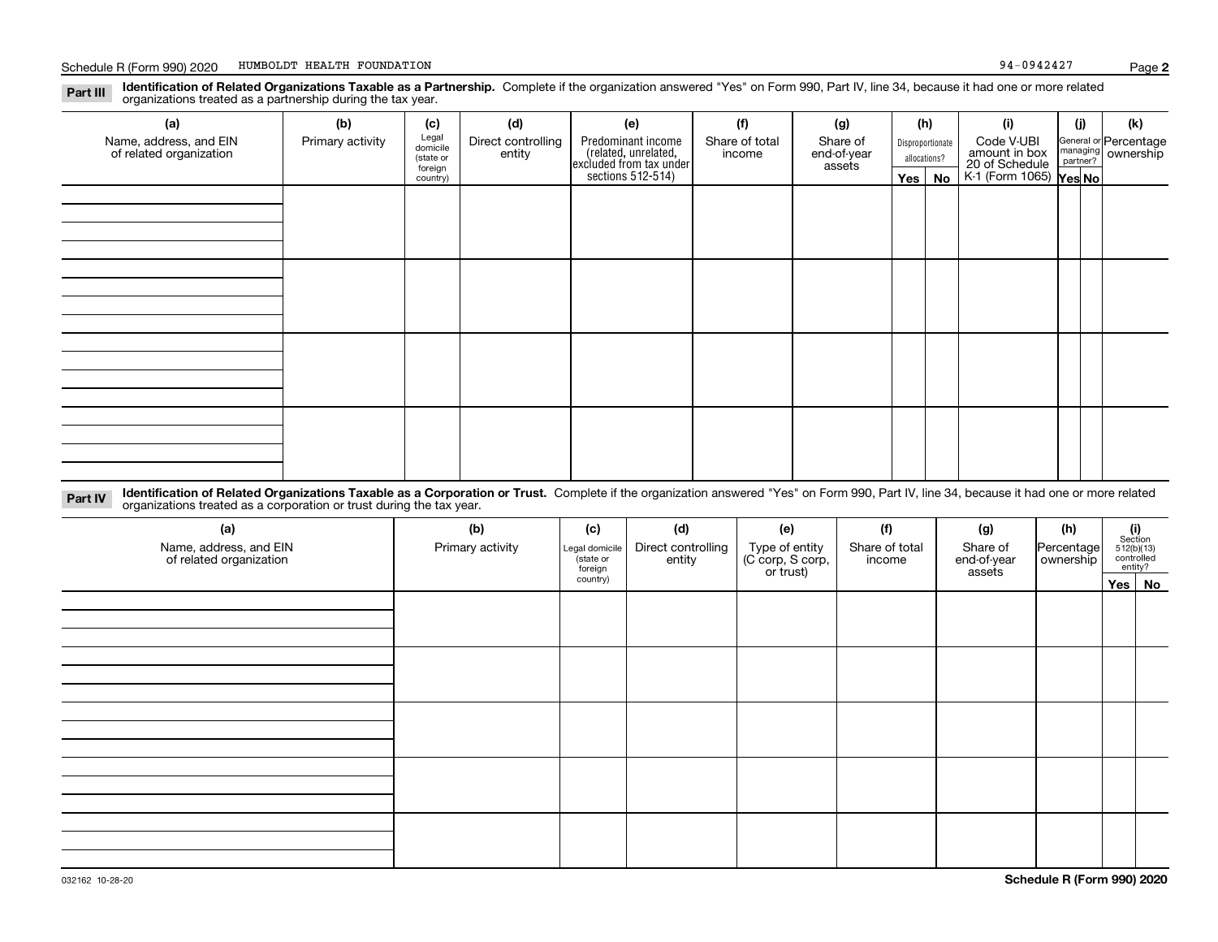Schedule R (Form 990) 2020 HUMBOLDT HEALTH FOUNDATION 94-0942427

**Part III** **Identification of Related Organizations Taxable as a Partnership.** Complete if the organization answered "Yes" on Form 990, Part IV, line 34, because it had one or more related organizations treated as a partnership during the tax year.

| (a) Name, address, and EIN of related organization | (b) Primary activity | (c) Legal domicile (state or foreign country) | (d) Direct controlling entity | (e) Predominant income (related, unrelated, excluded from tax under sections 512-514) | (f) Share of total income | (g) Share of end-of-year assets | (h) Disproportionate allocations? Yes | No | (i) Code V-UBI amount in box 20 of Schedule K-1 (Form 1065) | (j) General or managing partner? Yes | No | (k) Percentage ownership |
|---|---|---|---|---|---|---|---|---|---|---|---|---|
| | | | | | | | | | | | | |
| | | | | | | | | | | | | |
| | | | | | | | | | | | | |
| | | | | | | | | | | | | |

**Part IV** **Identification of Related Organizations Taxable as a Corporation or Trust.** Complete if the organization answered "Yes" on Form 990, Part IV, line 34, because it had one or more related organizations treated as a corporation or trust during the tax year.

| (a) Name, address, and EIN of related organization | (b) Primary activity | (c) Legal domicile (state or foreign country) | (d) Direct controlling entity | (e) Type of entity (C corp, S corp, or trust) | (f) Share of total income | (g) Share of end-of-year assets | (h) Percentage ownership | (i) Section 512(b)(13) controlled entity? Yes | No |
|---|---|---|---|---|---|---|---|---|---|
| | | | | | | | | | |
| | | | | | | | | | |
| | | | | | | | | | |
| | | | | | | | | | |
| | | | | | | | | | |

032162 10-28-20 **Schedule R (Form 990) 2020**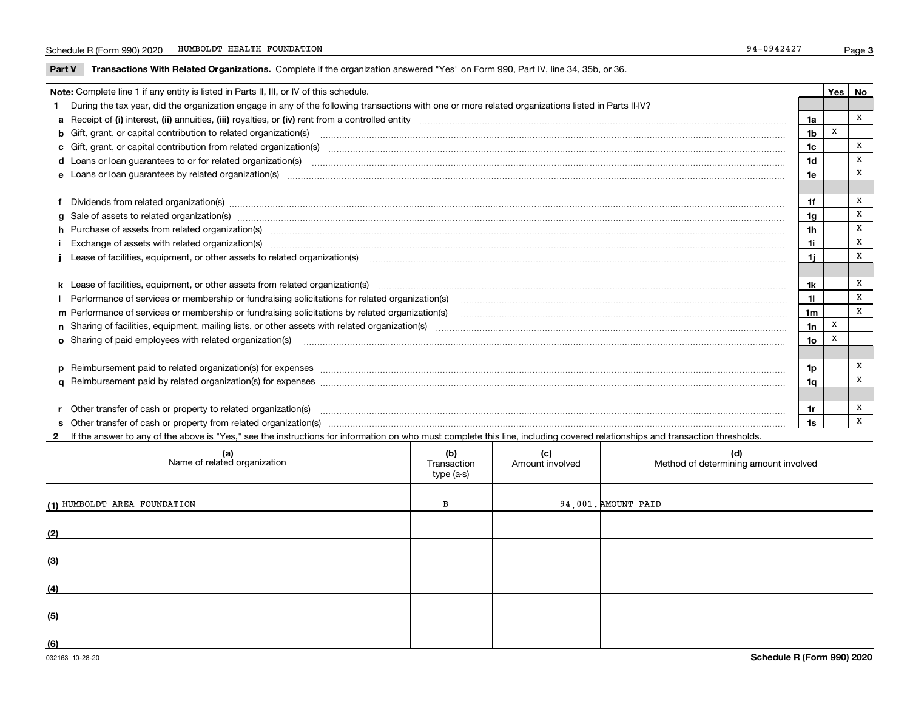Schedule R (Form 990) 2020 HUMBOLDT HEALTH FOUNDATION 94-0942427

## Part V Transactions With Related Organizations.

Complete if the organization answered "Yes" on Form 990, Part IV, line 34, 35b, or 36.

**Note:** Complete line 1 if any entity is listed in Parts II, III, or IV of this schedule.

| | | Line | Yes | No |
|---|---|---|---|---|
| **1** | During the tax year, did the organization engage in any of the following transactions with one or more related organizations listed in Parts II-IV? | | | |
| **a** | Receipt of **(i)** interest, **(ii)** annuities, **(iii)** royalties, or **(iv)** rent from a controlled entity | 1a | | X |
| **b** | Gift, grant, or capital contribution to related organization(s) | 1b | X | |
| **c** | Gift, grant, or capital contribution from related organization(s) | 1c | | X |
| **d** | Loans or loan guarantees to or for related organization(s) | 1d | | X |
| **e** | Loans or loan guarantees by related organization(s) | 1e | | X |
| **f** | Dividends from related organization(s) | 1f | | X |
| **g** | Sale of assets to related organization(s) | 1g | | X |
| **h** | Purchase of assets from related organization(s) | 1h | | X |
| **i** | Exchange of assets with related organization(s) | 1i | | X |
| **j** | Lease of facilities, equipment, or other assets to related organization(s) | 1j | | X |
| **k** | Lease of facilities, equipment, or other assets from related organization(s) | 1k | | X |
| **l** | Performance of services or membership or fundraising solicitations for related organization(s) | 1l | | X |
| **m** | Performance of services or membership or fundraising solicitations by related organization(s) | 1m | | X |
| **n** | Sharing of facilities, equipment, mailing lists, or other assets with related organization(s) | 1n | X | |
| **o** | Sharing of paid employees with related organization(s) | 1o | X | |
| **p** | Reimbursement paid to related organization(s) for expenses | 1p | | X |
| **q** | Reimbursement paid by related organization(s) for expenses | 1q | | X |
| **r** | Other transfer of cash or property to related organization(s) | 1r | | X |
| **s** | Other transfer of cash or property from related organization(s) | 1s | | X |

**2** If the answer to any of the above is "Yes," see the instructions for information on who must complete this line, including covered relationships and transaction thresholds.

| | (a) Name of related organization | (b) Transaction type (a-s) | (c) Amount involved | (d) Method of determining amount involved |
|---|---|---|---|---|
| (1) | HUMBOLDT AREA FOUNDATION | B | 94,001. | AMOUNT PAID |
| (2) | | | | |
| (3) | | | | |
| (4) | | | | |
| (5) | | | | |
| (6) | | | | |

032163 10-28-20 Schedule R (Form 990) 2020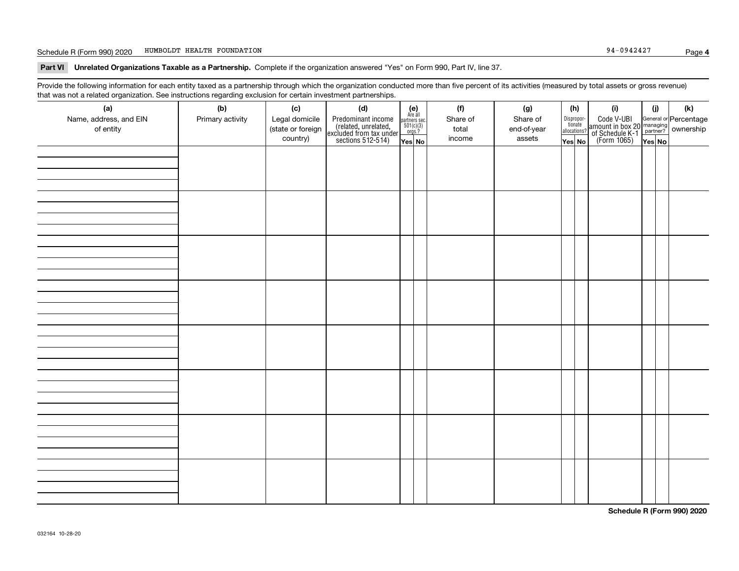Schedule R (Form 990) 2020 HUMBOLDT HEALTH FOUNDATION 94-0942427

**Part VI Unrelated Organizations Taxable as a Partnership.** Complete if the organization answered "Yes" on Form 990, Part IV, line 37.

Provide the following information for each entity taxed as a partnership through which the organization conducted more than five percent of its activities (measured by total assets or gross revenue) that was not a related organization. See instructions regarding exclusion for certain investment partnerships.

| (a) Name, address, and EIN of entity | (b) Primary activity | (c) Legal domicile (state or foreign country) | (d) Predominant income (related, unrelated, excluded from tax under sections 512-514) | (e) Are all partners sec. 501(c)(3) orgs.? | | (f) Share of total income | (g) Share of end-of-year assets | (h) Disproportionate allocations? | | (i) Code V-UBI amount in box 20 of Schedule K-1 (Form 1065) | (j) General or managing partner? | | (k) Percentage ownership |
|---|---|---|---|---|---|---|---|---|---|---|---|---|---|
| | | | | Yes | No | | | Yes | No | | Yes | No | |
| | | | | | | | | | | | | | |
| | | | | | | | | | | | | | |
| | | | | | | | | | | | | | |
| | | | | | | | | | | | | | |
| | | | | | | | | | | | | | |
| | | | | | | | | | | | | | |
| | | | | | | | | | | | | | |
| | | | | | | | | | | | | | |

**Schedule R (Form 990) 2020**

032164 10-28-20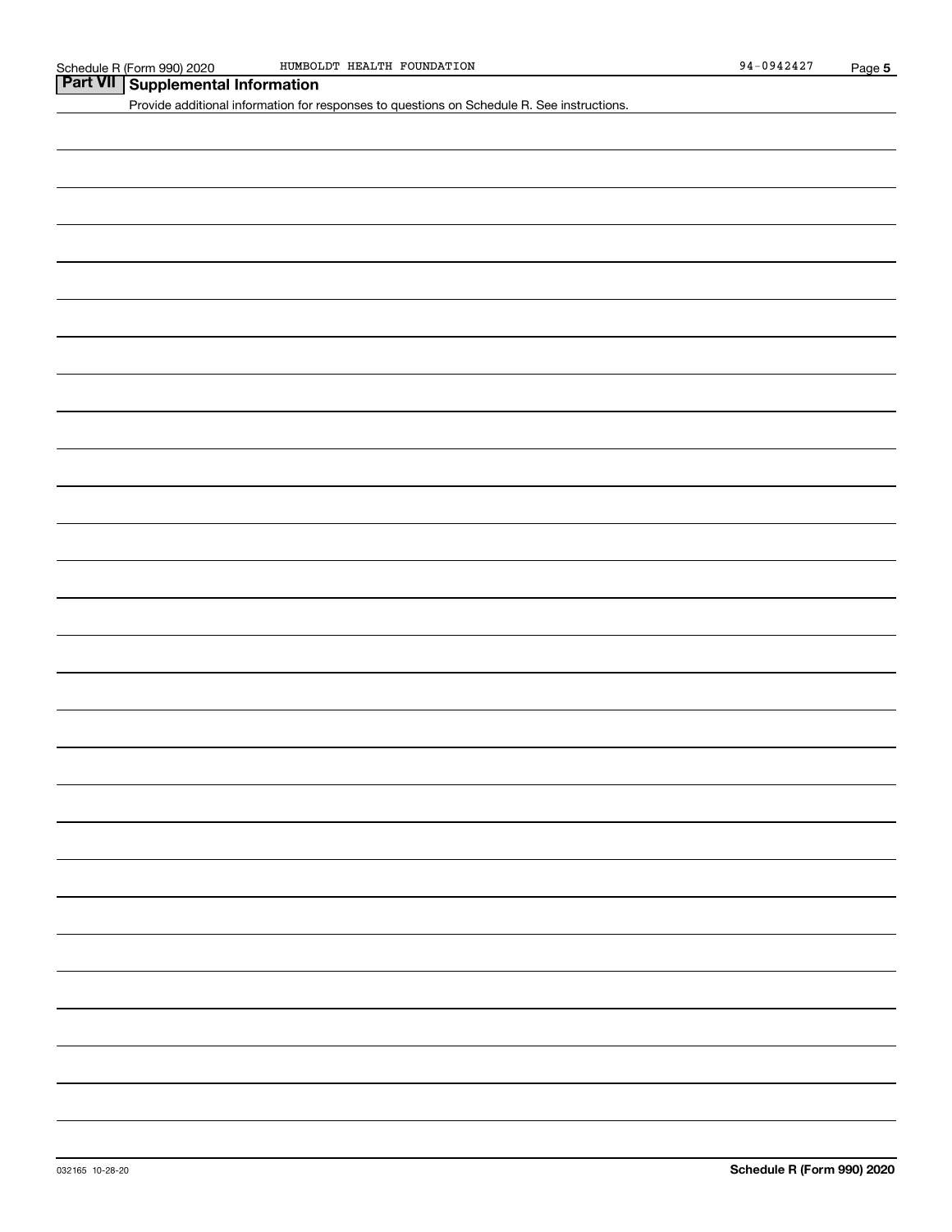## Part VII Supplemental Information

Provide additional information for responses to questions on Schedule R. See instructions.